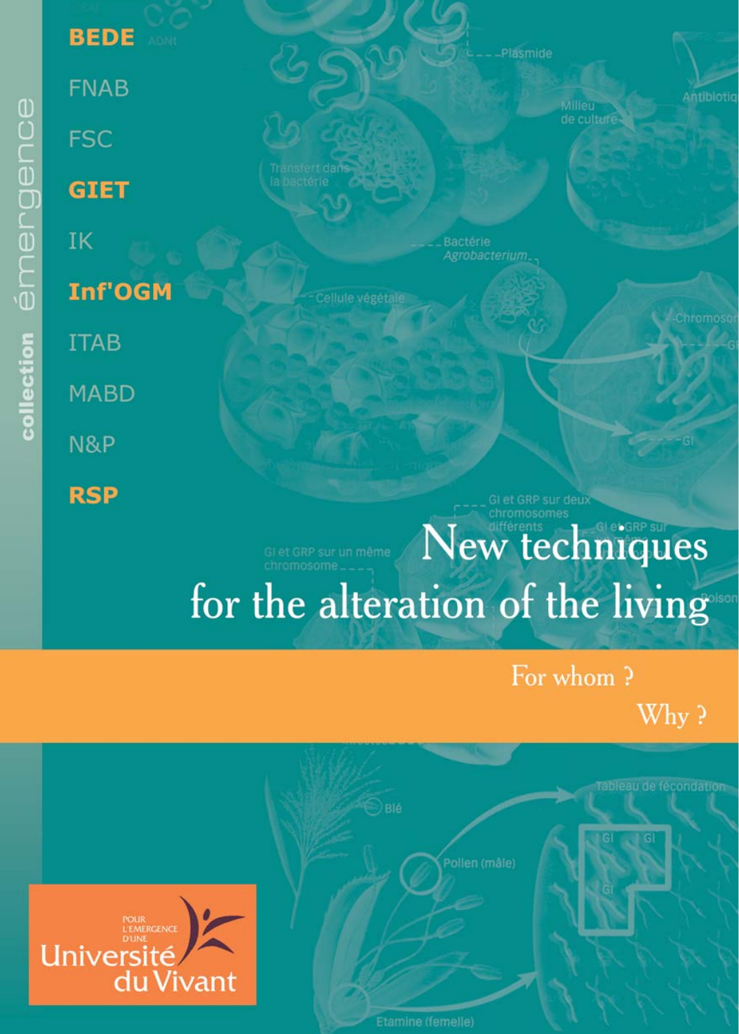collection émergence

**BEDE**

FNAB

FSC

**GIET**

IK

**Inf'OGM**

ITAB

MABD

N&P

**RSP**

# New techniques for the alteration of the living

## For whom ? Why ?

POUR L'EMERGENCE D'UNE Université du Vivant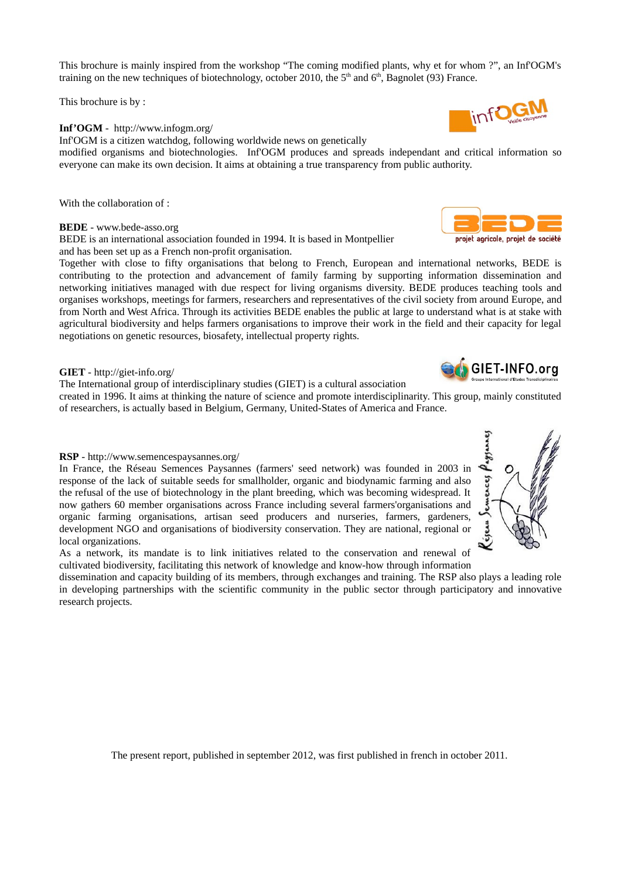This brochure is mainly inspired from the workshop "The coming modified plants, why et for whom ?", an Inf'OGM's training on the new techniques of biotechnology, october 2010, the 5[th] and 6[th], Bagnolet (93) France.

This brochure is by :

**Inf'OGM** - http://www.infogm.org/
Inf'OGM is a citizen watchdog, following worldwide news on genetically modified organisms and biotechnologies. Inf'OGM produces and spreads independant and critical information so everyone can make its own decision. It aims at obtaining a true transparency from public authority.

With the collaboration of :

**BEDE** - www.bede-asso.org
BEDE is an international association founded in 1994. It is based in Montpellier and has been set up as a French non-profit organisation.
Together with close to fifty organisations that belong to French, European and international networks, BEDE is contributing to the protection and advancement of family farming by supporting information dissemination and networking initiatives managed with due respect for living organisms diversity. BEDE produces teaching tools and organises workshops, meetings for farmers, researchers and representatives of the civil society from around Europe, and from North and West Africa. Through its activities BEDE enables the public at large to understand what is at stake with agricultural biodiversity and helps farmers organisations to improve their work in the field and their capacity for legal negotiations on genetic resources, biosafety, intellectual property rights.

**GIET** - http://giet-info.org/
The International group of interdisciplinary studies (GIET) is a cultural association created in 1996. It aims at thinking the nature of science and promote interdisciplinarity. This group, mainly constituted of researchers, is actually based in Belgium, Germany, United-States of America and France.

**RSP** - http://www.semencespaysannes.org/
In France, the Réseau Semences Paysannes (farmers' seed network) was founded in 2003 in response of the lack of suitable seeds for smallholder, organic and biodynamic farming and also the refusal of the use of biotechnology in the plant breeding, which was becoming widespread. It now gathers 60 member organisations across France including several farmers'organisations and organic farming organisations, artisan seed producers and nurseries, farmers, gardeners, development NGO and organisations of biodiversity conservation. They are national, regional or local organizations.
As a network, its mandate is to link initiatives related to the conservation and renewal of cultivated biodiversity, facilitating this network of knowledge and know-how through information dissemination and capacity building of its members, through exchanges and training. The RSP also plays a leading role in developing partnerships with the scientific community in the public sector through participatory and innovative research projects.

The present report, published in september 2012, was first published in french in october 2011.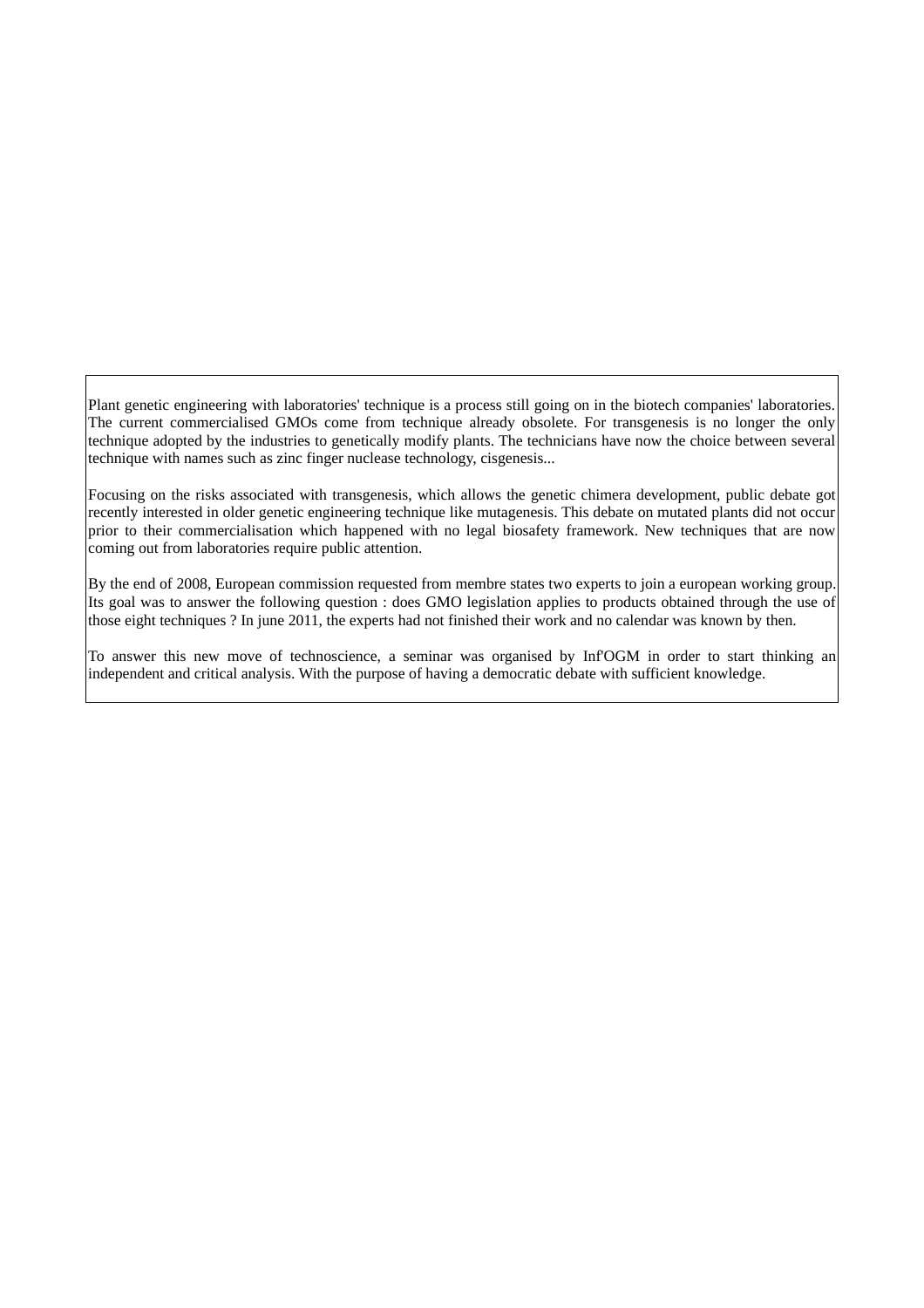Plant genetic engineering with laboratories' technique is a process still going on in the biotech companies' laboratories. The current commercialised GMOs come from technique already obsolete. For transgenesis is no longer the only technique adopted by the industries to genetically modify plants. The technicians have now the choice between several technique with names such as zinc finger nuclease technology, cisgenesis...

Focusing on the risks associated with transgenesis, which allows the genetic chimera development, public debate got recently interested in older genetic engineering technique like mutagenesis. This debate on mutated plants did not occur prior to their commercialisation which happened with no legal biosafety framework. New techniques that are now coming out from laboratories require public attention.

By the end of 2008, European commission requested from membre states two experts to join a european working group. Its goal was to answer the following question : does GMO legislation applies to products obtained through the use of those eight techniques ? In june 2011, the experts had not finished their work and no calendar was known by then.

To answer this new move of technoscience, a seminar was organised by Inf'OGM in order to start thinking an independent and critical analysis. With the purpose of having a democratic debate with sufficient knowledge.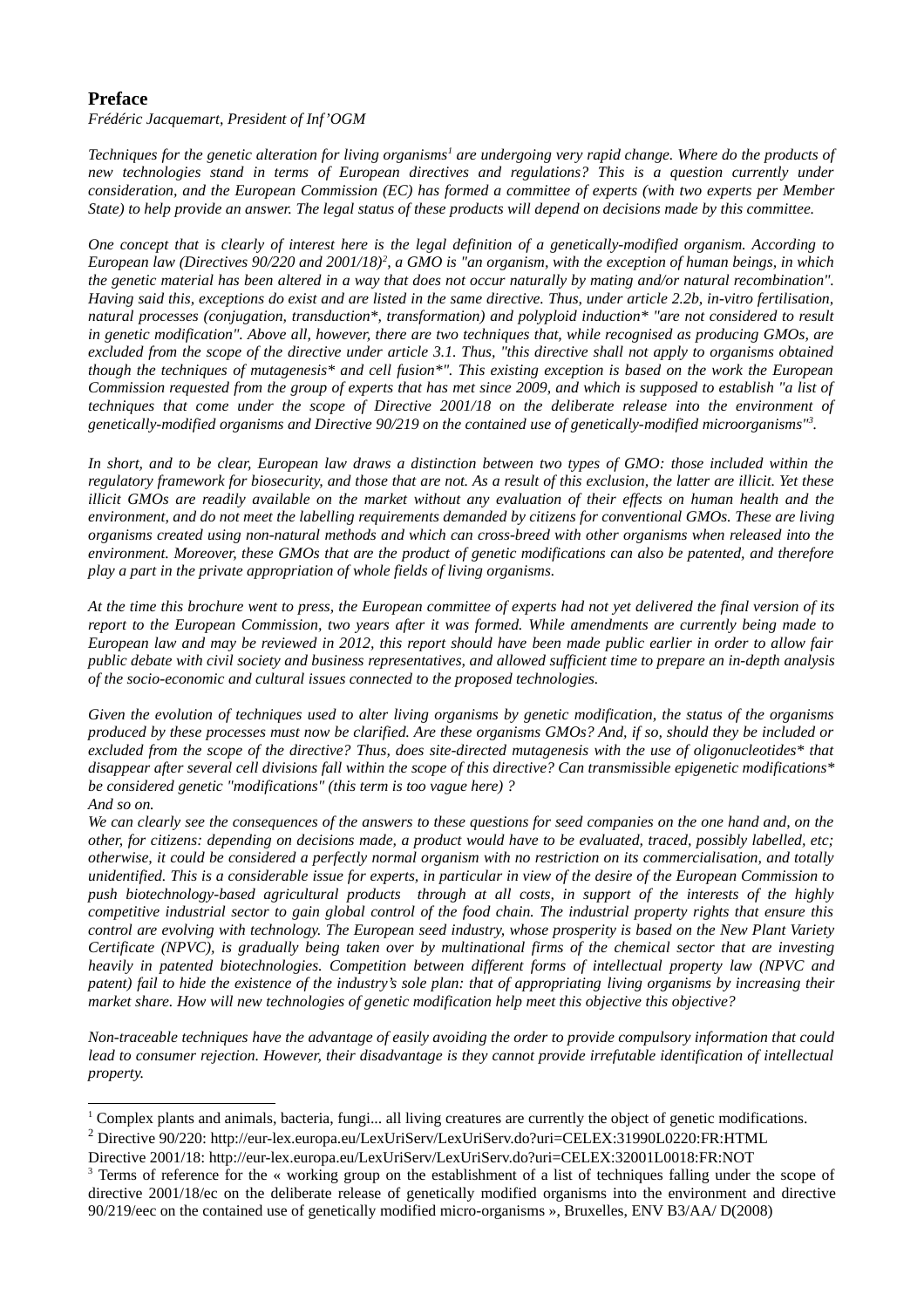## Preface

*Frédéric Jacquemart, President of Inf'OGM*

*Techniques for the genetic alteration for living organisms[1] are undergoing very rapid change. Where do the products of new technologies stand in terms of European directives and regulations? This is a question currently under consideration, and the European Commission (EC) has formed a committee of experts (with two experts per Member State) to help provide an answer. The legal status of these products will depend on decisions made by this committee.*

*One concept that is clearly of interest here is the legal definition of a genetically-modified organism. According to European law (Directives 90/220 and 2001/18)[2], a GMO is "an organism, with the exception of human beings, in which the genetic material has been altered in a way that does not occur naturally by mating and/or natural recombination". Having said this, exceptions do exist and are listed in the same directive. Thus, under article 2.2b, in-vitro fertilisation, natural processes (conjugation, transduction*, transformation) and polyploid induction* "are not considered to result in genetic modification". Above all, however, there are two techniques that, while recognised as producing GMOs, are excluded from the scope of the directive under article 3.1. Thus, "this directive shall not apply to organisms obtained though the techniques of mutagenesis* and cell fusion*". This existing exception is based on the work the European Commission requested from the group of experts that has met since 2009, and which is supposed to establish "a list of techniques that come under the scope of Directive 2001/18 on the deliberate release into the environment of genetically-modified organisms and Directive 90/219 on the contained use of genetically-modified microorganisms"[3].*

*In short, and to be clear, European law draws a distinction between two types of GMO: those included within the regulatory framework for biosecurity, and those that are not. As a result of this exclusion, the latter are illicit. Yet these illicit GMOs are readily available on the market without any evaluation of their effects on human health and the environment, and do not meet the labelling requirements demanded by citizens for conventional GMOs. These are living organisms created using non-natural methods and which can cross-breed with other organisms when released into the environment. Moreover, these GMOs that are the product of genetic modifications can also be patented, and therefore play a part in the private appropriation of whole fields of living organisms.*

*At the time this brochure went to press, the European committee of experts had not yet delivered the final version of its report to the European Commission, two years after it was formed. While amendments are currently being made to European law and may be reviewed in 2012, this report should have been made public earlier in order to allow fair public debate with civil society and business representatives, and allowed sufficient time to prepare an in-depth analysis of the socio-economic and cultural issues connected to the proposed technologies.*

*Given the evolution of techniques used to alter living organisms by genetic modification, the status of the organisms produced by these processes must now be clarified. Are these organisms GMOs? And, if so, should they be included or excluded from the scope of the directive? Thus, does site-directed mutagenesis with the use of oligonucleotides* that disappear after several cell divisions fall within the scope of this directive? Can transmissible epigenetic modifications* be considered genetic "modifications" (this term is too vague here) ?*
*And so on.*
*We can clearly see the consequences of the answers to these questions for seed companies on the one hand and, on the other, for citizens: depending on decisions made, a product would have to be evaluated, traced, possibly labelled, etc; otherwise, it could be considered a perfectly normal organism with no restriction on its commercialisation, and totally unidentified. This is a considerable issue for experts, in particular in view of the desire of the European Commission to push biotechnology-based agricultural products through at all costs, in support of the interests of the highly competitive industrial sector to gain global control of the food chain. The industrial property rights that ensure this control are evolving with technology. The European seed industry, whose prosperity is based on the New Plant Variety Certificate (NPVC), is gradually being taken over by multinational firms of the chemical sector that are investing heavily in patented biotechnologies. Competition between different forms of intellectual property law (NPVC and patent) fail to hide the existence of the industry's sole plan: that of appropriating living organisms by increasing their market share. How will new technologies of genetic modification help meet this objective this objective?*

*Non-traceable techniques have the advantage of easily avoiding the order to provide compulsory information that could lead to consumer rejection. However, their disadvantage is they cannot provide irrefutable identification of intellectual property.*

---

[1] Complex plants and animals, bacteria, fungi... all living creatures are currently the object of genetic modifications.

[2] Directive 90/220: http://eur-lex.europa.eu/LexUriServ/LexUriServ.do?uri=CELEX:31990L0220:FR:HTML
Directive 2001/18: http://eur-lex.europa.eu/LexUriServ/LexUriServ.do?uri=CELEX:32001L0018:FR:NOT

[3] Terms of reference for the « working group on the establishment of a list of techniques falling under the scope of directive 2001/18/ec on the deliberate release of genetically modified organisms into the environment and directive 90/219/eec on the contained use of genetically modified micro-organisms », Bruxelles, ENV B3/AA/ D(2008)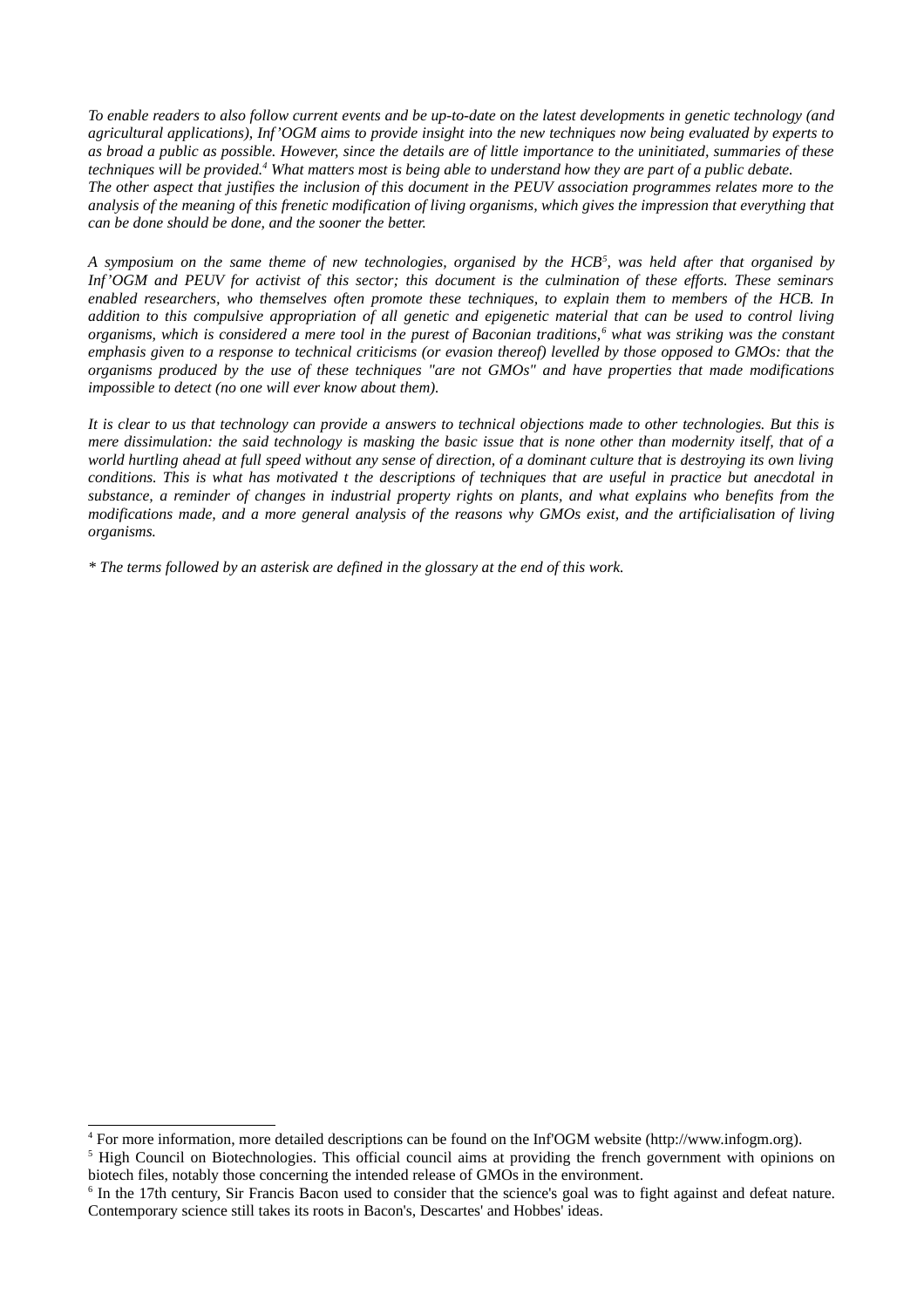*To enable readers to also follow current events and be up-to-date on the latest developments in genetic technology (and agricultural applications), Inf'OGM aims to provide insight into the new techniques now being evaluated by experts to as broad a public as possible. However, since the details are of little importance to the uninitiated, summaries of these techniques will be provided.[4] What matters most is being able to understand how they are part of a public debate.*
*The other aspect that justifies the inclusion of this document in the PEUV association programmes relates more to the analysis of the meaning of this frenetic modification of living organisms, which gives the impression that everything that can be done should be done, and the sooner the better.*

*A symposium on the same theme of new technologies, organised by the HCB[5], was held after that organised by Inf'OGM and PEUV for activist of this sector; this document is the culmination of these efforts. These seminars enabled researchers, who themselves often promote these techniques, to explain them to members of the HCB. In addition to this compulsive appropriation of all genetic and epigenetic material that can be used to control living organisms, which is considered a mere tool in the purest of Baconian traditions,[6] what was striking was the constant emphasis given to a response to technical criticisms (or evasion thereof) levelled by those opposed to GMOs: that the organisms produced by the use of these techniques "are not GMOs" and have properties that made modifications impossible to detect (no one will ever know about them).*

*It is clear to us that technology can provide a answers to technical objections made to other technologies. But this is mere dissimulation: the said technology is masking the basic issue that is none other than modernity itself, that of a world hurtling ahead at full speed without any sense of direction, of a dominant culture that is destroying its own living conditions. This is what has motivated t the descriptions of techniques that are useful in practice but anecdotal in substance, a reminder of changes in industrial property rights on plants, and what explains who benefits from the modifications made, and a more general analysis of the reasons why GMOs exist, and the artificialisation of living organisms.*

*\* The terms followed by an asterisk are defined in the glossary at the end of this work.*

---

[4] For more information, more detailed descriptions can be found on the Inf'OGM website (http://www.infogm.org).

[5] High Council on Biotechnologies. This official council aims at providing the french government with opinions on biotech files, notably those concerning the intended release of GMOs in the environment.

[6] In the 17th century, Sir Francis Bacon used to consider that the science's goal was to fight against and defeat nature. Contemporary science still takes its roots in Bacon's, Descartes' and Hobbes' ideas.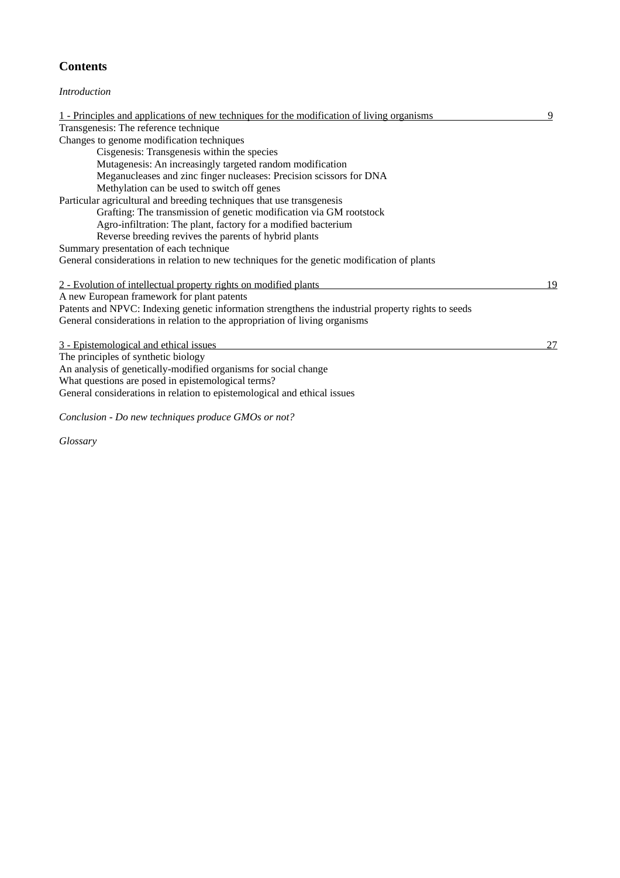## Contents

*Introduction*

1 - Principles and applications of new techniques for the modification of living organisms 9

Transgenesis: The reference technique

Changes to genome modification techniques

- Cisgenesis: Transgenesis within the species
- Mutagenesis: An increasingly targeted random modification
- Meganucleases and zinc finger nucleases: Precision scissors for DNA
- Methylation can be used to switch off genes

Particular agricultural and breeding techniques that use transgenesis

- Grafting: The transmission of genetic modification via GM rootstock
- Agro-infiltration: The plant, factory for a modified bacterium
- Reverse breeding revives the parents of hybrid plants

Summary presentation of each technique

General considerations in relation to new techniques for the genetic modification of plants

2 - Evolution of intellectual property rights on modified plants 19

A new European framework for plant patents

Patents and NPVC: Indexing genetic information strengthens the industrial property rights to seeds

General considerations in relation to the appropriation of living organisms

3 - Epistemological and ethical issues 27

The principles of synthetic biology

An analysis of genetically-modified organisms for social change

What questions are posed in epistemological terms?

General considerations in relation to epistemological and ethical issues

*Conclusion - Do new techniques produce GMOs or not?*

*Glossary*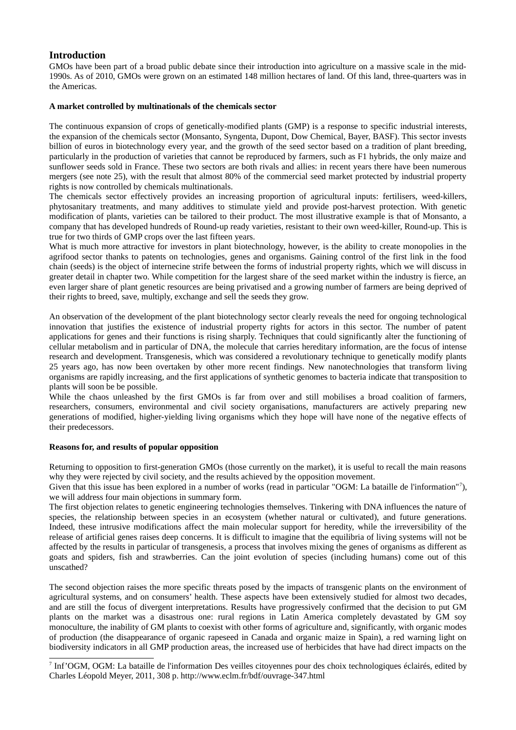## Introduction

GMOs have been part of a broad public debate since their introduction into agriculture on a massive scale in the mid-1990s. As of 2010, GMOs were grown on an estimated 148 million hectares of land. Of this land, three-quarters was in the Americas.

**A market controlled by multinationals of the chemicals sector**

The continuous expansion of crops of genetically-modified plants (GMP) is a response to specific industrial interests, the expansion of the chemicals sector (Monsanto, Syngenta, Dupont, Dow Chemical, Bayer, BASF). This sector invests billion of euros in biotechnology every year, and the growth of the seed sector based on a tradition of plant breeding, particularly in the production of varieties that cannot be reproduced by farmers, such as F1 hybrids, the only maize and sunflower seeds sold in France. These two sectors are both rivals and allies: in recent years there have been numerous mergers (see note 25), with the result that almost 80% of the commercial seed market protected by industrial property rights is now controlled by chemicals multinationals.

The chemicals sector effectively provides an increasing proportion of agricultural inputs: fertilisers, weed-killers, phytosanitary treatments, and many additives to stimulate yield and provide post-harvest protection. With genetic modification of plants, varieties can be tailored to their product. The most illustrative example is that of Monsanto, a company that has developed hundreds of Round-up ready varieties, resistant to their own weed-killer, Round-up. This is true for two thirds of GMP crops over the last fifteen years.

What is much more attractive for investors in plant biotechnology, however, is the ability to create monopolies in the agrifood sector thanks to patents on technologies, genes and organisms. Gaining control of the first link in the food chain (seeds) is the object of internecine strife between the forms of industrial property rights, which we will discuss in greater detail in chapter two. While competition for the largest share of the seed market within the industry is fierce, an even larger share of plant genetic resources are being privatised and a growing number of farmers are being deprived of their rights to breed, save, multiply, exchange and sell the seeds they grow.

An observation of the development of the plant biotechnology sector clearly reveals the need for ongoing technological innovation that justifies the existence of industrial property rights for actors in this sector. The number of patent applications for genes and their functions is rising sharply. Techniques that could significantly alter the functioning of cellular metabolism and in particular of DNA, the molecule that carries hereditary information, are the focus of intense research and development. Transgenesis, which was considered a revolutionary technique to genetically modify plants 25 years ago, has now been overtaken by other more recent findings. New nanotechnologies that transform living organisms are rapidly increasing, and the first applications of synthetic genomes to bacteria indicate that transposition to plants will soon be be possible.

While the chaos unleashed by the first GMOs is far from over and still mobilises a broad coalition of farmers, researchers, consumers, environmental and civil society organisations, manufacturers are actively preparing new generations of modified, higher-yielding living organisms which they hope will have none of the negative effects of their predecessors.

**Reasons for, and results of popular opposition**

Returning to opposition to first-generation GMOs (those currently on the market), it is useful to recall the main reasons why they were rejected by civil society, and the results achieved by the opposition movement.

Given that this issue has been explored in a number of works (read in particular "OGM: La bataille de l'information"[7]), we will address four main objections in summary form.

The first objection relates to genetic engineering technologies themselves. Tinkering with DNA influences the nature of species, the relationship between species in an ecosystem (whether natural or cultivated), and future generations. Indeed, these intrusive modifications affect the main molecular support for heredity, while the irreversibility of the release of artificial genes raises deep concerns. It is difficult to imagine that the equilibria of living systems will not be affected by the results in particular of transgenesis, a process that involves mixing the genes of organisms as different as goats and spiders, fish and strawberries. Can the joint evolution of species (including humans) come out of this unscathed?

The second objection raises the more specific threats posed by the impacts of transgenic plants on the environment of agricultural systems, and on consumers' health. These aspects have been extensively studied for almost two decades, and are still the focus of divergent interpretations. Results have progressively confirmed that the decision to put GM plants on the market was a disastrous one: rural regions in Latin America completely devastated by GM soy monoculture, the inability of GM plants to coexist with other forms of agriculture and, significantly, with organic modes of production (the disappearance of organic rapeseed in Canada and organic maize in Spain), a red warning light on biodiversity indicators in all GMP production areas, the increased use of herbicides that have had direct impacts on the

[7] Inf'OGM, OGM: La bataille de l'information Des veilles citoyennes pour des choix technologiques éclairés, edited by Charles Léopold Meyer, 2011, 308 p. http://www.eclm.fr/bdf/ouvrage-347.html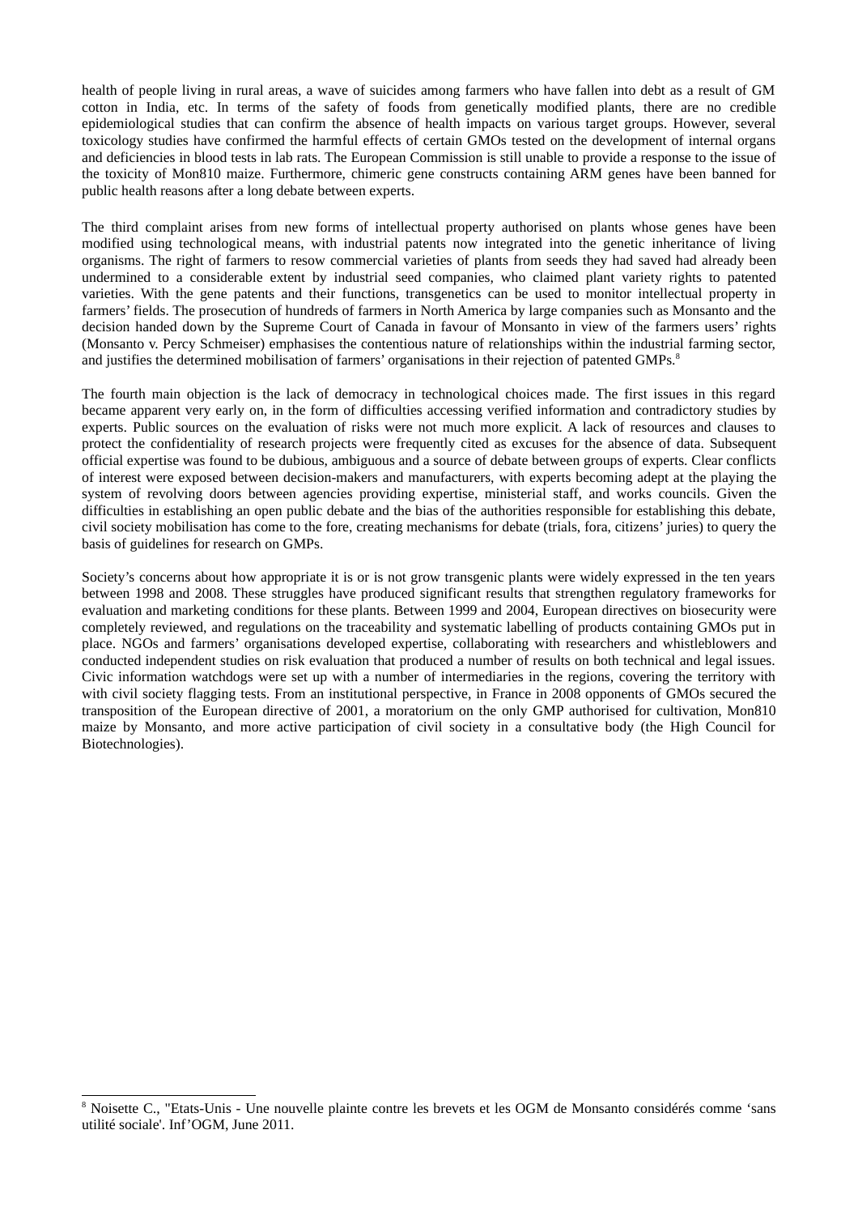health of people living in rural areas, a wave of suicides among farmers who have fallen into debt as a result of GM cotton in India, etc. In terms of the safety of foods from genetically modified plants, there are no credible epidemiological studies that can confirm the absence of health impacts on various target groups. However, several toxicology studies have confirmed the harmful effects of certain GMOs tested on the development of internal organs and deficiencies in blood tests in lab rats. The European Commission is still unable to provide a response to the issue of the toxicity of Mon810 maize. Furthermore, chimeric gene constructs containing ARM genes have been banned for public health reasons after a long debate between experts.

The third complaint arises from new forms of intellectual property authorised on plants whose genes have been modified using technological means, with industrial patents now integrated into the genetic inheritance of living organisms. The right of farmers to resow commercial varieties of plants from seeds they had saved had already been undermined to a considerable extent by industrial seed companies, who claimed plant variety rights to patented varieties. With the gene patents and their functions, transgenetics can be used to monitor intellectual property in farmers' fields. The prosecution of hundreds of farmers in North America by large companies such as Monsanto and the decision handed down by the Supreme Court of Canada in favour of Monsanto in view of the farmers users' rights (Monsanto v. Percy Schmeiser) emphasises the contentious nature of relationships within the industrial farming sector, and justifies the determined mobilisation of farmers' organisations in their rejection of patented GMPs.[8]

The fourth main objection is the lack of democracy in technological choices made. The first issues in this regard became apparent very early on, in the form of difficulties accessing verified information and contradictory studies by experts. Public sources on the evaluation of risks were not much more explicit. A lack of resources and clauses to protect the confidentiality of research projects were frequently cited as excuses for the absence of data. Subsequent official expertise was found to be dubious, ambiguous and a source of debate between groups of experts. Clear conflicts of interest were exposed between decision-makers and manufacturers, with experts becoming adept at the playing the system of revolving doors between agencies providing expertise, ministerial staff, and works councils. Given the difficulties in establishing an open public debate and the bias of the authorities responsible for establishing this debate, civil society mobilisation has come to the fore, creating mechanisms for debate (trials, fora, citizens' juries) to query the basis of guidelines for research on GMPs.

Society's concerns about how appropriate it is or is not grow transgenic plants were widely expressed in the ten years between 1998 and 2008. These struggles have produced significant results that strengthen regulatory frameworks for evaluation and marketing conditions for these plants. Between 1999 and 2004, European directives on biosecurity were completely reviewed, and regulations on the traceability and systematic labelling of products containing GMOs put in place. NGOs and farmers' organisations developed expertise, collaborating with researchers and whistleblowers and conducted independent studies on risk evaluation that produced a number of results on both technical and legal issues. Civic information watchdogs were set up with a number of intermediaries in the regions, covering the territory with with civil society flagging tests. From an institutional perspective, in France in 2008 opponents of GMOs secured the transposition of the European directive of 2001, a moratorium on the only GMP authorised for cultivation, Mon810 maize by Monsanto, and more active participation of civil society in a consultative body (the High Council for Biotechnologies).

---

[8] Noisette C., "Etats-Unis - Une nouvelle plainte contre les brevets et les OGM de Monsanto considérés comme 'sans utilité sociale'. Inf'OGM, June 2011.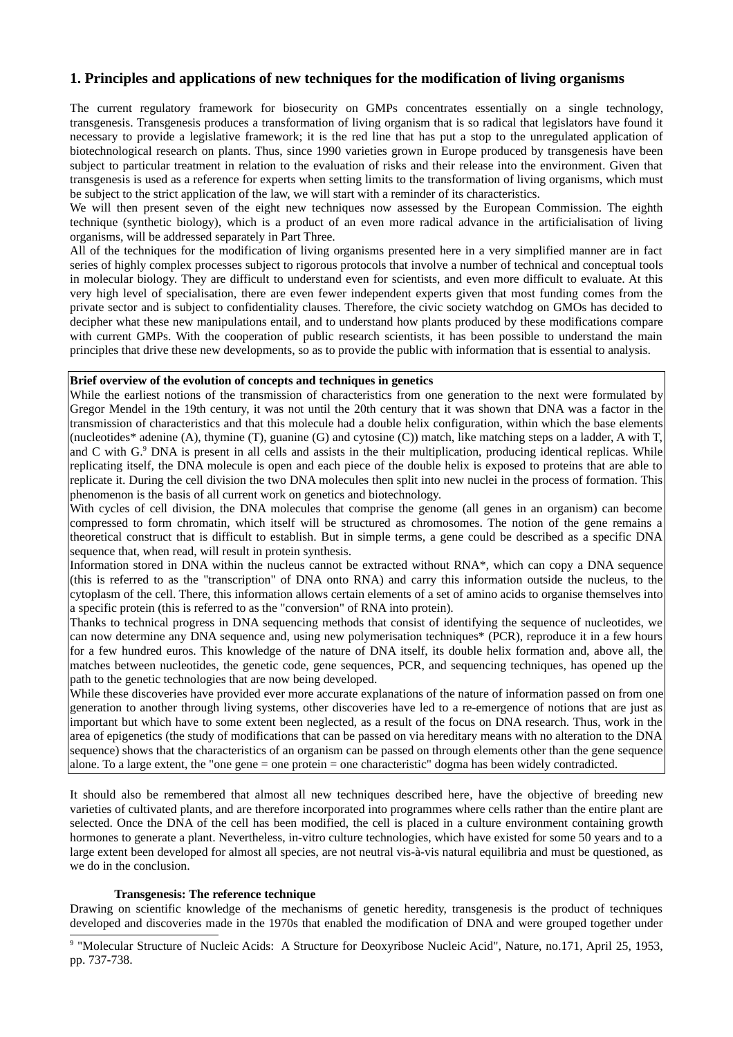## 1. Principles and applications of new techniques for the modification of living organisms

The current regulatory framework for biosecurity on GMPs concentrates essentially on a single technology, transgenesis. Transgenesis produces a transformation of living organism that is so radical that legislators have found it necessary to provide a legislative framework; it is the red line that has put a stop to the unregulated application of biotechnological research on plants. Thus, since 1990 varieties grown in Europe produced by transgenesis have been subject to particular treatment in relation to the evaluation of risks and their release into the environment. Given that transgenesis is used as a reference for experts when setting limits to the transformation of living organisms, which must be subject to the strict application of the law, we will start with a reminder of its characteristics.

We will then present seven of the eight new techniques now assessed by the European Commission. The eighth technique (synthetic biology), which is a product of an even more radical advance in the artificialisation of living organisms, will be addressed separately in Part Three.

All of the techniques for the modification of living organisms presented here in a very simplified manner are in fact series of highly complex processes subject to rigorous protocols that involve a number of technical and conceptual tools in molecular biology. They are difficult to understand even for scientists, and even more difficult to evaluate. At this very high level of specialisation, there are even fewer independent experts given that most funding comes from the private sector and is subject to confidentiality clauses. Therefore, the civic society watchdog on GMOs has decided to decipher what these new manipulations entail, and to understand how plants produced by these modifications compare with current GMPs. With the cooperation of public research scientists, it has been possible to understand the main principles that drive these new developments, so as to provide the public with information that is essential to analysis.

**Brief overview of the evolution of concepts and techniques in genetics**

While the earliest notions of the transmission of characteristics from one generation to the next were formulated by Gregor Mendel in the 19th century, it was not until the 20th century that it was shown that DNA was a factor in the transmission of characteristics and that this molecule had a double helix configuration, within which the base elements (nucleotides* adenine (A), thymine (T), guanine (G) and cytosine (C)) match, like matching steps on a ladder, A with T, and C with G.[9] DNA is present in all cells and assists in the their multiplication, producing identical replicas. While replicating itself, the DNA molecule is open and each piece of the double helix is exposed to proteins that are able to replicate it. During the cell division the two DNA molecules then split into new nuclei in the process of formation. This phenomenon is the basis of all current work on genetics and biotechnology.

With cycles of cell division, the DNA molecules that comprise the genome (all genes in an organism) can become compressed to form chromatin, which itself will be structured as chromosomes. The notion of the gene remains a theoretical construct that is difficult to establish. But in simple terms, a gene could be described as a specific DNA sequence that, when read, will result in protein synthesis.

Information stored in DNA within the nucleus cannot be extracted without RNA*, which can copy a DNA sequence (this is referred to as the "transcription" of DNA onto RNA) and carry this information outside the nucleus, to the cytoplasm of the cell. There, this information allows certain elements of a set of amino acids to organise themselves into a specific protein (this is referred to as the "conversion" of RNA into protein).

Thanks to technical progress in DNA sequencing methods that consist of identifying the sequence of nucleotides, we can now determine any DNA sequence and, using new polymerisation techniques* (PCR), reproduce it in a few hours for a few hundred euros. This knowledge of the nature of DNA itself, its double helix formation and, above all, the matches between nucleotides, the genetic code, gene sequences, PCR, and sequencing techniques, has opened up the path to the genetic technologies that are now being developed.

While these discoveries have provided ever more accurate explanations of the nature of information passed on from one generation to another through living systems, other discoveries have led to a re-emergence of notions that are just as important but which have to some extent been neglected, as a result of the focus on DNA research. Thus, work in the area of epigenetics (the study of modifications that can be passed on via hereditary means with no alteration to the DNA sequence) shows that the characteristics of an organism can be passed on through elements other than the gene sequence alone. To a large extent, the "one gene = one protein = one characteristic" dogma has been widely contradicted.

It should also be remembered that almost all new techniques described here, have the objective of breeding new varieties of cultivated plants, and are therefore incorporated into programmes where cells rather than the entire plant are selected. Once the DNA of the cell has been modified, the cell is placed in a culture environment containing growth hormones to generate a plant. Nevertheless, in-vitro culture technologies, which have existed for some 50 years and to a large extent been developed for almost all species, are not neutral vis-à-vis natural equilibria and must be questioned, as we do in the conclusion.

### Transgenesis: The reference technique

Drawing on scientific knowledge of the mechanisms of genetic heredity, transgenesis is the product of techniques developed and discoveries made in the 1970s that enabled the modification of DNA and were grouped together under

[9] "Molecular Structure of Nucleic Acids: A Structure for Deoxyribose Nucleic Acid", Nature, no.171, April 25, 1953, pp. 737-738.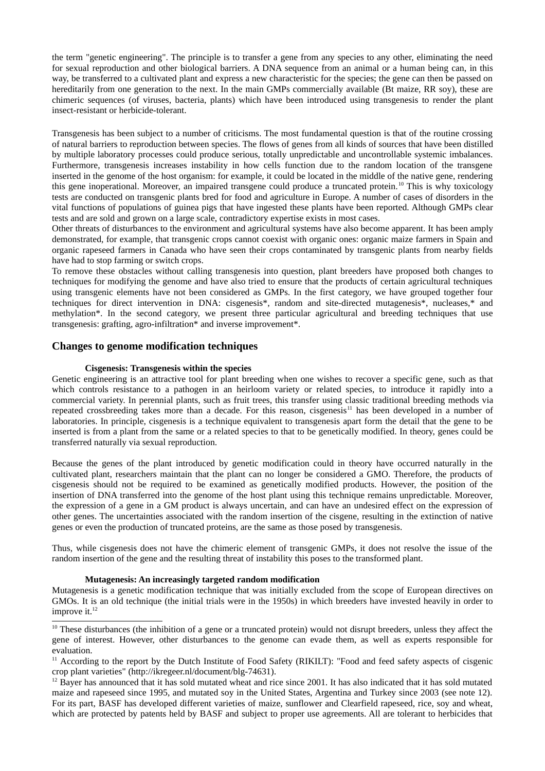the term "genetic engineering". The principle is to transfer a gene from any species to any other, eliminating the need for sexual reproduction and other biological barriers. A DNA sequence from an animal or a human being can, in this way, be transferred to a cultivated plant and express a new characteristic for the species; the gene can then be passed on hereditarily from one generation to the next. In the main GMPs commercially available (Bt maize, RR soy), these are chimeric sequences (of viruses, bacteria, plants) which have been introduced using transgenesis to render the plant insect-resistant or herbicide-tolerant.

Transgenesis has been subject to a number of criticisms. The most fundamental question is that of the routine crossing of natural barriers to reproduction between species. The flows of genes from all kinds of sources that have been distilled by multiple laboratory processes could produce serious, totally unpredictable and uncontrollable systemic imbalances. Furthermore, transgenesis increases instability in how cells function due to the random location of the transgene inserted in the genome of the host organism: for example, it could be located in the middle of the native gene, rendering this gene inoperational. Moreover, an impaired transgene could produce a truncated protein.[10] This is why toxicology tests are conducted on transgenic plants bred for food and agriculture in Europe. A number of cases of disorders in the vital functions of populations of guinea pigs that have ingested these plants have been reported. Although GMPs clear tests and are sold and grown on a large scale, contradictory expertise exists in most cases.
Other threats of disturbances to the environment and agricultural systems have also become apparent. It has been amply demonstrated, for example, that transgenic crops cannot coexist with organic ones: organic maize farmers in Spain and organic rapeseed farmers in Canada who have seen their crops contaminated by transgenic plants from nearby fields have had to stop farming or switch crops.
To remove these obstacles without calling transgenesis into question, plant breeders have proposed both changes to techniques for modifying the genome and have also tried to ensure that the products of certain agricultural techniques using transgenic elements have not been considered as GMPs. In the first category, we have grouped together four techniques for direct intervention in DNA: cisgenesis*, random and site-directed mutagenesis*, nucleases,* and methylation*. In the second category, we present three particular agricultural and breeding techniques that use transgenesis: grafting, agro-infiltration* and inverse improvement*.

## Changes to genome modification techniques

### Cisgenesis: Transgenesis within the species

Genetic engineering is an attractive tool for plant breeding when one wishes to recover a specific gene, such as that which controls resistance to a pathogen in an heirloom variety or related species, to introduce it rapidly into a commercial variety. In perennial plants, such as fruit trees, this transfer using classic traditional breeding methods via repeated crossbreeding takes more than a decade. For this reason, cisgenesis[11] has been developed in a number of laboratories. In principle, cisgenesis is a technique equivalent to transgenesis apart form the detail that the gene to be inserted is from a plant from the same or a related species to that to be genetically modified. In theory, genes could be transferred naturally via sexual reproduction.

Because the genes of the plant introduced by genetic modification could in theory have occurred naturally in the cultivated plant, researchers maintain that the plant can no longer be considered a GMO. Therefore, the products of cisgenesis should not be required to be examined as genetically modified products. However, the position of the insertion of DNA transferred into the genome of the host plant using this technique remains unpredictable. Moreover, the expression of a gene in a GM product is always uncertain, and can have an undesired effect on the expression of other genes. The uncertainties associated with the random insertion of the cisgene, resulting in the extinction of native genes or even the production of truncated proteins, are the same as those posed by transgenesis.

Thus, while cisgenesis does not have the chimeric element of transgenic GMPs, it does not resolve the issue of the random insertion of the gene and the resulting threat of instability this poses to the transformed plant.

### Mutagenesis: An increasingly targeted random modification

Mutagenesis is a genetic modification technique that was initially excluded from the scope of European directives on GMOs. It is an old technique (the initial trials were in the 1950s) in which breeders have invested heavily in order to improve it.[12]

---

[10] These disturbances (the inhibition of a gene or a truncated protein) would not disrupt breeders, unless they affect the gene of interest. However, other disturbances to the genome can evade them, as well as experts responsible for evaluation.

[11] According to the report by the Dutch Institute of Food Safety (RIKILT): "Food and feed safety aspects of cisgenic crop plant varieties" (http://ikregeer.nl/document/blg-74631).

[12] Bayer has announced that it has sold mutated wheat and rice since 2001. It has also indicated that it has sold mutated maize and rapeseed since 1995, and mutated soy in the United States, Argentina and Turkey since 2003 (see note 12). For its part, BASF has developed different varieties of maize, sunflower and Clearfield rapeseed, rice, soy and wheat, which are protected by patents held by BASF and subject to proper use agreements. All are tolerant to herbicides that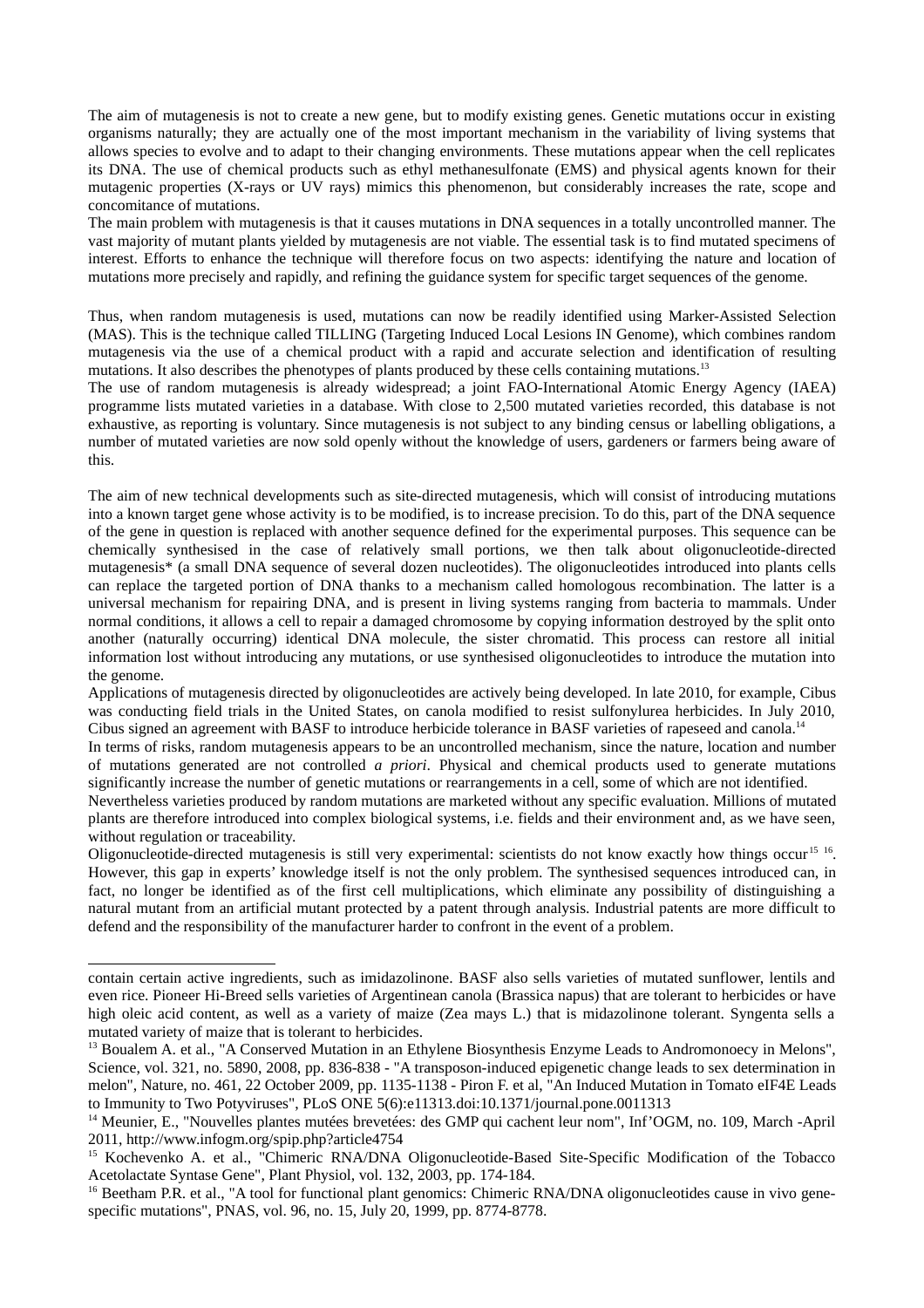The aim of mutagenesis is not to create a new gene, but to modify existing genes. Genetic mutations occur in existing organisms naturally; they are actually one of the most important mechanism in the variability of living systems that allows species to evolve and to adapt to their changing environments. These mutations appear when the cell replicates its DNA. The use of chemical products such as ethyl methanesulfonate (EMS) and physical agents known for their mutagenic properties (X-rays or UV rays) mimics this phenomenon, but considerably increases the rate, scope and concomitance of mutations.

The main problem with mutagenesis is that it causes mutations in DNA sequences in a totally uncontrolled manner. The vast majority of mutant plants yielded by mutagenesis are not viable. The essential task is to find mutated specimens of interest. Efforts to enhance the technique will therefore focus on two aspects: identifying the nature and location of mutations more precisely and rapidly, and refining the guidance system for specific target sequences of the genome.

Thus, when random mutagenesis is used, mutations can now be readily identified using Marker-Assisted Selection (MAS). This is the technique called TILLING (Targeting Induced Local Lesions IN Genome), which combines random mutagenesis via the use of a chemical product with a rapid and accurate selection and identification of resulting mutations. It also describes the phenotypes of plants produced by these cells containing mutations.[13]

The use of random mutagenesis is already widespread; a joint FAO-International Atomic Energy Agency (IAEA) programme lists mutated varieties in a database. With close to 2,500 mutated varieties recorded, this database is not exhaustive, as reporting is voluntary. Since mutagenesis is not subject to any binding census or labelling obligations, a number of mutated varieties are now sold openly without the knowledge of users, gardeners or farmers being aware of this.

The aim of new technical developments such as site-directed mutagenesis, which will consist of introducing mutations into a known target gene whose activity is to be modified, is to increase precision. To do this, part of the DNA sequence of the gene in question is replaced with another sequence defined for the experimental purposes. This sequence can be chemically synthesised in the case of relatively small portions, we then talk about oligonucleotide-directed mutagenesis* (a small DNA sequence of several dozen nucleotides). The oligonucleotides introduced into plants cells can replace the targeted portion of DNA thanks to a mechanism called homologous recombination. The latter is a universal mechanism for repairing DNA, and is present in living systems ranging from bacteria to mammals. Under normal conditions, it allows a cell to repair a damaged chromosome by copying information destroyed by the split onto another (naturally occurring) identical DNA molecule, the sister chromatid. This process can restore all initial information lost without introducing any mutations, or use synthesised oligonucleotides to introduce the mutation into the genome.

Applications of mutagenesis directed by oligonucleotides are actively being developed. In late 2010, for example, Cibus was conducting field trials in the United States, on canola modified to resist sulfonylurea herbicides. In July 2010, Cibus signed an agreement with BASF to introduce herbicide tolerance in BASF varieties of rapeseed and canola.[14]

In terms of risks, random mutagenesis appears to be an uncontrolled mechanism, since the nature, location and number of mutations generated are not controlled *a priori*. Physical and chemical products used to generate mutations significantly increase the number of genetic mutations or rearrangements in a cell, some of which are not identified.

Nevertheless varieties produced by random mutations are marketed without any specific evaluation. Millions of mutated plants are therefore introduced into complex biological systems, i.e. fields and their environment and, as we have seen, without regulation or traceability.

Oligonucleotide-directed mutagenesis is still very experimental: scientists do not know exactly how things occur[15] [16]. However, this gap in experts' knowledge itself is not the only problem. The synthesised sequences introduced can, in fact, no longer be identified as of the first cell multiplications, which eliminate any possibility of distinguishing a natural mutant from an artificial mutant protected by a patent through analysis. Industrial patents are more difficult to defend and the responsibility of the manufacturer harder to confront in the event of a problem.

---

contain certain active ingredients, such as imidazolinone. BASF also sells varieties of mutated sunflower, lentils and even rice. Pioneer Hi-Breed sells varieties of Argentinean canola (Brassica napus) that are tolerant to herbicides or have high oleic acid content, as well as a variety of maize (Zea mays L.) that is midazolinone tolerant. Syngenta sells a mutated variety of maize that is tolerant to herbicides.

[13] Boualem A. et al., "A Conserved Mutation in an Ethylene Biosynthesis Enzyme Leads to Andromonoecy in Melons", Science, vol. 321, no. 5890, 2008, pp. 836-838 - "A transposon-induced epigenetic change leads to sex determination in melon", Nature, no. 461, 22 October 2009, pp. 1135-1138 - Piron F. et al, "An Induced Mutation in Tomato eIF4E Leads to Immunity to Two Potyviruses", PLoS ONE 5(6):e11313.doi:10.1371/journal.pone.0011313

[14] Meunier, E., "Nouvelles plantes mutées brevetées: des GMP qui cachent leur nom", Inf'OGM, no. 109, March -April 2011, http://www.infogm.org/spip.php?article4754

[15] Kochevenko A. et al., "Chimeric RNA/DNA Oligonucleotide-Based Site-Specific Modification of the Tobacco Acetolactate Syntase Gene", Plant Physiol, vol. 132, 2003, pp. 174-184.

[16] Beetham P.R. et al., "A tool for functional plant genomics: Chimeric RNA/DNA oligonucleotides cause in vivo gene-specific mutations", PNAS, vol. 96, no. 15, July 20, 1999, pp. 8774-8778.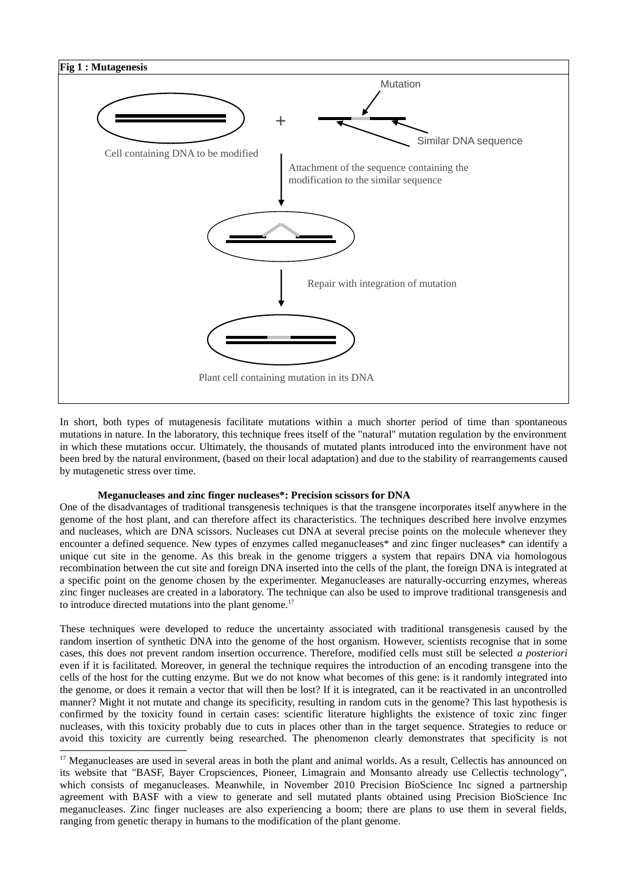**Fig 1 : Mutagenesis**

Mutation

Similar DNA sequence

Cell containing DNA to be modified

Attachment of the sequence containing the modification to the similar sequence

Repair with integration of mutation

Plant cell containing mutation in its DNA

In short, both types of mutagenesis facilitate mutations within a much shorter period of time than spontaneous mutations in nature. In the laboratory, this technique frees itself of the "natural" mutation regulation by the environment in which these mutations occur. Ultimately, the thousands of mutated plants introduced into the environment have not been bred by the natural environment, (based on their local adaptation) and due to the stability of rearrangements caused by mutagenetic stress over time.

**Meganucleases and zinc finger nucleases\*: Precision scissors for DNA**

One of the disadvantages of traditional transgenesis techniques is that the transgene incorporates itself anywhere in the genome of the host plant, and can therefore affect its characteristics. The techniques described here involve enzymes and nucleases, which are DNA scissors. Nucleases cut DNA at several precise points on the molecule whenever they encounter a defined sequence. New types of enzymes called meganucleases* and zinc finger nucleases* can identify a unique cut site in the genome. As this break in the genome triggers a system that repairs DNA via homologous recombination between the cut site and foreign DNA inserted into the cells of the plant, the foreign DNA is integrated at a specific point on the genome chosen by the experimenter. Meganucleases are naturally-occurring enzymes, whereas zinc finger nucleases are created in a laboratory. The technique can also be used to improve traditional transgenesis and to introduce directed mutations into the plant genome.[17]

These techniques were developed to reduce the uncertainty associated with traditional transgenesis caused by the random insertion of synthetic DNA into the genome of the host organism. However, scientists recognise that in some cases, this does not prevent random insertion occurrence. Therefore, modified cells must still be selected *a posteriori* even if it is facilitated. Moreover, in general the technique requires the introduction of an encoding transgene into the cells of the host for the cutting enzyme. But we do not know what becomes of this gene: is it randomly integrated into the genome, or does it remain a vector that will then be lost? If it is integrated, can it be reactivated in an uncontrolled manner? Might it not mutate and change its specificity, resulting in random cuts in the genome? This last hypothesis is confirmed by the toxicity found in certain cases: scientific literature highlights the existence of toxic zinc finger nucleases, with this toxicity probably due to cuts in places other than in the target sequence. Strategies to reduce or avoid this toxicity are currently being researched. The phenomenon clearly demonstrates that specificity is not

[17] Meganucleases are used in several areas in both the plant and animal worlds. As a result, Cellectis has announced on its website that "BASF, Bayer Cropsciences, Pioneer, Limagrain and Monsanto already use Cellectis technology", which consists of meganucleases. Meanwhile, in November 2010 Precision BioScience Inc signed a partnership agreement with BASF with a view to generate and sell mutated plants obtained using Precision BioScience Inc meganucleases. Zinc finger nucleases are also experiencing a boom; there are plans to use them in several fields, ranging from genetic therapy in humans to the modification of the plant genome.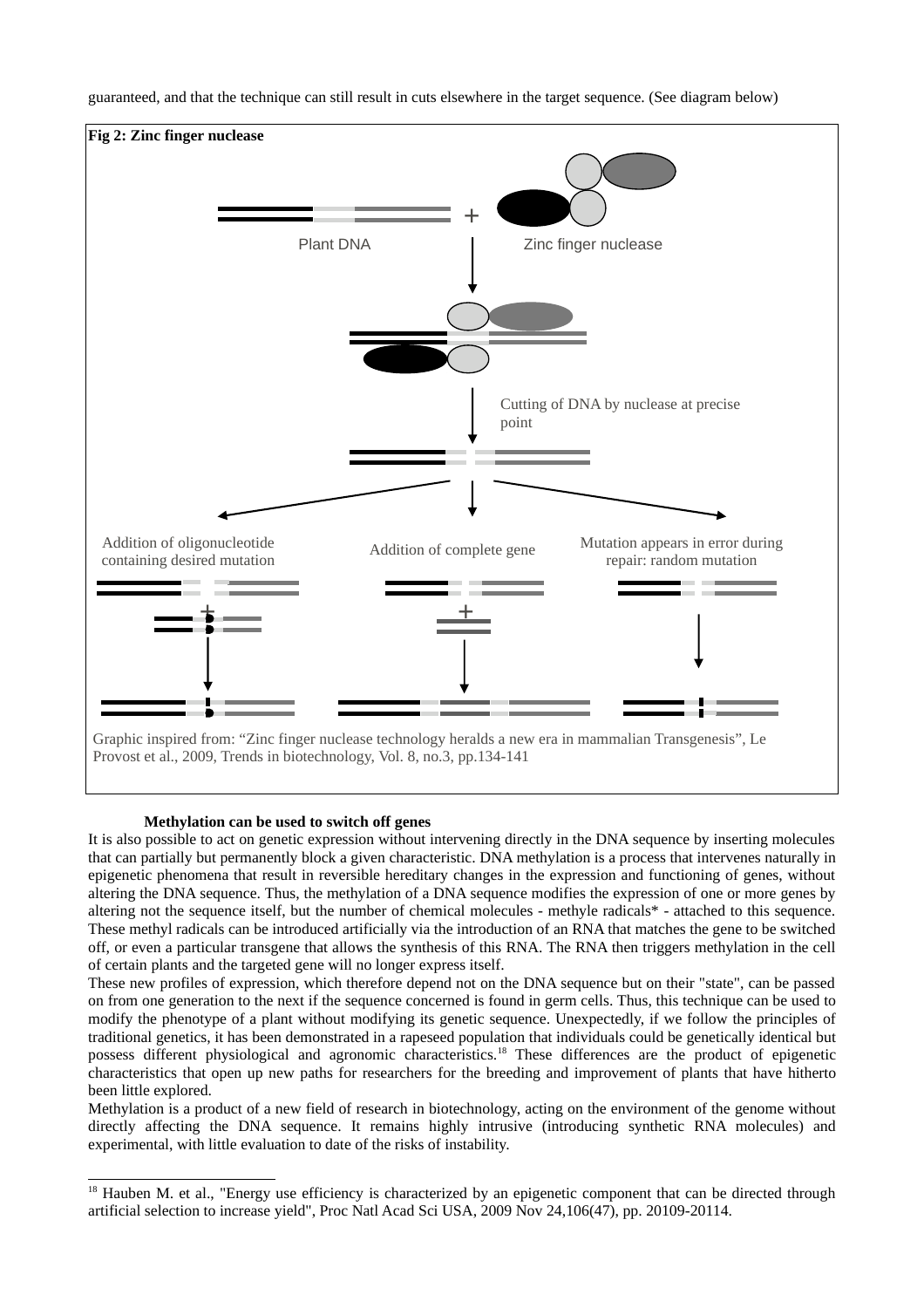guaranteed, and that the technique can still result in cuts elsewhere in the target sequence. (See diagram below)

**Fig 2: Zinc finger nuclease**

Plant DNA + Zinc finger nuclease

Cutting of DNA by nuclease at precise point

Addition of oligonucleotide containing desired mutation

Addition of complete gene

Mutation appears in error during repair: random mutation

Graphic inspired from: "Zinc finger nuclease technology heralds a new era in mammalian Transgenesis", Le Provost et al., 2009, Trends in biotechnology, Vol. 8, no.3, pp.134-141

**Methylation can be used to switch off genes**

It is also possible to act on genetic expression without intervening directly in the DNA sequence by inserting molecules that can partially but permanently block a given characteristic. DNA methylation is a process that intervenes naturally in epigenetic phenomena that result in reversible hereditary changes in the expression and functioning of genes, without altering the DNA sequence. Thus, the methylation of a DNA sequence modifies the expression of one or more genes by altering not the sequence itself, but the number of chemical molecules - methyle radicals* - attached to this sequence. These methyl radicals can be introduced artificially via the introduction of an RNA that matches the gene to be switched off, or even a particular transgene that allows the synthesis of this RNA. The RNA then triggers methylation in the cell of certain plants and the targeted gene will no longer express itself.

These new profiles of expression, which therefore depend not on the DNA sequence but on their "state", can be passed on from one generation to the next if the sequence concerned is found in germ cells. Thus, this technique can be used to modify the phenotype of a plant without modifying its genetic sequence. Unexpectedly, if we follow the principles of traditional genetics, it has been demonstrated in a rapeseed population that individuals could be genetically identical but possess different physiological and agronomic characteristics.[18] These differences are the product of epigenetic characteristics that open up new paths for researchers for the breeding and improvement of plants that have hitherto been little explored.

Methylation is a product of a new field of research in biotechnology, acting on the environment of the genome without directly affecting the DNA sequence. It remains highly intrusive (introducing synthetic RNA molecules) and experimental, with little evaluation to date of the risks of instability.

---

[18] Hauben M. et al., "Energy use efficiency is characterized by an epigenetic component that can be directed through artificial selection to increase yield", Proc Natl Acad Sci USA, 2009 Nov 24,106(47), pp. 20109-20114.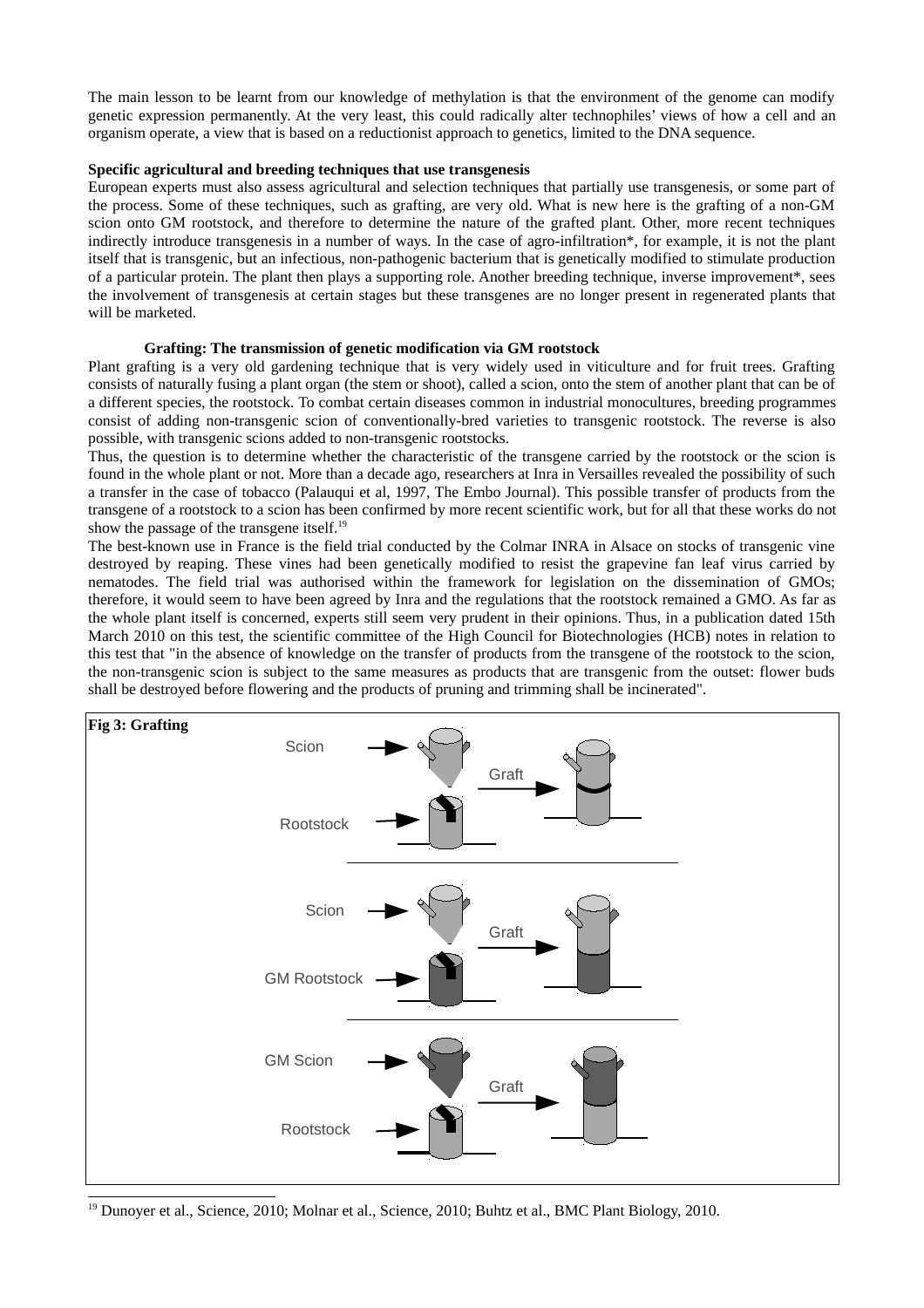The main lesson to be learnt from our knowledge of methylation is that the environment of the genome can modify genetic expression permanently. At the very least, this could radically alter technophiles' views of how a cell and an organism operate, a view that is based on a reductionist approach to genetics, limited to the DNA sequence.

**Specific agricultural and breeding techniques that use transgenesis**

European experts must also assess agricultural and selection techniques that partially use transgenesis, or some part of the process. Some of these techniques, such as grafting, are very old. What is new here is the grafting of a non-GM scion onto GM rootstock, and therefore to determine the nature of the grafted plant. Other, more recent techniques indirectly introduce transgenesis in a number of ways. In the case of agro-infiltration*, for example, it is not the plant itself that is transgenic, but an infectious, non-pathogenic bacterium that is genetically modified to stimulate production of a particular protein. The plant then plays a supporting role. Another breeding technique, inverse improvement*, sees the involvement of transgenesis at certain stages but these transgenes are no longer present in regenerated plants that will be marketed.

**Grafting: The transmission of genetic modification via GM rootstock**

Plant grafting is a very old gardening technique that is very widely used in viticulture and for fruit trees. Grafting consists of naturally fusing a plant organ (the stem or shoot), called a scion, onto the stem of another plant that can be of a different species, the rootstock. To combat certain diseases common in industrial monocultures, breeding programmes consist of adding non-transgenic scion of conventionally-bred varieties to transgenic rootstock. The reverse is also possible, with transgenic scions added to non-transgenic rootstocks.

Thus, the question is to determine whether the characteristic of the transgene carried by the rootstock or the scion is found in the whole plant or not. More than a decade ago, researchers at Inra in Versailles revealed the possibility of such a transfer in the case of tobacco (Palauqui et al, 1997, The Embo Journal). This possible transfer of products from the transgene of a rootstock to a scion has been confirmed by more recent scientific work, but for all that these works do not show the passage of the transgene itself.[19]

The best-known use in France is the field trial conducted by the Colmar INRA in Alsace on stocks of transgenic vine destroyed by reaping. These vines had been genetically modified to resist the grapevine fan leaf virus carried by nematodes. The field trial was authorised within the framework for legislation on the dissemination of GMOs; therefore, it would seem to have been agreed by Inra and the regulations that the rootstock remained a GMO. As far as the whole plant itself is concerned, experts still seem very prudent in their opinions. Thus, in a publication dated 15th March 2010 on this test, the scientific committee of the High Council for Biotechnologies (HCB) notes in relation to this test that "in the absence of knowledge on the transfer of products from the transgene of the rootstock to the scion, the non-transgenic scion is subject to the same measures as products that are transgenic from the outset: flower buds shall be destroyed before flowering and the products of pruning and trimming shall be incinerated".

**Fig 3: Grafting**

Scion → Graft; Rootstock

Scion → Graft; GM Rootstock

GM Scion → Graft; Rootstock

[19] Dunoyer et al., Science, 2010; Molnar et al., Science, 2010; Buhtz et al., BMC Plant Biology, 2010.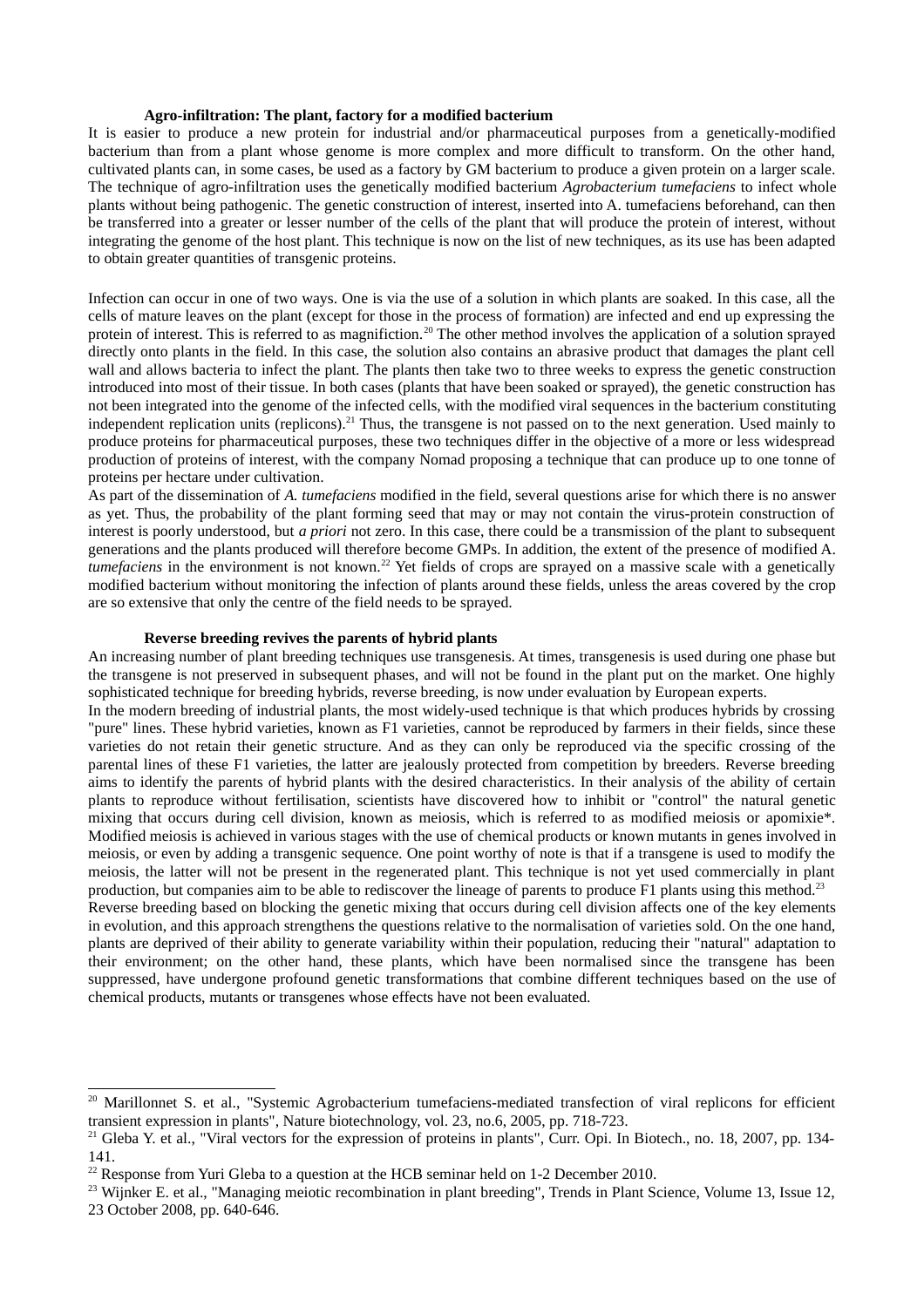### Agro-infiltration: The plant, factory for a modified bacterium

It is easier to produce a new protein for industrial and/or pharmaceutical purposes from a genetically-modified bacterium than from a plant whose genome is more complex and more difficult to transform. On the other hand, cultivated plants can, in some cases, be used as a factory by GM bacterium to produce a given protein on a larger scale. The technique of agro-infiltration uses the genetically modified bacterium *Agrobacterium tumefaciens* to infect whole plants without being pathogenic. The genetic construction of interest, inserted into A. tumefaciens beforehand, can then be transferred into a greater or lesser number of the cells of the plant that will produce the protein of interest, without integrating the genome of the host plant. This technique is now on the list of new techniques, as its use has been adapted to obtain greater quantities of transgenic proteins.

Infection can occur in one of two ways. One is via the use of a solution in which plants are soaked. In this case, all the cells of mature leaves on the plant (except for those in the process of formation) are infected and end up expressing the protein of interest. This is referred to as magnification.[20] The other method involves the application of a solution sprayed directly onto plants in the field. In this case, the solution also contains an abrasive product that damages the plant cell wall and allows bacteria to infect the plant. The plants then take two to three weeks to express the genetic construction introduced into most of their tissue. In both cases (plants that have been soaked or sprayed), the genetic construction has not been integrated into the genome of the infected cells, with the modified viral sequences in the bacterium constituting independent replication units (replicons).[21] Thus, the transgene is not passed on to the next generation. Used mainly to produce proteins for pharmaceutical purposes, these two techniques differ in the objective of a more or less widespread production of proteins of interest, with the company Nomad proposing a technique that can produce up to one tonne of proteins per hectare under cultivation.

As part of the dissemination of *A. tumefaciens* modified in the field, several questions arise for which there is no answer as yet. Thus, the probability of the plant forming seed that may or may not contain the virus-protein construction of interest is poorly understood, but *a priori* not zero. In this case, there could be a transmission of the plant to subsequent generations and the plants produced will therefore become GMPs. In addition, the extent of the presence of modified A. *tumefaciens* in the environment is not known.[22] Yet fields of crops are sprayed on a massive scale with a genetically modified bacterium without monitoring the infection of plants around these fields, unless the areas covered by the crop are so extensive that only the centre of the field needs to be sprayed.

### Reverse breeding revives the parents of hybrid plants

An increasing number of plant breeding techniques use transgenesis. At times, transgenesis is used during one phase but the transgene is not preserved in subsequent phases, and will not be found in the plant put on the market. One highly sophisticated technique for breeding hybrids, reverse breeding, is now under evaluation by European experts.

In the modern breeding of industrial plants, the most widely-used technique is that which produces hybrids by crossing "pure" lines. These hybrid varieties, known as F1 varieties, cannot be reproduced by farmers in their fields, since these varieties do not retain their genetic structure. And as they can only be reproduced via the specific crossing of the parental lines of these F1 varieties, the latter are jealously protected from competition by breeders. Reverse breeding aims to identify the parents of hybrid plants with the desired characteristics. In their analysis of the ability of certain plants to reproduce without fertilisation, scientists have discovered how to inhibit or "control" the natural genetic mixing that occurs during cell division, known as meiosis, which is referred to as modified meiosis or apomixie*. Modified meiosis is achieved in various stages with the use of chemical products or known mutants in genes involved in meiosis, or even by adding a transgenic sequence. One point worthy of note is that if a transgene is used to modify the meiosis, the latter will not be present in the regenerated plant. This technique is not yet used commercially in plant production, but companies aim to be able to rediscover the lineage of parents to produce F1 plants using this method.[23]

Reverse breeding based on blocking the genetic mixing that occurs during cell division affects one of the key elements in evolution, and this approach strengthens the questions relative to the normalisation of varieties sold. On the one hand, plants are deprived of their ability to generate variability within their population, reducing their "natural" adaptation to their environment; on the other hand, these plants, which have been normalised since the transgene has been suppressed, have undergone profound genetic transformations that combine different techniques based on the use of chemical products, mutants or transgenes whose effects have not been evaluated.

---

[20] Marillonnet S. et al., "Systemic Agrobacterium tumefaciens-mediated transfection of viral replicons for efficient transient expression in plants", Nature biotechnology, vol. 23, no.6, 2005, pp. 718-723.

[21] Gleba Y. et al., "Viral vectors for the expression of proteins in plants", Curr. Opi. In Biotech., no. 18, 2007, pp. 134-141.

[22] Response from Yuri Gleba to a question at the HCB seminar held on 1-2 December 2010.

[23] Wijnker E. et al., "Managing meiotic recombination in plant breeding", Trends in Plant Science, Volume 13, Issue 12, 23 October 2008, pp. 640-646.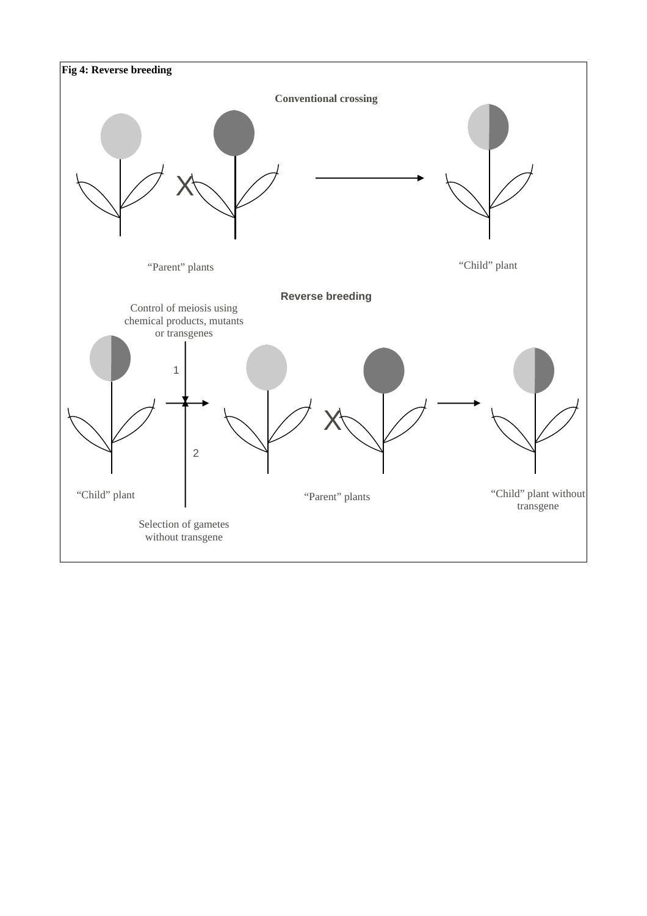**Fig 4: Reverse breeding**

**Conventional crossing**

X

"Parent" plants

"Child" plant

**Reverse breeding**

Control of meiosis using chemical products, mutants or transgenes

1

2

X

"Child" plant

"Parent" plants

"Child" plant without transgene

Selection of gametes without transgene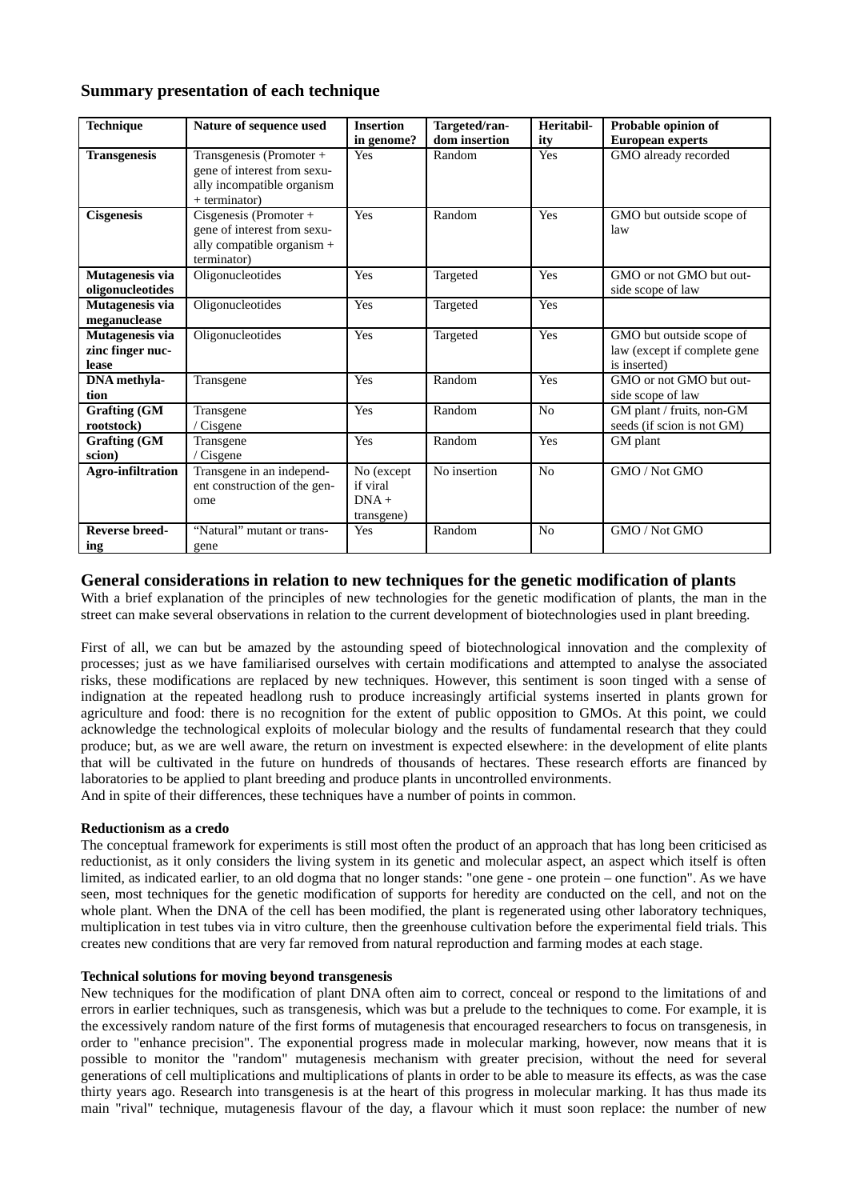## Summary presentation of each technique

| Technique | Nature of sequence used | Insertion in genome? | Targeted/random insertion | Heritability | Probable opinion of European experts |
|---|---|---|---|---|---|
| **Transgenesis** | Transgenesis (Promoter + gene of interest from sexually incompatible organism + terminator) | Yes | Random | Yes | GMO already recorded |
| **Cisgenesis** | Cisgenesis (Promoter + gene of interest from sexually compatible organism + terminator) | Yes | Random | Yes | GMO but outside scope of law |
| **Mutagenesis via oligonucleotides** | Oligonucleotides | Yes | Targeted | Yes | GMO or not GMO but outside scope of law |
| **Mutagenesis via meganuclease** | Oligonucleotides | Yes | Targeted | Yes | |
| **Mutagenesis via zinc finger nuclease** | Oligonucleotides | Yes | Targeted | Yes | GMO but outside scope of law (except if complete gene is inserted) |
| **DNA methylation** | Transgene | Yes | Random | Yes | GMO or not GMO but outside scope of law |
| **Grafting (GM rootstock)** | Transgene / Cisgene | Yes | Random | No | GM plant / fruits, non-GM seeds (if scion is not GM) |
| **Grafting (GM scion)** | Transgene / Cisgene | Yes | Random | Yes | GM plant |
| **Agro-infiltration** | Transgene in an independent construction of the genome | No (except if viral DNA + transgene) | No insertion | No | GMO / Not GMO |
| **Reverse breeding** | "Natural" mutant or transgene | Yes | Random | No | GMO / Not GMO |

## General considerations in relation to new techniques for the genetic modification of plants

With a brief explanation of the principles of new technologies for the genetic modification of plants, the man in the street can make several observations in relation to the current development of biotechnologies used in plant breeding.

First of all, we can but be amazed by the astounding speed of biotechnological innovation and the complexity of processes; just as we have familiarised ourselves with certain modifications and attempted to analyse the associated risks, these modifications are replaced by new techniques. However, this sentiment is soon tinged with a sense of indignation at the repeated headlong rush to produce increasingly artificial systems inserted in plants grown for agriculture and food: there is no recognition for the extent of public opposition to GMOs. At this point, we could acknowledge the technological exploits of molecular biology and the results of fundamental research that they could produce; but, as we are well aware, the return on investment is expected elsewhere: in the development of elite plants that will be cultivated in the future on hundreds of thousands of hectares. These research efforts are financed by laboratories to be applied to plant breeding and produce plants in uncontrolled environments.
And in spite of their differences, these techniques have a number of points in common.

**Reductionism as a credo**

The conceptual framework for experiments is still most often the product of an approach that has long been criticised as reductionist, as it only considers the living system in its genetic and molecular aspect, an aspect which itself is often limited, as indicated earlier, to an old dogma that no longer stands: "one gene - one protein – one function". As we have seen, most techniques for the genetic modification of supports for heredity are conducted on the cell, and not on the whole plant. When the DNA of the cell has been modified, the plant is regenerated using other laboratory techniques, multiplication in test tubes via in vitro culture, then the greenhouse cultivation before the experimental field trials. This creates new conditions that are very far removed from natural reproduction and farming modes at each stage.

**Technical solutions for moving beyond transgenesis**

New techniques for the modification of plant DNA often aim to correct, conceal or respond to the limitations of and errors in earlier techniques, such as transgenesis, which was but a prelude to the techniques to come. For example, it is the excessively random nature of the first forms of mutagenesis that encouraged researchers to focus on transgenesis, in order to "enhance precision". The exponential progress made in molecular marking, however, now means that it is possible to monitor the "random" mutagenesis mechanism with greater precision, without the need for several generations of cell multiplications and multiplications of plants in order to be able to measure its effects, as was the case thirty years ago. Research into transgenesis is at the heart of this progress in molecular marking. It has thus made its main "rival" technique, mutagenesis flavour of the day, a flavour which it must soon replace: the number of new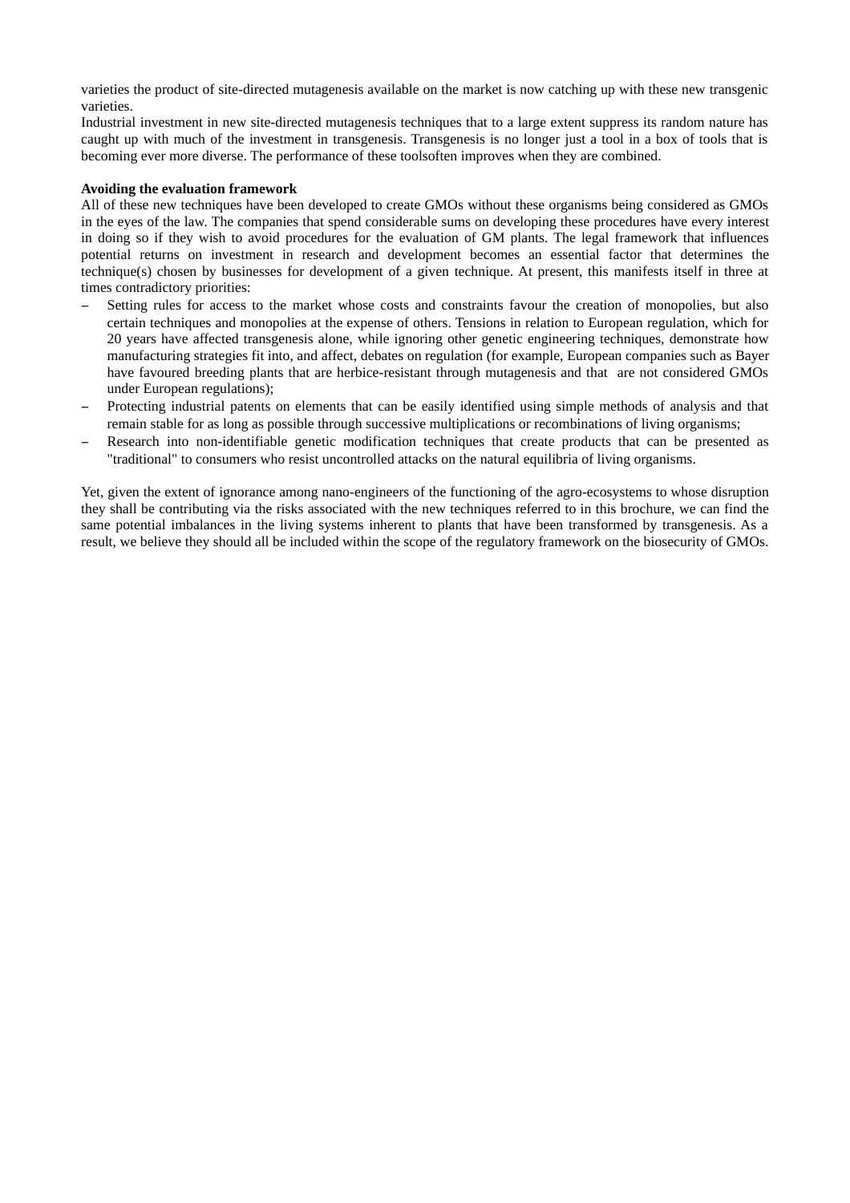varieties the product of site-directed mutagenesis available on the market is now catching up with these new transgenic varieties.

Industrial investment in new site-directed mutagenesis techniques that to a large extent suppress its random nature has caught up with much of the investment in transgenesis. Transgenesis is no longer just a tool in a box of tools that is becoming ever more diverse. The performance of these toolsoften improves when they are combined.

**Avoiding the evaluation framework**

All of these new techniques have been developed to create GMOs without these organisms being considered as GMOs in the eyes of the law. The companies that spend considerable sums on developing these procedures have every interest in doing so if they wish to avoid procedures for the evaluation of GM plants. The legal framework that influences potential returns on investment in research and development becomes an essential factor that determines the technique(s) chosen by businesses for development of a given technique. At present, this manifests itself in three at times contradictory priorities:

- Setting rules for access to the market whose costs and constraints favour the creation of monopolies, but also certain techniques and monopolies at the expense of others. Tensions in relation to European regulation, which for 20 years have affected transgenesis alone, while ignoring other genetic engineering techniques, demonstrate how manufacturing strategies fit into, and affect, debates on regulation (for example, European companies such as Bayer have favoured breeding plants that are herbice-resistant through mutagenesis and that are not considered GMOs under European regulations);
- Protecting industrial patents on elements that can be easily identified using simple methods of analysis and that remain stable for as long as possible through successive multiplications or recombinations of living organisms;
- Research into non-identifiable genetic modification techniques that create products that can be presented as "traditional" to consumers who resist uncontrolled attacks on the natural equilibria of living organisms.

Yet, given the extent of ignorance among nano-engineers of the functioning of the agro-ecosystems to whose disruption they shall be contributing via the risks associated with the new techniques referred to in this brochure, we can find the same potential imbalances in the living systems inherent to plants that have been transformed by transgenesis. As a result, we believe they should all be included within the scope of the regulatory framework on the biosecurity of GMOs.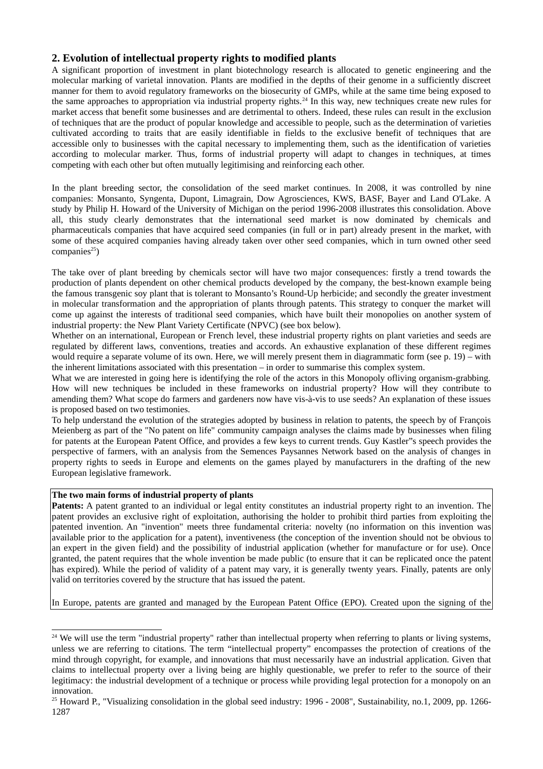## 2. Evolution of intellectual property rights to modified plants

A significant proportion of investment in plant biotechnology research is allocated to genetic engineering and the molecular marking of varietal innovation. Plants are modified in the depths of their genome in a sufficiently discreet manner for them to avoid regulatory frameworks on the biosecurity of GMPs, while at the same time being exposed to the same approaches to appropriation via industrial property rights.[24] In this way, new techniques create new rules for market access that benefit some businesses and are detrimental to others. Indeed, these rules can result in the exclusion of techniques that are the product of popular knowledge and accessible to people, such as the determination of varieties cultivated according to traits that are easily identifiable in fields to the exclusive benefit of techniques that are accessible only to businesses with the capital necessary to implementing them, such as the identification of varieties according to molecular marker. Thus, forms of industrial property will adapt to changes in techniques, at times competing with each other but often mutually legitimising and reinforcing each other.

In the plant breeding sector, the consolidation of the seed market continues. In 2008, it was controlled by nine companies: Monsanto, Syngenta, Dupont, Limagrain, Dow Agrosciences, KWS, BASF, Bayer and Land O'Lake. A study by Philip H. Howard of the University of Michigan on the period 1996-2008 illustrates this consolidation. Above all, this study clearly demonstrates that the international seed market is now dominated by chemicals and pharmaceuticals companies that have acquired seed companies (in full or in part) already present in the market, with some of these acquired companies having already taken over other seed companies, which in turn owned other seed companies[25])

The take over of plant breeding by chemicals sector will have two major consequences: firstly a trend towards the production of plants dependent on other chemical products developed by the company, the best-known example being the famous transgenic soy plant that is tolerant to Monsanto's Round-Up herbicide; and secondly the greater investment in molecular transformation and the appropriation of plants through patents. This strategy to conquer the market will come up against the interests of traditional seed companies, which have built their monopolies on another system of industrial property: the New Plant Variety Certificate (NPVC) (see box below).

Whether on an international, European or French level, these industrial property rights on plant varieties and seeds are regulated by different laws, conventions, treaties and accords. An exhaustive explanation of these different regimes would require a separate volume of its own. Here, we will merely present them in diagrammatic form (see p. 19) – with the inherent limitations associated with this presentation – in order to summarise this complex system.

What we are interested in going here is identifying the role of the actors in this Monopoly ofliving organism-grabbing. How will new techniques be included in these frameworks on industrial property? How will they contribute to amending them? What scope do farmers and gardeners now have vis-à-vis to use seeds? An explanation of these issues is proposed based on two testimonies.

To help understand the evolution of the strategies adopted by business in relation to patents, the speech by of François Meienberg as part of the "No patent on life" community campaign analyses the claims made by businesses when filing for patents at the European Patent Office, and provides a few keys to current trends. Guy Kastler"s speech provides the perspective of farmers, with an analysis from the Semences Paysannes Network based on the analysis of changes in property rights to seeds in Europe and elements on the games played by manufacturers in the drafting of the new European legislative framework.

**The two main forms of industrial property of plants**

**Patents:** A patent granted to an individual or legal entity constitutes an industrial property right to an invention. The patent provides an exclusive right of exploitation, authorising the holder to prohibit third parties from exploiting the patented invention. An "invention" meets three fundamental criteria: novelty (no information on this invention was available prior to the application for a patent), inventiveness (the conception of the invention should not be obvious to an expert in the given field) and the possibility of industrial application (whether for manufacture or for use). Once granted, the patent requires that the whole invention be made public (to ensure that it can be replicated once the patent has expired). While the period of validity of a patent may vary, it is generally twenty years. Finally, patents are only valid on territories covered by the structure that has issued the patent.

In Europe, patents are granted and managed by the European Patent Office (EPO). Created upon the signing of the

---

[24] We will use the term "industrial property" rather than intellectual property when referring to plants or living systems, unless we are referring to citations. The term "intellectual property" encompasses the protection of creations of the mind through copyright, for example, and innovations that must necessarily have an industrial application. Given that claims to intellectual property over a living being are highly questionable, we prefer to refer to the source of their legitimacy: the industrial development of a technique or process while providing legal protection for a monopoly on an innovation.

[25] Howard P., "Visualizing consolidation in the global seed industry: 1996 - 2008", Sustainability, no.1, 2009, pp. 1266-1287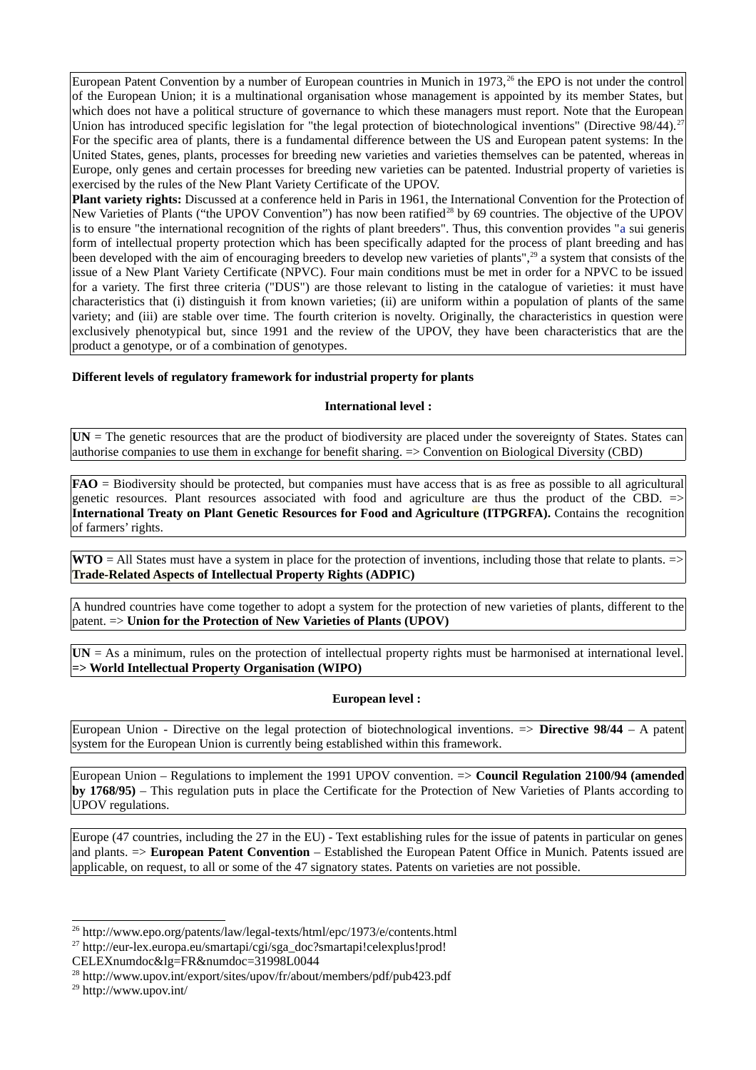European Patent Convention by a number of European countries in Munich in 1973,[26] the EPO is not under the control of the European Union; it is a multinational organisation whose management is appointed by its member States, but which does not have a political structure of governance to which these managers must report. Note that the European Union has introduced specific legislation for "the legal protection of biotechnological inventions" (Directive 98/44).[27] For the specific area of plants, there is a fundamental difference between the US and European patent systems: In the United States, genes, plants, processes for breeding new varieties and varieties themselves can be patented, whereas in Europe, only genes and certain processes for breeding new varieties can be patented. Industrial property of varieties is exercised by the rules of the New Plant Variety Certificate of the UPOV.

**Plant variety rights:** Discussed at a conference held in Paris in 1961, the International Convention for the Protection of New Varieties of Plants ("the UPOV Convention") has now been ratified[28] by 69 countries. The objective of the UPOV is to ensure "the international recognition of the rights of plant breeders". Thus, this convention provides "a sui generis form of intellectual property protection which has been specifically adapted for the process of plant breeding and has been developed with the aim of encouraging breeders to develop new varieties of plants",[29] a system that consists of the issue of a New Plant Variety Certificate (NPVC). Four main conditions must be met in order for a NPVC to be issued for a variety. The first three criteria ("DUS") are those relevant to listing in the catalogue of varieties: it must have characteristics that (i) distinguish it from known varieties; (ii) are uniform within a population of plants of the same variety; and (iii) are stable over time. The fourth criterion is novelty. Originally, the characteristics in question were exclusively phenotypical but, since 1991 and the review of the UPOV, they have been characteristics that are the product a genotype, or of a combination of genotypes.

**Different levels of regulatory framework for industrial property for plants**

**International level :**

**UN** = The genetic resources that are the product of biodiversity are placed under the sovereignty of States. States can authorise companies to use them in exchange for benefit sharing. => Convention on Biological Diversity (CBD)

**FAO** = Biodiversity should be protected, but companies must have access that is as free as possible to all agricultural genetic resources. Plant resources associated with food and agriculture are thus the product of the CBD. => **International Treaty on Plant Genetic Resources for Food and Agriculture (ITPGRFA).** Contains the recognition of farmers' rights.

**WTO** = All States must have a system in place for the protection of inventions, including those that relate to plants. => **Trade-Related Aspects of Intellectual Property Rights (ADPIC)**

A hundred countries have come together to adopt a system for the protection of new varieties of plants, different to the patent. => **Union for the Protection of New Varieties of Plants (UPOV)**

**UN** = As a minimum, rules on the protection of intellectual property rights must be harmonised at international level. **=> World Intellectual Property Organisation (WIPO)**

**European level :**

European Union - Directive on the legal protection of biotechnological inventions. => **Directive 98/44** – A patent system for the European Union is currently being established within this framework.

European Union – Regulations to implement the 1991 UPOV convention. => **Council Regulation 2100/94 (amended by 1768/95)** – This regulation puts in place the Certificate for the Protection of New Varieties of Plants according to UPOV regulations.

Europe (47 countries, including the 27 in the EU) - Text establishing rules for the issue of patents in particular on genes and plants. => **European Patent Convention** – Established the European Patent Office in Munich. Patents issued are applicable, on request, to all or some of the 47 signatory states. Patents on varieties are not possible.

---

[26] http://www.epo.org/patents/law/legal-texts/html/epc/1973/e/contents.html

[27] http://eur-lex.europa.eu/smartapi/cgi/sga_doc?smartapi!celexplus!prod!CELEXnumdoc&lg=FR&numdoc=31998L0044

[28] http://www.upov.int/export/sites/upov/fr/about/members/pdf/pub423.pdf

[29] http://www.upov.int/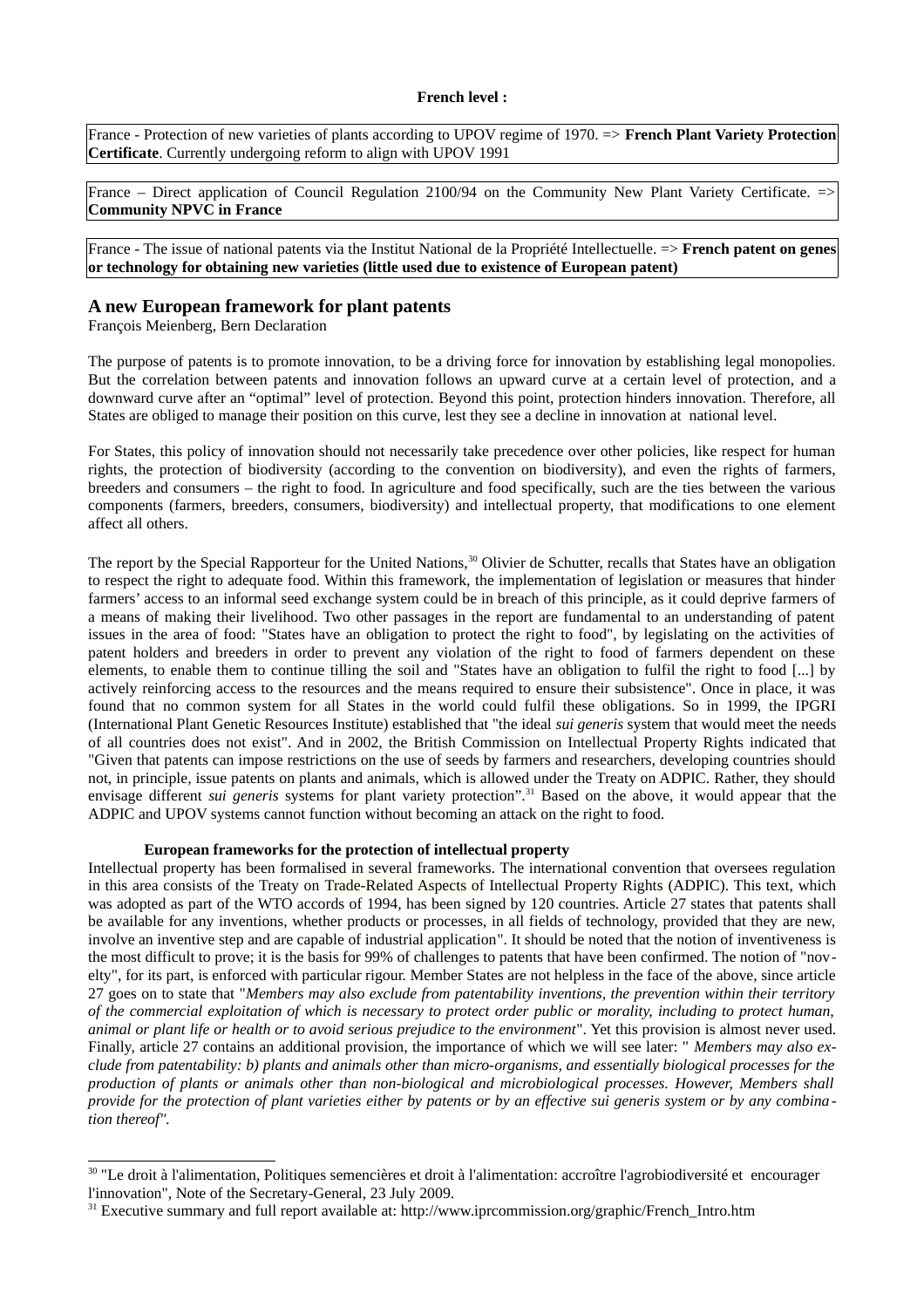**French level :**

France - Protection of new varieties of plants according to UPOV regime of 1970. => **French Plant Variety Protection Certificate**. Currently undergoing reform to align with UPOV 1991

France – Direct application of Council Regulation 2100/94 on the Community New Plant Variety Certificate. => **Community NPVC in France**

France - The issue of national patents via the Institut National de la Propriété Intellectuelle. => **French patent on genes or technology for obtaining new varieties (little used due to existence of European patent)**

## A new European framework for plant patents

François Meienberg, Bern Declaration

The purpose of patents is to promote innovation, to be a driving force for innovation by establishing legal monopolies. But the correlation between patents and innovation follows an upward curve at a certain level of protection, and a downward curve after an “optimal” level of protection. Beyond this point, protection hinders innovation. Therefore, all States are obliged to manage their position on this curve, lest they see a decline in innovation at national level.

For States, this policy of innovation should not necessarily take precedence over other policies, like respect for human rights, the protection of biodiversity (according to the convention on biodiversity), and even the rights of farmers, breeders and consumers – the right to food. In agriculture and food specifically, such are the ties between the various components (farmers, breeders, consumers, biodiversity) and intellectual property, that modifications to one element affect all others.

The report by the Special Rapporteur for the United Nations,[30] Olivier de Schutter, recalls that States have an obligation to respect the right to adequate food. Within this framework, the implementation of legislation or measures that hinder farmers’ access to an informal seed exchange system could be in breach of this principle, as it could deprive farmers of a means of making their livelihood. Two other passages in the report are fundamental to an understanding of patent issues in the area of food: "States have an obligation to protect the right to food", by legislating on the activities of patent holders and breeders in order to prevent any violation of the right to food of farmers dependent on these elements, to enable them to continue tilling the soil and "States have an obligation to fulfil the right to food [...] by actively reinforcing access to the resources and the means required to ensure their subsistence". Once in place, it was found that no common system for all States in the world could fulfil these obligations. So in 1999, the IPGRI (International Plant Genetic Resources Institute) established that "the ideal *sui generis* system that would meet the needs of all countries does not exist". And in 2002, the British Commission on Intellectual Property Rights indicated that "Given that patents can impose restrictions on the use of seeds by farmers and researchers, developing countries should not, in principle, issue patents on plants and animals, which is allowed under the Treaty on ADPIC. Rather, they should envisage different *sui generis* systems for plant variety protection”.[31] Based on the above, it would appear that the ADPIC and UPOV systems cannot function without becoming an attack on the right to food.

### European frameworks for the protection of intellectual property

Intellectual property has been formalised in several frameworks. The international convention that oversees regulation in this area consists of the Treaty on Trade-Related Aspects of Intellectual Property Rights (ADPIC). This text, which was adopted as part of the WTO accords of 1994, has been signed by 120 countries. Article 27 states that patents shall be available for any inventions, whether products or processes, in all fields of technology, provided that they are new, involve an inventive step and are capable of industrial application". It should be noted that the notion of inventiveness is the most difficult to prove; it is the basis for 99% of challenges to patents that have been confirmed. The notion of "novelty", for its part, is enforced with particular rigour. Member States are not helpless in the face of the above, since article 27 goes on to state that "*Members may also exclude from patentability inventions, the prevention within their territory of the commercial exploitation of which is necessary to protect order public or morality, including to protect human, animal or plant life or health or to avoid serious prejudice to the environment*". Yet this provision is almost never used. Finally, article 27 contains an additional provision, the importance of which we will see later: " *Members may also exclude from patentability: b) plants and animals other than micro-organisms, and essentially biological processes for the production of plants or animals other than non-biological and microbiological processes. However, Members shall provide for the protection of plant varieties either by patents or by an effective sui generis system or by any combination thereof*".

[30] "Le droit à l'alimentation, Politiques semencières et droit à l'alimentation: accroître l'agrobiodiversité et encourager l'innovation", Note of the Secretary-General, 23 July 2009.

[31] Executive summary and full report available at: http://www.iprcommission.org/graphic/French_Intro.htm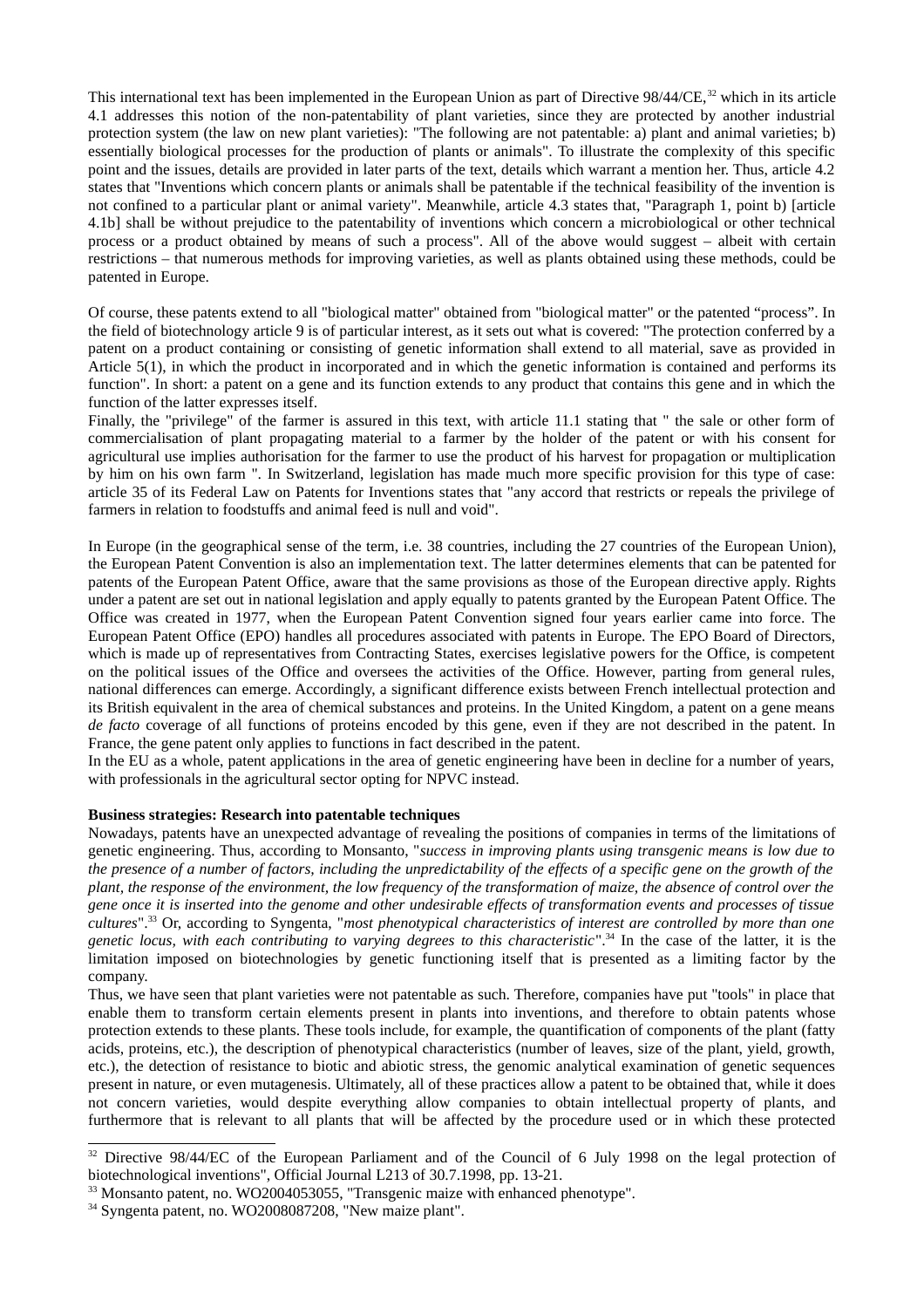This international text has been implemented in the European Union as part of Directive 98/44/CE,[32] which in its article 4.1 addresses this notion of the non-patentability of plant varieties, since they are protected by another industrial protection system (the law on new plant varieties): "The following are not patentable: a) plant and animal varieties; b) essentially biological processes for the production of plants or animals". To illustrate the complexity of this specific point and the issues, details are provided in later parts of the text, details which warrant a mention her. Thus, article 4.2 states that "Inventions which concern plants or animals shall be patentable if the technical feasibility of the invention is not confined to a particular plant or animal variety". Meanwhile, article 4.3 states that, "Paragraph 1, point b) [article 4.1b] shall be without prejudice to the patentability of inventions which concern a microbiological or other technical process or a product obtained by means of such a process". All of the above would suggest – albeit with certain restrictions – that numerous methods for improving varieties, as well as plants obtained using these methods, could be patented in Europe.

Of course, these patents extend to all "biological matter" obtained from "biological matter" or the patented "process". In the field of biotechnology article 9 is of particular interest, as it sets out what is covered: "The protection conferred by a patent on a product containing or consisting of genetic information shall extend to all material, save as provided in Article 5(1), in which the product in incorporated and in which the genetic information is contained and performs its function". In short: a patent on a gene and its function extends to any product that contains this gene and in which the function of the latter expresses itself.

Finally, the "privilege" of the farmer is assured in this text, with article 11.1 stating that " the sale or other form of commercialisation of plant propagating material to a farmer by the holder of the patent or with his consent for agricultural use implies authorisation for the farmer to use the product of his harvest for propagation or multiplication by him on his own farm ". In Switzerland, legislation has made much more specific provision for this type of case: article 35 of its Federal Law on Patents for Inventions states that "any accord that restricts or repeals the privilege of farmers in relation to foodstuffs and animal feed is null and void".

In Europe (in the geographical sense of the term, i.e. 38 countries, including the 27 countries of the European Union), the European Patent Convention is also an implementation text. The latter determines elements that can be patented for patents of the European Patent Office, aware that the same provisions as those of the European directive apply. Rights under a patent are set out in national legislation and apply equally to patents granted by the European Patent Office. The Office was created in 1977, when the European Patent Convention signed four years earlier came into force. The European Patent Office (EPO) handles all procedures associated with patents in Europe. The EPO Board of Directors, which is made up of representatives from Contracting States, exercises legislative powers for the Office, is competent on the political issues of the Office and oversees the activities of the Office. However, parting from general rules, national differences can emerge. Accordingly, a significant difference exists between French intellectual protection and its British equivalent in the area of chemical substances and proteins. In the United Kingdom, a patent on a gene means *de facto* coverage of all functions of proteins encoded by this gene, even if they are not described in the patent. In France, the gene patent only applies to functions in fact described in the patent.

In the EU as a whole, patent applications in the area of genetic engineering have been in decline for a number of years, with professionals in the agricultural sector opting for NPVC instead.

**Business strategies: Research into patentable techniques**

Nowadays, patents have an unexpected advantage of revealing the positions of companies in terms of the limitations of genetic engineering. Thus, according to Monsanto, "*success in improving plants using transgenic means is low due to the presence of a number of factors, including the unpredictability of the effects of a specific gene on the growth of the plant, the response of the environment, the low frequency of the transformation of maize, the absence of control over the gene once it is inserted into the genome and other undesirable effects of transformation events and processes of tissue cultures*".[33] Or, according to Syngenta, "*most phenotypical characteristics of interest are controlled by more than one genetic locus, with each contributing to varying degrees to this characteristic*".[34] In the case of the latter, it is the limitation imposed on biotechnologies by genetic functioning itself that is presented as a limiting factor by the company.

Thus, we have seen that plant varieties were not patentable as such. Therefore, companies have put "tools" in place that enable them to transform certain elements present in plants into inventions, and therefore to obtain patents whose protection extends to these plants. These tools include, for example, the quantification of components of the plant (fatty acids, proteins, etc.), the description of phenotypical characteristics (number of leaves, size of the plant, yield, growth, etc.), the detection of resistance to biotic and abiotic stress, the genomic analytical examination of genetic sequences present in nature, or even mutagenesis. Ultimately, all of these practices allow a patent to be obtained that, while it does not concern varieties, would despite everything allow companies to obtain intellectual property of plants, and furthermore that is relevant to all plants that will be affected by the procedure used or in which these protected

---

[32] Directive 98/44/EC of the European Parliament and of the Council of 6 July 1998 on the legal protection of biotechnological inventions", Official Journal L213 of 30.7.1998, pp. 13-21.

[33] Monsanto patent, no. WO2004053055, "Transgenic maize with enhanced phenotype".

[34] Syngenta patent, no. WO2008087208, "New maize plant".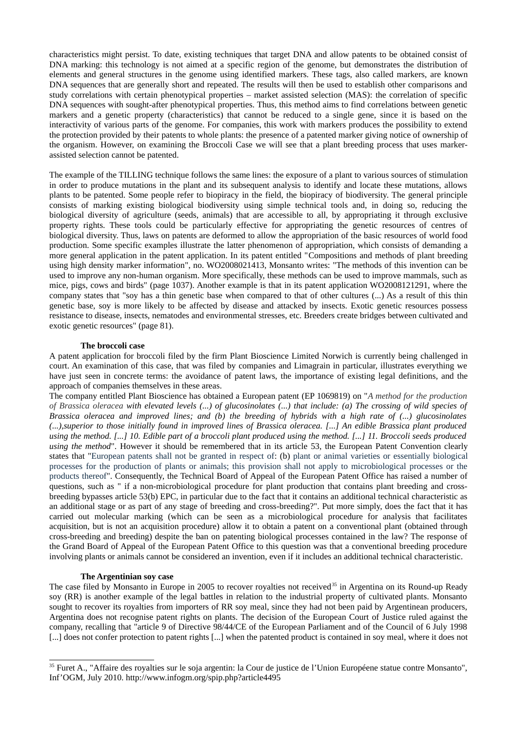characteristics might persist. To date, existing techniques that target DNA and allow patents to be obtained consist of DNA marking: this technology is not aimed at a specific region of the genome, but demonstrates the distribution of elements and general structures in the genome using identified markers. These tags, also called markers, are known DNA sequences that are generally short and repeated. The results will then be used to establish other comparisons and study correlations with certain phenotypical properties – market assisted selection (MAS): the correlation of specific DNA sequences with sought-after phenotypical properties. Thus, this method aims to find correlations between genetic markers and a genetic property (characteristics) that cannot be reduced to a single gene, since it is based on the interactivity of various parts of the genome. For companies, this work with markers produces the possibility to extend the protection provided by their patents to whole plants: the presence of a patented marker giving notice of ownership of the organism. However, on examining the Broccoli Case we will see that a plant breeding process that uses marker-assisted selection cannot be patented.

The example of the TILLING technique follows the same lines: the exposure of a plant to various sources of stimulation in order to produce mutations in the plant and its subsequent analysis to identify and locate these mutations, allows plants to be patented. Some people refer to biopiracy in the field, the biopiracy of biodiversity. The general principle consists of marking existing biological biodiversity using simple technical tools and, in doing so, reducing the biological diversity of agriculture (seeds, animals) that are accessible to all, by appropriating it through exclusive property rights. These tools could be particularly effective for appropriating the genetic resources of centres of biological diversity. Thus, laws on patents are deformed to allow the appropriation of the basic resources of world food production. Some specific examples illustrate the latter phenomenon of appropriation, which consists of demanding a more general application in the patent application. In its patent entitled "Compositions and methods of plant breeding using high density marker information", no. WO2008021413, Monsanto writes: "The methods of this invention can be used to improve any non-human organism. More specifically, these methods can be used to improve mammals, such as mice, pigs, cows and birds" (page 1037). Another example is that in its patent application WO2008121291, where the company states that "soy has a thin genetic base when compared to that of other cultures (...) As a result of this thin genetic base, soy is more likely to be affected by disease and attacked by insects. Exotic genetic resources possess resistance to disease, insects, nematodes and environmental stresses, etc. Breeders create bridges between cultivated and exotic genetic resources" (page 81).

### The broccoli case

A patent application for broccoli filed by the firm Plant Bioscience Limited Norwich is currently being challenged in court. An examination of this case, that was filed by companies and Limagrain in particular, illustrates everything we have just seen in concrete terms: the avoidance of patent laws, the importance of existing legal definitions, and the approach of companies themselves in these areas.

The company entitled Plant Bioscience has obtained a European patent (EP 1069819) on "*A method for the production of Brassica oleracea with elevated levels (...) of glucosinolates (...) that include: (a) The crossing of wild species of Brassica oleracea and improved lines; and (b) the breeding of hybrids with a high rate of (...) glucosinolates (...),superior to those initially found in improved lines of Brassica oleracea. [...] An edible Brassica plant produced using the method. [...] 10. Edible part of a broccoli plant produced using the method. [...] 11. Broccoli seeds produced using the method*". However it should be remembered that in its article 53, the European Patent Convention clearly states that "European patents shall not be granted in respect of: (b) plant or animal varieties or essentially biological processes for the production of plants or animals; this provision shall not apply to microbiological processes or the products thereof". Consequently, the Technical Board of Appeal of the European Patent Office has raised a number of questions, such as " if a non-microbiological procedure for plant production that contains plant breeding and cross-breeding bypasses article 53(b) EPC, in particular due to the fact that it contains an additional technical characteristic as an additional stage or as part of any stage of breeding and cross-breeding?". Put more simply, does the fact that it has carried out molecular marking (which can be seen as a microbiological procedure for analysis that facilitates acquisition, but is not an acquisition procedure) allow it to obtain a patent on a conventional plant (obtained through cross-breeding and breeding) despite the ban on patenting biological processes contained in the law? The response of the Grand Board of Appeal of the European Patent Office to this question was that a conventional breeding procedure involving plants or animals cannot be considered an invention, even if it includes an additional technical characteristic.

### The Argentinian soy case

The case filed by Monsanto in Europe in 2005 to recover royalties not received[35] in Argentina on its Round-up Ready soy (RR) is another example of the legal battles in relation to the industrial property of cultivated plants. Monsanto sought to recover its royalties from importers of RR soy meal, since they had not been paid by Argentinean producers, Argentina does not recognise patent rights on plants. The decision of the European Court of Justice ruled against the company, recalling that "article 9 of Directive 98/44/CE of the European Parliament and of the Council of 6 July 1998 [...] does not confer protection to patent rights [...] when the patented product is contained in soy meal, where it does not

---

[35] Furet A., "Affaire des royalties sur le soja argentin: la Cour de justice de l'Union Européene statue contre Monsanto", Inf'OGM, July 2010. http://www.infogm.org/spip.php?article4495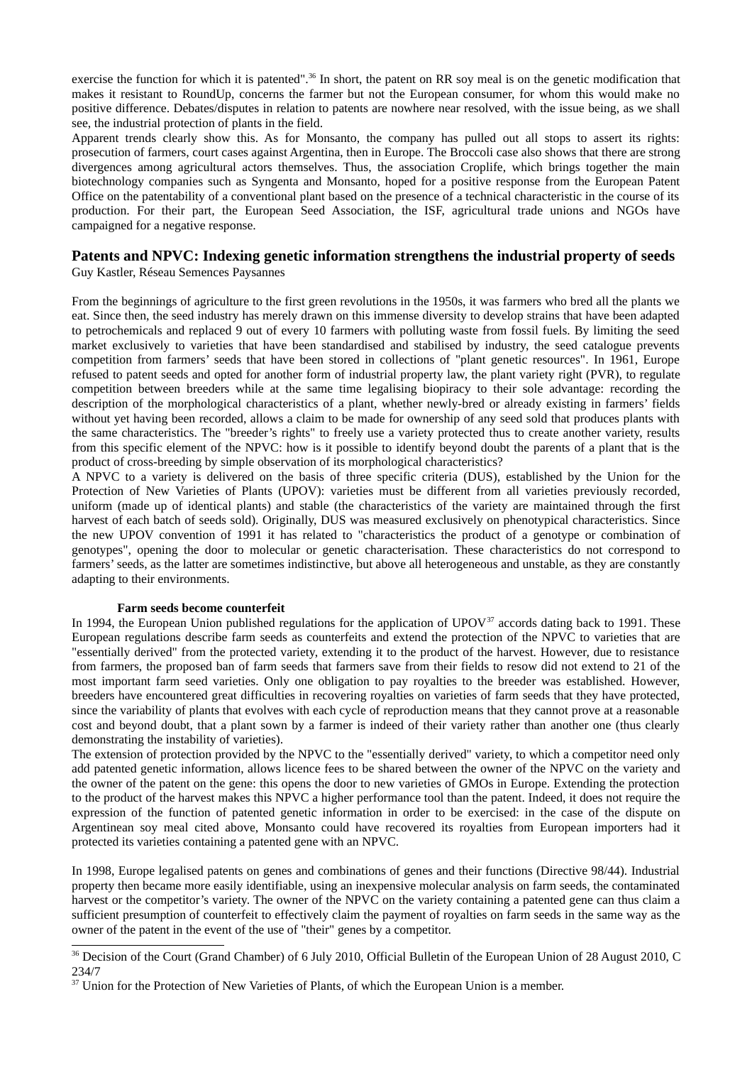exercise the function for which it is patented".[36] In short, the patent on RR soy meal is on the genetic modification that makes it resistant to RoundUp, concerns the farmer but not the European consumer, for whom this would make no positive difference. Debates/disputes in relation to patents are nowhere near resolved, with the issue being, as we shall see, the industrial protection of plants in the field.

Apparent trends clearly show this. As for Monsanto, the company has pulled out all stops to assert its rights: prosecution of farmers, court cases against Argentina, then in Europe. The Broccoli case also shows that there are strong divergences among agricultural actors themselves. Thus, the association Croplife, which brings together the main biotechnology companies such as Syngenta and Monsanto, hoped for a positive response from the European Patent Office on the patentability of a conventional plant based on the presence of a technical characteristic in the course of its production. For their part, the European Seed Association, the ISF, agricultural trade unions and NGOs have campaigned for a negative response.

## Patents and NPVC: Indexing genetic information strengthens the industrial property of seeds

Guy Kastler, Réseau Semences Paysannes

From the beginnings of agriculture to the first green revolutions in the 1950s, it was farmers who bred all the plants we eat. Since then, the seed industry has merely drawn on this immense diversity to develop strains that have been adapted to petrochemicals and replaced 9 out of every 10 farmers with polluting waste from fossil fuels. By limiting the seed market exclusively to varieties that have been standardised and stabilised by industry, the seed catalogue prevents competition from farmers' seeds that have been stored in collections of "plant genetic resources". In 1961, Europe refused to patent seeds and opted for another form of industrial property law, the plant variety right (PVR), to regulate competition between breeders while at the same time legalising biopiracy to their sole advantage: recording the description of the morphological characteristics of a plant, whether newly-bred or already existing in farmers' fields without yet having been recorded, allows a claim to be made for ownership of any seed sold that produces plants with the same characteristics. The "breeder's rights" to freely use a variety protected thus to create another variety, results from this specific element of the NPVC: how is it possible to identify beyond doubt the parents of a plant that is the product of cross-breeding by simple observation of its morphological characteristics?

A NPVC to a variety is delivered on the basis of three specific criteria (DUS), established by the Union for the Protection of New Varieties of Plants (UPOV): varieties must be different from all varieties previously recorded, uniform (made up of identical plants) and stable (the characteristics of the variety are maintained through the first harvest of each batch of seeds sold). Originally, DUS was measured exclusively on phenotypical characteristics. Since the new UPOV convention of 1991 it has related to "characteristics the product of a genotype or combination of genotypes", opening the door to molecular or genetic characterisation. These characteristics do not correspond to farmers' seeds, as the latter are sometimes indistinctive, but above all heterogeneous and unstable, as they are constantly adapting to their environments.

### Farm seeds become counterfeit

In 1994, the European Union published regulations for the application of UPOV[37] accords dating back to 1991. These European regulations describe farm seeds as counterfeits and extend the protection of the NPVC to varieties that are "essentially derived" from the protected variety, extending it to the product of the harvest. However, due to resistance from farmers, the proposed ban of farm seeds that farmers save from their fields to resow did not extend to 21 of the most important farm seed varieties. Only one obligation to pay royalties to the breeder was established. However, breeders have encountered great difficulties in recovering royalties on varieties of farm seeds that they have protected, since the variability of plants that evolves with each cycle of reproduction means that they cannot prove at a reasonable cost and beyond doubt, that a plant sown by a farmer is indeed of their variety rather than another one (thus clearly demonstrating the instability of varieties).

The extension of protection provided by the NPVC to the "essentially derived" variety, to which a competitor need only add patented genetic information, allows licence fees to be shared between the owner of the NPVC on the variety and the owner of the patent on the gene: this opens the door to new varieties of GMOs in Europe. Extending the protection to the product of the harvest makes this NPVC a higher performance tool than the patent. Indeed, it does not require the expression of the function of patented genetic information in order to be exercised: in the case of the dispute on Argentinean soy meal cited above, Monsanto could have recovered its royalties from European importers had it protected its varieties containing a patented gene with an NPVC.

In 1998, Europe legalised patents on genes and combinations of genes and their functions (Directive 98/44). Industrial property then became more easily identifiable, using an inexpensive molecular analysis on farm seeds, the contaminated harvest or the competitor's variety. The owner of the NPVC on the variety containing a patented gene can thus claim a sufficient presumption of counterfeit to effectively claim the payment of royalties on farm seeds in the same way as the owner of the patent in the event of the use of "their" genes by a competitor.

---

[36] Decision of the Court (Grand Chamber) of 6 July 2010, Official Bulletin of the European Union of 28 August 2010, C 234/7

[37] Union for the Protection of New Varieties of Plants, of which the European Union is a member.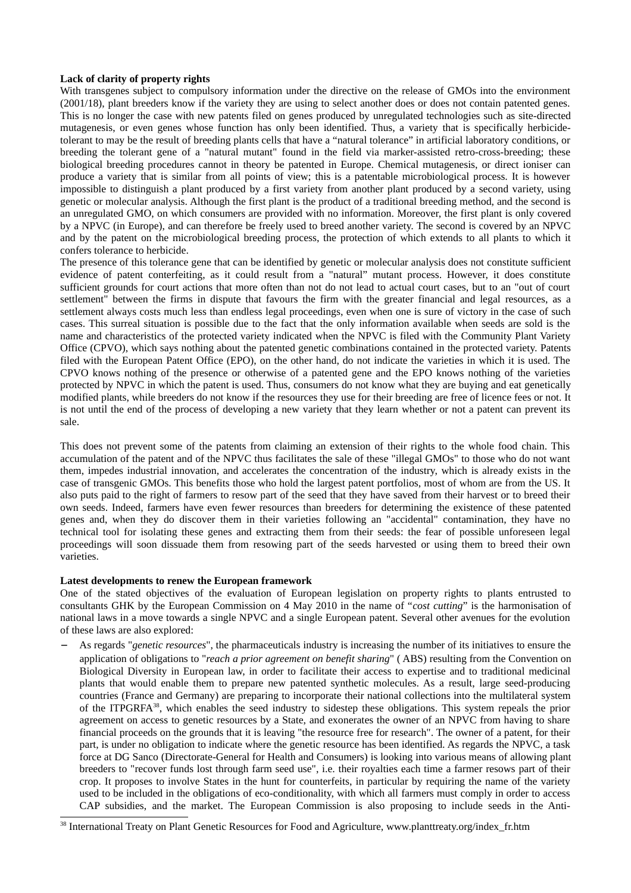**Lack of clarity of property rights**

With transgenes subject to compulsory information under the directive on the release of GMOs into the environment (2001/18), plant breeders know if the variety they are using to select another does or does not contain patented genes. This is no longer the case with new patents filed on genes produced by unregulated technologies such as site-directed mutagenesis, or even genes whose function has only been identified. Thus, a variety that is specifically herbicide-tolerant to may be the result of breeding plants cells that have a "natural tolerance" in artificial laboratory conditions, or breeding the tolerant gene of a "natural mutant" found in the field via marker-assisted retro-cross-breeding; these biological breeding procedures cannot in theory be patented in Europe. Chemical mutagenesis, or direct ioniser can produce a variety that is similar from all points of view; this is a patentable microbiological process. It is however impossible to distinguish a plant produced by a first variety from another plant produced by a second variety, using genetic or molecular analysis. Although the first plant is the product of a traditional breeding method, and the second is an unregulated GMO, on which consumers are provided with no information. Moreover, the first plant is only covered by a NPVC (in Europe), and can therefore be freely used to breed another variety. The second is covered by an NPVC and by the patent on the microbiological breeding process, the protection of which extends to all plants to which it confers tolerance to herbicide.

The presence of this tolerance gene that can be identified by genetic or molecular analysis does not constitute sufficient evidence of patent conterfeiting, as it could result from a "natural" mutant process. However, it does constitute sufficient grounds for court actions that more often than not do not lead to actual court cases, but to an "out of court settlement" between the firms in dispute that favours the firm with the greater financial and legal resources, as a settlement always costs much less than endless legal proceedings, even when one is sure of victory in the case of such cases. This surreal situation is possible due to the fact that the only information available when seeds are sold is the name and characteristics of the protected variety indicated when the NPVC is filed with the Community Plant Variety Office (CPVO), which says nothing about the patented genetic combinations contained in the protected variety. Patents filed with the European Patent Office (EPO), on the other hand, do not indicate the varieties in which it is used. The CPVO knows nothing of the presence or otherwise of a patented gene and the EPO knows nothing of the varieties protected by NPVC in which the patent is used. Thus, consumers do not know what they are buying and eat genetically modified plants, while breeders do not know if the resources they use for their breeding are free of licence fees or not. It is not until the end of the process of developing a new variety that they learn whether or not a patent can prevent its sale.

This does not prevent some of the patents from claiming an extension of their rights to the whole food chain. This accumulation of the patent and of the NPVC thus facilitates the sale of these "illegal GMOs" to those who do not want them, impedes industrial innovation, and accelerates the concentration of the industry, which is already exists in the case of transgenic GMOs. This benefits those who hold the largest patent portfolios, most of whom are from the US. It also puts paid to the right of farmers to resow part of the seed that they have saved from their harvest or to breed their own seeds. Indeed, farmers have even fewer resources than breeders for determining the existence of these patented genes and, when they do discover them in their varieties following an "accidental" contamination, they have no technical tool for isolating these genes and extracting them from their seeds: the fear of possible unforeseen legal proceedings will soon dissuade them from resowing part of the seeds harvested or using them to breed their own varieties.

**Latest developments to renew the European framework**

One of the stated objectives of the evaluation of European legislation on property rights to plants entrusted to consultants GHK by the European Commission on 4 May 2010 in the name of "*cost cutting*" is the harmonisation of national laws in a move towards a single NPVC and a single European patent. Several other avenues for the evolution of these laws are also explored:

- As regards "*genetic resources*", the pharmaceuticals industry is increasing the number of its initiatives to ensure the application of obligations to "*reach a prior agreement on benefit sharing*" ( ABS) resulting from the Convention on Biological Diversity in European law, in order to facilitate their access to expertise and to traditional medicinal plants that would enable them to prepare new patented synthetic molecules. As a result, large seed-producing countries (France and Germany) are preparing to incorporate their national collections into the multilateral system of the ITPGRFA[38], which enables the seed industry to sidestep these obligations. This system repeals the prior agreement on access to genetic resources by a State, and exonerates the owner of an NPVC from having to share financial proceeds on the grounds that it is leaving "the resource free for research". The owner of a patent, for their part, is under no obligation to indicate where the genetic resource has been identified. As regards the NPVC, a task force at DG Sanco (Directorate-General for Health and Consumers) is looking into various means of allowing plant breeders to "recover funds lost through farm seed use", i.e. their royalties each time a farmer resows part of their crop. It proposes to involve States in the hunt for counterfeits, in particular by requiring the name of the variety used to be included in the obligations of eco-conditionality, with which all farmers must comply in order to access CAP subsidies, and the market. The European Commission is also proposing to include seeds in the Anti-

[38] International Treaty on Plant Genetic Resources for Food and Agriculture, www.planttreaty.org/index_fr.htm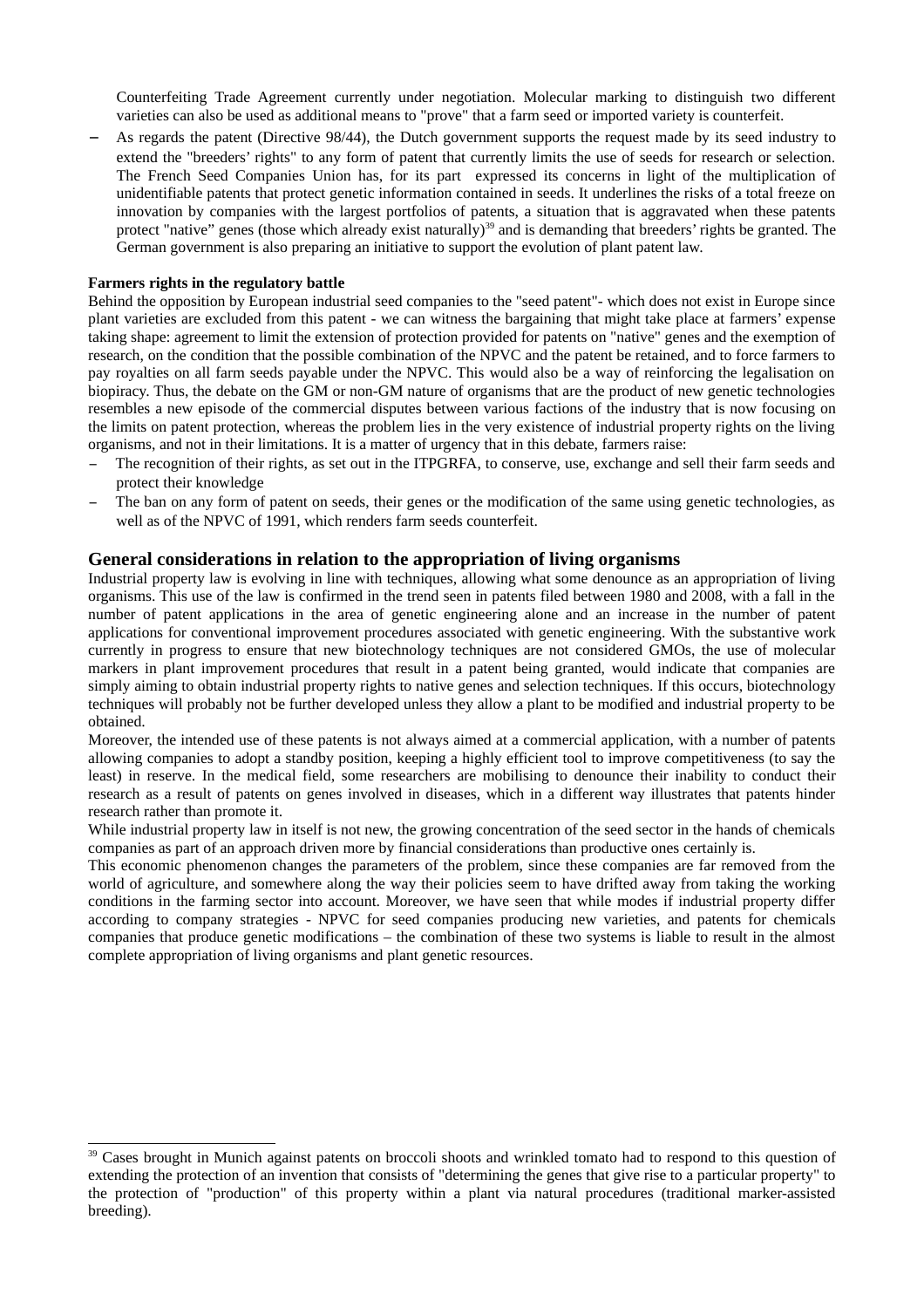Counterfeiting Trade Agreement currently under negotiation. Molecular marking to distinguish two different varieties can also be used as additional means to "prove" that a farm seed or imported variety is counterfeit.

- As regards the patent (Directive 98/44), the Dutch government supports the request made by its seed industry to extend the "breeders' rights" to any form of patent that currently limits the use of seeds for research or selection. The French Seed Companies Union has, for its part expressed its concerns in light of the multiplication of unidentifiable patents that protect genetic information contained in seeds. It underlines the risks of a total freeze on innovation by companies with the largest portfolios of patents, a situation that is aggravated when these patents protect "native" genes (those which already exist naturally)[39] and is demanding that breeders' rights be granted. The German government is also preparing an initiative to support the evolution of plant patent law.

**Farmers rights in the regulatory battle**

Behind the opposition by European industrial seed companies to the "seed patent"- which does not exist in Europe since plant varieties are excluded from this patent - we can witness the bargaining that might take place at farmers' expense taking shape: agreement to limit the extension of protection provided for patents on "native" genes and the exemption of research, on the condition that the possible combination of the NPVC and the patent be retained, and to force farmers to pay royalties on all farm seeds payable under the NPVC. This would also be a way of reinforcing the legalisation on biopiracy. Thus, the debate on the GM or non-GM nature of organisms that are the product of new genetic technologies resembles a new episode of the commercial disputes between various factions of the industry that is now focusing on the limits on patent protection, whereas the problem lies in the very existence of industrial property rights on the living organisms, and not in their limitations. It is a matter of urgency that in this debate, farmers raise:

- The recognition of their rights, as set out in the ITPGRFA, to conserve, use, exchange and sell their farm seeds and protect their knowledge
- The ban on any form of patent on seeds, their genes or the modification of the same using genetic technologies, as well as of the NPVC of 1991, which renders farm seeds counterfeit.

## General considerations in relation to the appropriation of living organisms

Industrial property law is evolving in line with techniques, allowing what some denounce as an appropriation of living organisms. This use of the law is confirmed in the trend seen in patents filed between 1980 and 2008, with a fall in the number of patent applications in the area of genetic engineering alone and an increase in the number of patent applications for conventional improvement procedures associated with genetic engineering. With the substantive work currently in progress to ensure that new biotechnology techniques are not considered GMOs, the use of molecular markers in plant improvement procedures that result in a patent being granted, would indicate that companies are simply aiming to obtain industrial property rights to native genes and selection techniques. If this occurs, biotechnology techniques will probably not be further developed unless they allow a plant to be modified and industrial property to be obtained.

Moreover, the intended use of these patents is not always aimed at a commercial application, with a number of patents allowing companies to adopt a standby position, keeping a highly efficient tool to improve competitiveness (to say the least) in reserve. In the medical field, some researchers are mobilising to denounce their inability to conduct their research as a result of patents on genes involved in diseases, which in a different way illustrates that patents hinder research rather than promote it.

While industrial property law in itself is not new, the growing concentration of the seed sector in the hands of chemicals companies as part of an approach driven more by financial considerations than productive ones certainly is.

This economic phenomenon changes the parameters of the problem, since these companies are far removed from the world of agriculture, and somewhere along the way their policies seem to have drifted away from taking the working conditions in the farming sector into account. Moreover, we have seen that while modes if industrial property differ according to company strategies - NPVC for seed companies producing new varieties, and patents for chemicals companies that produce genetic modifications – the combination of these two systems is liable to result in the almost complete appropriation of living organisms and plant genetic resources.

[39] Cases brought in Munich against patents on broccoli shoots and wrinkled tomato had to respond to this question of extending the protection of an invention that consists of "determining the genes that give rise to a particular property" to the protection of "production" of this property within a plant via natural procedures (traditional marker-assisted breeding).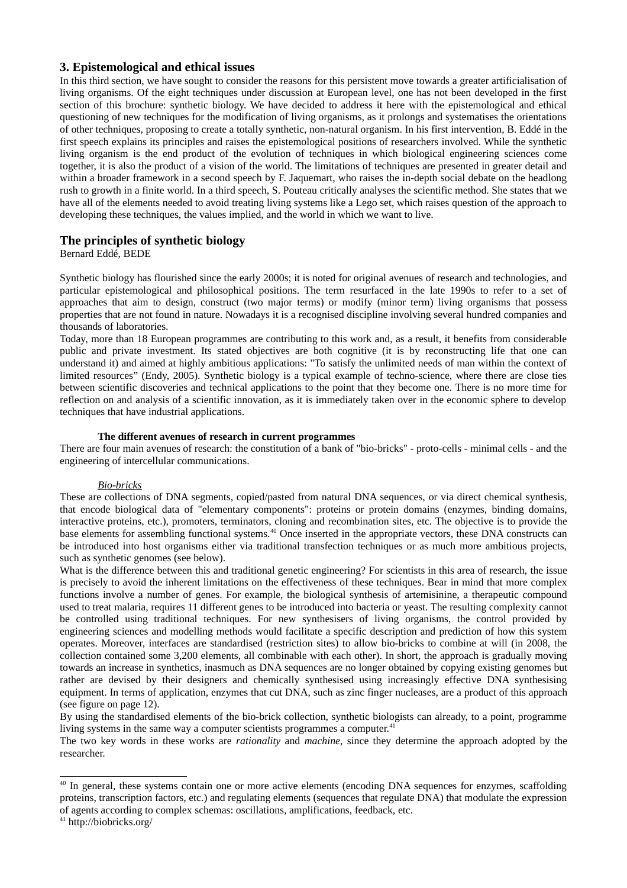## 3. Epistemological and ethical issues

In this third section, we have sought to consider the reasons for this persistent move towards a greater artificialisation of living organisms. Of the eight techniques under discussion at European level, one has not been developed in the first section of this brochure: synthetic biology. We have decided to address it here with the epistemological and ethical questioning of new techniques for the modification of living organisms, as it prolongs and systematises the orientations of other techniques, proposing to create a totally synthetic, non-natural organism. In his first intervention, B. Eddé in the first speech explains its principles and raises the epistemological positions of researchers involved. While the synthetic living organism is the end product of the evolution of techniques in which biological engineering sciences come together, it is also the product of a vision of the world. The limitations of techniques are presented in greater detail and within a broader framework in a second speech by F. Jaquemart, who raises the in-depth social debate on the headlong rush to growth in a finite world. In a third speech, S. Pouteau critically analyses the scientific method. She states that we have all of the elements needed to avoid treating living systems like a Lego set, which raises question of the approach to developing these techniques, the values implied, and the world in which we want to live.

## The principles of synthetic biology

Bernard Eddé, BEDE

Synthetic biology has flourished since the early 2000s; it is noted for original avenues of research and technologies, and particular epistemological and philosophical positions. The term resurfaced in the late 1990s to refer to a set of approaches that aim to design, construct (two major terms) or modify (minor term) living organisms that possess properties that are not found in nature. Nowadays it is a recognised discipline involving several hundred companies and thousands of laboratories.

Today, more than 18 European programmes are contributing to this work and, as a result, it benefits from considerable public and private investment. Its stated objectives are both cognitive (it is by reconstructing life that one can understand it) and aimed at highly ambitious applications: "To satisfy the unlimited needs of man within the context of limited resources" (Endy, 2005). Synthetic biology is a typical example of techno-science, where there are close ties between scientific discoveries and technical applications to the point that they become one. There is no more time for reflection on and analysis of a scientific innovation, as it is immediately taken over in the economic sphere to develop techniques that have industrial applications.

### The different avenues of research in current programmes

There are four main avenues of research: the constitution of a bank of "bio-bricks" - proto-cells - minimal cells - and the engineering of intercellular communications.

#### *Bio-bricks*

These are collections of DNA segments, copied/pasted from natural DNA sequences, or via direct chemical synthesis, that encode biological data of "elementary components": proteins or protein domains (enzymes, binding domains, interactive proteins, etc.), promoters, terminators, cloning and recombination sites, etc. The objective is to provide the base elements for assembling functional systems.[40] Once inserted in the appropriate vectors, these DNA constructs can be introduced into host organisms either via traditional transfection techniques or as much more ambitious projects, such as synthetic genomes (see below).

What is the difference between this and traditional genetic engineering? For scientists in this area of research, the issue is precisely to avoid the inherent limitations on the effectiveness of these techniques. Bear in mind that more complex functions involve a number of genes. For example, the biological synthesis of artemisinine, a therapeutic compound used to treat malaria, requires 11 different genes to be introduced into bacteria or yeast. The resulting complexity cannot be controlled using traditional techniques. For new synthesisers of living organisms, the control provided by engineering sciences and modelling methods would facilitate a specific description and prediction of how this system operates. Moreover, interfaces are standardised (restriction sites) to allow bio-bricks to combine at will (in 2008, the collection contained some 3,200 elements, all combinable with each other). In short, the approach is gradually moving towards an increase in synthetics, inasmuch as DNA sequences are no longer obtained by copying existing genomes but rather are devised by their designers and chemically synthesised using increasingly effective DNA synthesising equipment. In terms of application, enzymes that cut DNA, such as zinc finger nucleases, are a product of this approach (see figure on page 12).

By using the standardised elements of the bio-brick collection, synthetic biologists can already, to a point, programme living systems in the same way a computer scientists programmes a computer.[41]

The two key words in these works are *rationality* and *machine*, since they determine the approach adopted by the researcher.

---

[40] In general, these systems contain one or more active elements (encoding DNA sequences for enzymes, scaffolding proteins, transcription factors, etc.) and regulating elements (sequences that regulate DNA) that modulate the expression of agents according to complex schemas: oscillations, amplifications, feedback, etc.

[41] http://biobricks.org/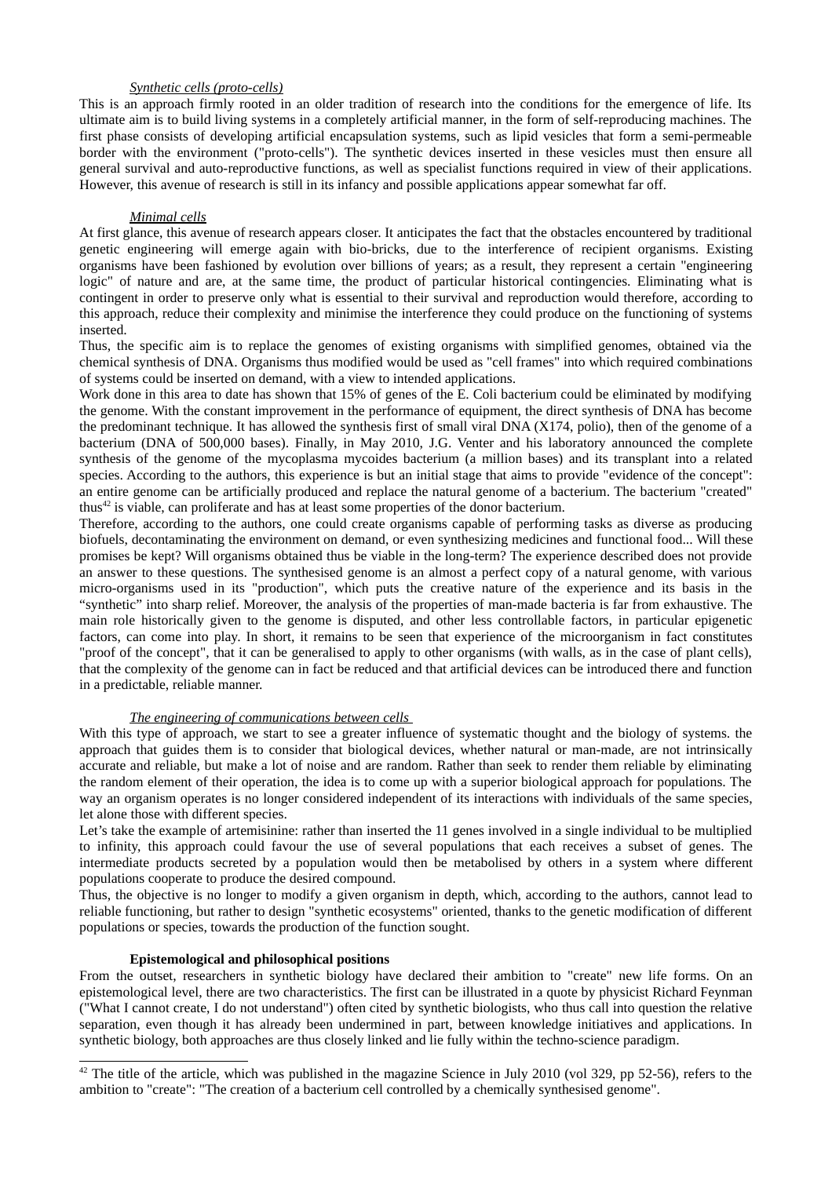*Synthetic cells (proto-cells)*

This is an approach firmly rooted in an older tradition of research into the conditions for the emergence of life. Its ultimate aim is to build living systems in a completely artificial manner, in the form of self-reproducing machines. The first phase consists of developing artificial encapsulation systems, such as lipid vesicles that form a semi-permeable border with the environment ("proto-cells"). The synthetic devices inserted in these vesicles must then ensure all general survival and auto-reproductive functions, as well as specialist functions required in view of their applications. However, this avenue of research is still in its infancy and possible applications appear somewhat far off.

*Minimal cells*

At first glance, this avenue of research appears closer. It anticipates the fact that the obstacles encountered by traditional genetic engineering will emerge again with bio-bricks, due to the interference of recipient organisms. Existing organisms have been fashioned by evolution over billions of years; as a result, they represent a certain "engineering logic" of nature and are, at the same time, the product of particular historical contingencies. Eliminating what is contingent in order to preserve only what is essential to their survival and reproduction would therefore, according to this approach, reduce their complexity and minimise the interference they could produce on the functioning of systems inserted.

Thus, the specific aim is to replace the genomes of existing organisms with simplified genomes, obtained via the chemical synthesis of DNA. Organisms thus modified would be used as "cell frames" into which required combinations of systems could be inserted on demand, with a view to intended applications.

Work done in this area to date has shown that 15% of genes of the E. Coli bacterium could be eliminated by modifying the genome. With the constant improvement in the performance of equipment, the direct synthesis of DNA has become the predominant technique. It has allowed the synthesis first of small viral DNA (X174, polio), then of the genome of a bacterium (DNA of 500,000 bases). Finally, in May 2010, J.G. Venter and his laboratory announced the complete synthesis of the genome of the mycoplasma mycoides bacterium (a million bases) and its transplant into a related species. According to the authors, this experience is but an initial stage that aims to provide "evidence of the concept": an entire genome can be artificially produced and replace the natural genome of a bacterium. The bacterium "created" thus[42] is viable, can proliferate and has at least some properties of the donor bacterium.

Therefore, according to the authors, one could create organisms capable of performing tasks as diverse as producing biofuels, decontaminating the environment on demand, or even synthesizing medicines and functional food... Will these promises be kept? Will organisms obtained thus be viable in the long-term? The experience described does not provide an answer to these questions. The synthesised genome is an almost a perfect copy of a natural genome, with various micro-organisms used in its "production", which puts the creative nature of the experience and its basis in the "synthetic" into sharp relief. Moreover, the analysis of the properties of man-made bacteria is far from exhaustive. The main role historically given to the genome is disputed, and other less controllable factors, in particular epigenetic factors, can come into play. In short, it remains to be seen that experience of the microorganism in fact constitutes "proof of the concept", that it can be generalised to apply to other organisms (with walls, as in the case of plant cells), that the complexity of the genome can in fact be reduced and that artificial devices can be introduced there and function in a predictable, reliable manner.

*The engineering of communications between cells*

With this type of approach, we start to see a greater influence of systematic thought and the biology of systems. the approach that guides them is to consider that biological devices, whether natural or man-made, are not intrinsically accurate and reliable, but make a lot of noise and are random. Rather than seek to render them reliable by eliminating the random element of their operation, the idea is to come up with a superior biological approach for populations. The way an organism operates is no longer considered independent of its interactions with individuals of the same species, let alone those with different species.

Let's take the example of artemisinine: rather than inserted the 11 genes involved in a single individual to be multiplied to infinity, this approach could favour the use of several populations that each receives a subset of genes. The intermediate products secreted by a population would then be metabolised by others in a system where different populations cooperate to produce the desired compound.

Thus, the objective is no longer to modify a given organism in depth, which, according to the authors, cannot lead to reliable functioning, but rather to design "synthetic ecosystems" oriented, thanks to the genetic modification of different populations or species, towards the production of the function sought.

**Epistemological and philosophical positions**

From the outset, researchers in synthetic biology have declared their ambition to "create" new life forms. On an epistemological level, there are two characteristics. The first can be illustrated in a quote by physicist Richard Feynman ("What I cannot create, I do not understand") often cited by synthetic biologists, who thus call into question the relative separation, even though it has already been undermined in part, between knowledge initiatives and applications. In synthetic biology, both approaches are thus closely linked and lie fully within the techno-science paradigm.

---

[42] The title of the article, which was published in the magazine Science in July 2010 (vol 329, pp 52-56), refers to the ambition to "create": "The creation of a bacterium cell controlled by a chemically synthesised genome".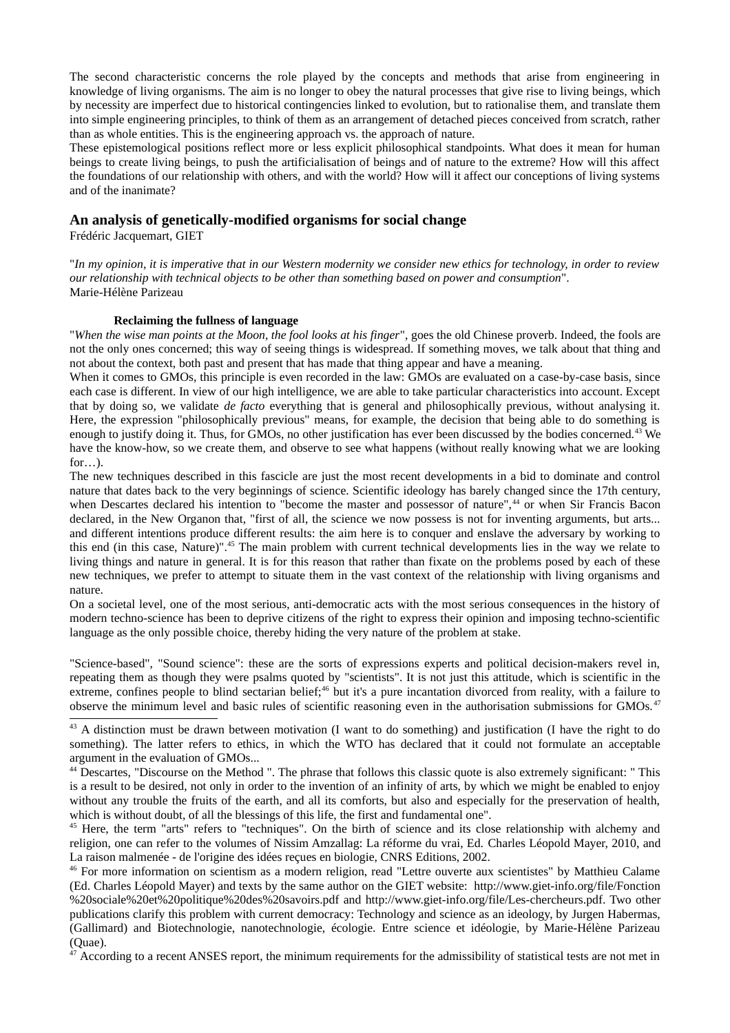The second characteristic concerns the role played by the concepts and methods that arise from engineering in knowledge of living organisms. The aim is no longer to obey the natural processes that give rise to living beings, which by necessity are imperfect due to historical contingencies linked to evolution, but to rationalise them, and translate them into simple engineering principles, to think of them as an arrangement of detached pieces conceived from scratch, rather than as whole entities. This is the engineering approach vs. the approach of nature.

These epistemological positions reflect more or less explicit philosophical standpoints. What does it mean for human beings to create living beings, to push the artificialisation of beings and of nature to the extreme? How will this affect the foundations of our relationship with others, and with the world? How will it affect our conceptions of living systems and of the inanimate?

## An analysis of genetically-modified organisms for social change

Frédéric Jacquemart, GIET

"*In my opinion, it is imperative that in our Western modernity we consider new ethics for technology, in order to review our relationship with technical objects to be other than something based on power and consumption*".
Marie-Hélène Parizeau

### Reclaiming the fullness of language

"*When the wise man points at the Moon, the fool looks at his finger*", goes the old Chinese proverb. Indeed, the fools are not the only ones concerned; this way of seeing things is widespread. If something moves, we talk about that thing and not about the context, both past and present that has made that thing appear and have a meaning.

When it comes to GMOs, this principle is even recorded in the law: GMOs are evaluated on a case-by-case basis, since each case is different. In view of our high intelligence, we are able to take particular characteristics into account. Except that by doing so, we validate *de facto* everything that is general and philosophically previous, without analysing it. Here, the expression "philosophically previous" means, for example, the decision that being able to do something is enough to justify doing it. Thus, for GMOs, no other justification has ever been discussed by the bodies concerned.[43] We have the know-how, so we create them, and observe to see what happens (without really knowing what we are looking for…).

The new techniques described in this fascicle are just the most recent developments in a bid to dominate and control nature that dates back to the very beginnings of science. Scientific ideology has barely changed since the 17th century, when Descartes declared his intention to "become the master and possessor of nature",[44] or when Sir Francis Bacon declared, in the New Organon that, "first of all, the science we now possess is not for inventing arguments, but arts... and different intentions produce different results: the aim here is to conquer and enslave the adversary by working to this end (in this case, Nature)".[45] The main problem with current technical developments lies in the way we relate to living things and nature in general. It is for this reason that rather than fixate on the problems posed by each of these new techniques, we prefer to attempt to situate them in the vast context of the relationship with living organisms and nature.

On a societal level, one of the most serious, anti-democratic acts with the most serious consequences in the history of modern techno-science has been to deprive citizens of the right to express their opinion and imposing techno-scientific language as the only possible choice, thereby hiding the very nature of the problem at stake.

"Science-based", "Sound science": these are the sorts of expressions experts and political decision-makers revel in, repeating them as though they were psalms quoted by "scientists". It is not just this attitude, which is scientific in the extreme, confines people to blind sectarian belief;[46] but it's a pure incantation divorced from reality, with a failure to observe the minimum level and basic rules of scientific reasoning even in the authorisation submissions for GMOs.[47]

---

[43] A distinction must be drawn between motivation (I want to do something) and justification (I have the right to do something). The latter refers to ethics, in which the WTO has declared that it could not formulate an acceptable argument in the evaluation of GMOs...

[44] Descartes, "Discourse on the Method ". The phrase that follows this classic quote is also extremely significant: " This is a result to be desired, not only in order to the invention of an infinity of arts, by which we might be enabled to enjoy without any trouble the fruits of the earth, and all its comforts, but also and especially for the preservation of health, which is without doubt, of all the blessings of this life, the first and fundamental one".

[45] Here, the term "arts" refers to "techniques". On the birth of science and its close relationship with alchemy and religion, one can refer to the volumes of Nissim Amzallag: La réforme du vrai, Ed. Charles Léopold Mayer, 2010, and La raison malmenée - de l'origine des idées reçues en biologie, CNRS Editions, 2002.

[46] For more information on scientism as a modern religion, read "Lettre ouverte aux scientistes" by Matthieu Calame (Ed. Charles Léopold Mayer) and texts by the same author on the GIET website: http://www.giet-info.org/file/Fonction%20sociale%20et%20politique%20des%20savoirs.pdf and http://www.giet-info.org/file/Les-chercheurs.pdf. Two other publications clarify this problem with current democracy: Technology and science as an ideology, by Jurgen Habermas, (Gallimard) and Biotechnologie, nanotechnologie, écologie. Entre science et idéologie, by Marie-Hélène Parizeau (Quae).

[47] According to a recent ANSES report, the minimum requirements for the admissibility of statistical tests are not met in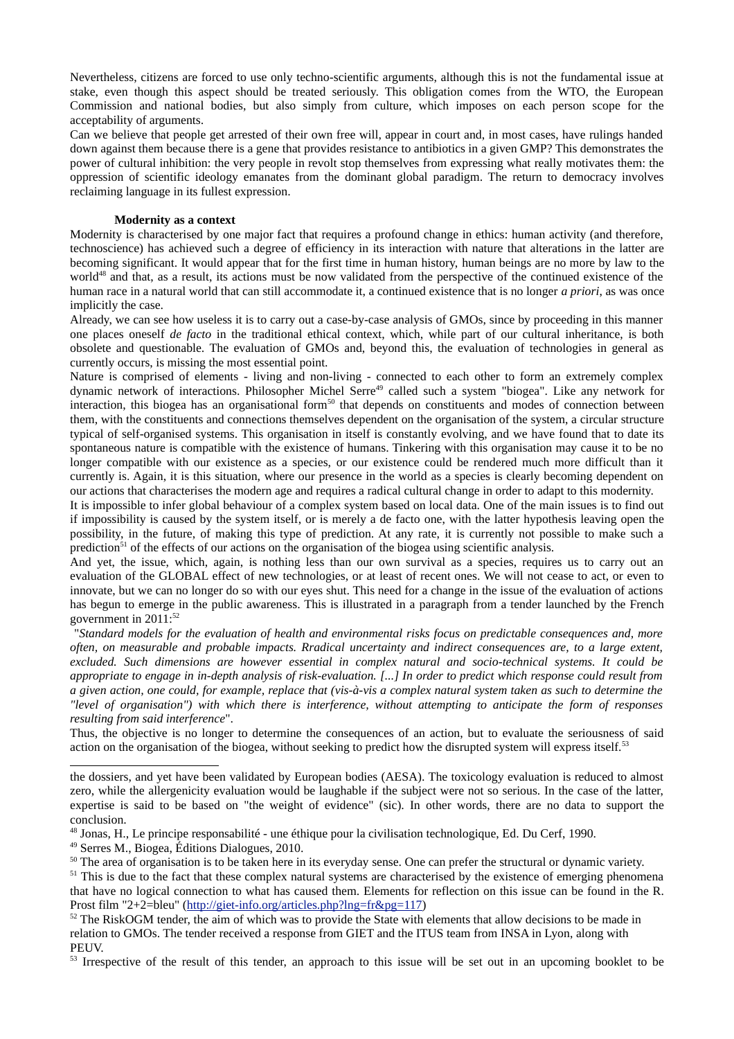Nevertheless, citizens are forced to use only techno-scientific arguments, although this is not the fundamental issue at stake, even though this aspect should be treated seriously. This obligation comes from the WTO, the European Commission and national bodies, but also simply from culture, which imposes on each person scope for the acceptability of arguments.

Can we believe that people get arrested of their own free will, appear in court and, in most cases, have rulings handed down against them because there is a gene that provides resistance to antibiotics in a given GMP? This demonstrates the power of cultural inhibition: the very people in revolt stop themselves from expressing what really motivates them: the oppression of scientific ideology emanates from the dominant global paradigm. The return to democracy involves reclaiming language in its fullest expression.

**Modernity as a context**

Modernity is characterised by one major fact that requires a profound change in ethics: human activity (and therefore, technoscience) has achieved such a degree of efficiency in its interaction with nature that alterations in the latter are becoming significant. It would appear that for the first time in human history, human beings are no more by law to the world[48] and that, as a result, its actions must be now validated from the perspective of the continued existence of the human race in a natural world that can still accommodate it, a continued existence that is no longer *a priori*, as was once implicitly the case.

Already, we can see how useless it is to carry out a case-by-case analysis of GMOs, since by proceeding in this manner one places oneself *de facto* in the traditional ethical context, which, while part of our cultural inheritance, is both obsolete and questionable. The evaluation of GMOs and, beyond this, the evaluation of technologies in general as currently occurs, is missing the most essential point.

Nature is comprised of elements - living and non-living - connected to each other to form an extremely complex dynamic network of interactions. Philosopher Michel Serre[49] called such a system "biogea". Like any network for interaction, this biogea has an organisational form[50] that depends on constituents and modes of connection between them, with the constituents and connections themselves dependent on the organisation of the system, a circular structure typical of self-organised systems. This organisation in itself is constantly evolving, and we have found that to date its spontaneous nature is compatible with the existence of humans. Tinkering with this organisation may cause it to be no longer compatible with our existence as a species, or our existence could be rendered much more difficult than it currently is. Again, it is this situation, where our presence in the world as a species is clearly becoming dependent on our actions that characterises the modern age and requires a radical cultural change in order to adapt to this modernity.

It is impossible to infer global behaviour of a complex system based on local data. One of the main issues is to find out if impossibility is caused by the system itself, or is merely a de facto one, with the latter hypothesis leaving open the possibility, in the future, of making this type of prediction. At any rate, it is currently not possible to make such a prediction[51] of the effects of our actions on the organisation of the biogea using scientific analysis.

And yet, the issue, which, again, is nothing less than our own survival as a species, requires us to carry out an evaluation of the GLOBAL effect of new technologies, or at least of recent ones. We will not cease to act, or even to innovate, but we can no longer do so with our eyes shut. This need for a change in the issue of the evaluation of actions has begun to emerge in the public awareness. This is illustrated in a paragraph from a tender launched by the French government in 2011:[52]

"*Standard models for the evaluation of health and environmental risks focus on predictable consequences and, more often, on measurable and probable impacts. Rradical uncertainty and indirect consequences are, to a large extent, excluded. Such dimensions are however essential in complex natural and socio-technical systems. It could be appropriate to engage in in-depth analysis of risk-evaluation. [...] In order to predict which response could result from a given action, one could, for example, replace that (vis-à-vis a complex natural system taken as such to determine the "level of organisation") with which there is interference, without attempting to anticipate the form of responses resulting from said interference*".

Thus, the objective is no longer to determine the consequences of an action, but to evaluate the seriousness of said action on the organisation of the biogea, without seeking to predict how the disrupted system will express itself.[53]

---

the dossiers, and yet have been validated by European bodies (AESA). The toxicology evaluation is reduced to almost zero, while the allergenicity evaluation would be laughable if the subject were not so serious. In the case of the latter, expertise is said to be based on "the weight of evidence" (sic). In other words, there are no data to support the conclusion.

[48] Jonas, H., Le principe responsabilité - une éthique pour la civilisation technologique, Ed. Du Cerf, 1990.

[49] Serres M., Biogea, Éditions Dialogues, 2010.

[50] The area of organisation is to be taken here in its everyday sense. One can prefer the structural or dynamic variety.

[51] This is due to the fact that these complex natural systems are characterised by the existence of emerging phenomena that have no logical connection to what has caused them. Elements for reflection on this issue can be found in the R. Prost film "2+2=bleu" (http://giet-info.org/articles.php?lng=fr&pg=117)

[52] The RiskOGM tender, the aim of which was to provide the State with elements that allow decisions to be made in relation to GMOs. The tender received a response from GIET and the ITUS team from INSA in Lyon, along with PEUV.

[53] Irrespective of the result of this tender, an approach to this issue will be set out in an upcoming booklet to be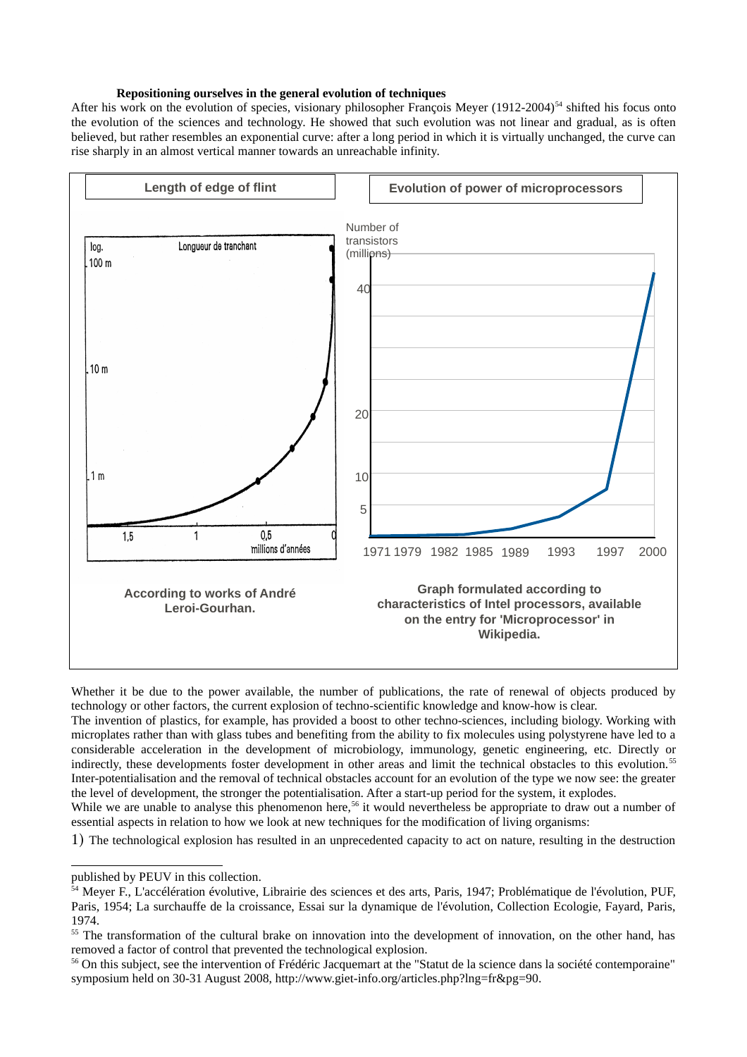**Repositioning ourselves in the general evolution of techniques**

After his work on the evolution of species, visionary philosopher François Meyer (1912-2004)[54] shifted his focus onto the evolution of the sciences and technology. He showed that such evolution was not linear and gradual, as is often believed, but rather resembles an exponential curve: after a long period in which it is virtually unchanged, the curve can rise sharply in an almost vertical manner towards an unreachable infinity.

**Length of edge of flint**

**Evolution of power of microprocessors**

**According to works of André Leroi-Gourhan.**

**Graph formulated according to characteristics of Intel processors, available on the entry for 'Microprocessor' in Wikipedia.**

Whether it be due to the power available, the number of publications, the rate of renewal of objects produced by technology or other factors, the current explosion of techno-scientific knowledge and know-how is clear.

The invention of plastics, for example, has provided a boost to other techno-sciences, including biology. Working with microplates rather than with glass tubes and benefiting from the ability to fix molecules using polystyrene have led to a considerable acceleration in the development of microbiology, immunology, genetic engineering, etc. Directly or indirectly, these developments foster development in other areas and limit the technical obstacles to this evolution.[55]

Inter-potentialisation and the removal of technical obstacles account for an evolution of the type we now see: the greater the level of development, the stronger the potentialisation. After a start-up period for the system, it explodes.

While we are unable to analyse this phenomenon here,[56] it would nevertheless be appropriate to draw out a number of essential aspects in relation to how we look at new techniques for the modification of living organisms:

1) The technological explosion has resulted in an unprecedented capacity to act on nature, resulting in the destruction

---

published by PEUV in this collection.

[54] Meyer F., L'accélération évolutive, Librairie des sciences et des arts, Paris, 1947; Problématique de l'évolution, PUF, Paris, 1954; La surchauffe de la croissance, Essai sur la dynamique de l'évolution, Collection Ecologie, Fayard, Paris, 1974.

[55] The transformation of the cultural brake on innovation into the development of innovation, on the other hand, has removed a factor of control that prevented the technological explosion.

[56] On this subject, see the intervention of Frédéric Jacquemart at the "Statut de la science dans la société contemporaine" symposium held on 30-31 August 2008, http://www.giet-info.org/articles.php?lng=fr&pg=90.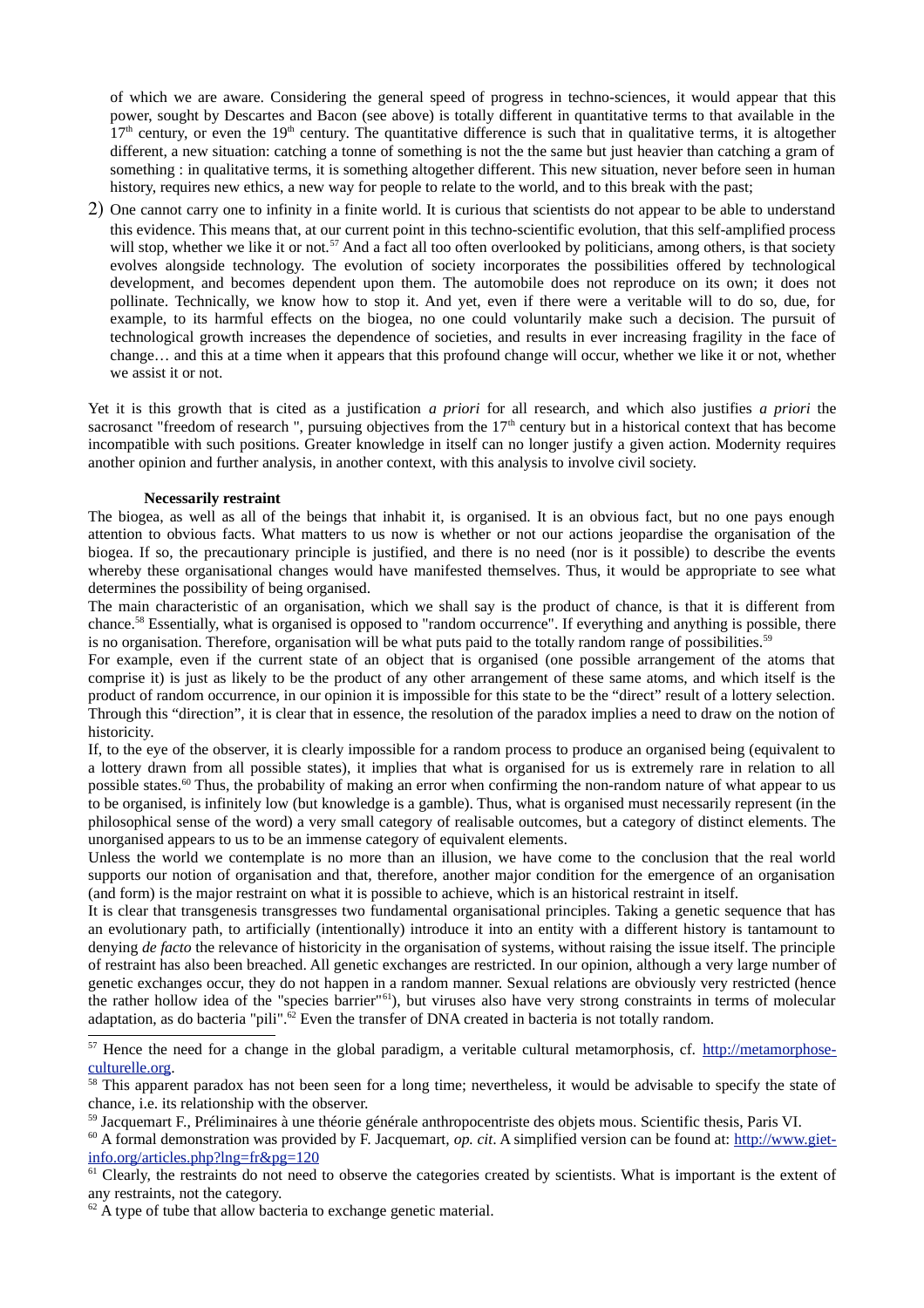of which we are aware. Considering the general speed of progress in techno-sciences, it would appear that this power, sought by Descartes and Bacon (see above) is totally different in quantitative terms to that available in the 17th century, or even the 19th century. The quantitative difference is such that in qualitative terms, it is altogether different, a new situation: catching a tonne of something is not the the same but just heavier than catching a gram of something : in qualitative terms, it is something altogether different. This new situation, never before seen in human history, requires new ethics, a new way for people to relate to the world, and to this break with the past;

2) One cannot carry one to infinity in a finite world. It is curious that scientists do not appear to be able to understand this evidence. This means that, at our current point in this techno-scientific evolution, that this self-amplified process will stop, whether we like it or not.[57] And a fact all too often overlooked by politicians, among others, is that society evolves alongside technology. The evolution of society incorporates the possibilities offered by technological development, and becomes dependent upon them. The automobile does not reproduce on its own; it does not pollinate. Technically, we know how to stop it. And yet, even if there were a veritable will to do so, due, for example, to its harmful effects on the biogea, no one could voluntarily make such a decision. The pursuit of technological growth increases the dependence of societies, and results in ever increasing fragility in the face of change… and this at a time when it appears that this profound change will occur, whether we like it or not, whether we assist it or not.

Yet it is this growth that is cited as a justification *a priori* for all research, and which also justifies *a priori* the sacrosanct "freedom of research ", pursuing objectives from the 17th century but in a historical context that has become incompatible with such positions. Greater knowledge in itself can no longer justify a given action. Modernity requires another opinion and further analysis, in another context, with this analysis to involve civil society.

**Necessarily restraint**

The biogea, as well as all of the beings that inhabit it, is organised. It is an obvious fact, but no one pays enough attention to obvious facts. What matters to us now is whether or not our actions jeopardise the organisation of the biogea. If so, the precautionary principle is justified, and there is no need (nor is it possible) to describe the events whereby these organisational changes would have manifested themselves. Thus, it would be appropriate to see what determines the possibility of being organised.

The main characteristic of an organisation, which we shall say is the product of chance, is that it is different from chance.[58] Essentially, what is organised is opposed to "random occurrence". If everything and anything is possible, there is no organisation. Therefore, organisation will be what puts paid to the totally random range of possibilities.[59]

For example, even if the current state of an object that is organised (one possible arrangement of the atoms that comprise it) is just as likely to be the product of any other arrangement of these same atoms, and which itself is the product of random occurrence, in our opinion it is impossible for this state to be the "direct" result of a lottery selection. Through this "direction", it is clear that in essence, the resolution of the paradox implies a need to draw on the notion of historicity.

If, to the eye of the observer, it is clearly impossible for a random process to produce an organised being (equivalent to a lottery drawn from all possible states), it implies that what is organised for us is extremely rare in relation to all possible states.[60] Thus, the probability of making an error when confirming the non-random nature of what appear to us to be organised, is infinitely low (but knowledge is a gamble). Thus, what is organised must necessarily represent (in the philosophical sense of the word) a very small category of realisable outcomes, but a category of distinct elements. The unorganised appears to us to be an immense category of equivalent elements.

Unless the world we contemplate is no more than an illusion, we have come to the conclusion that the real world supports our notion of organisation and that, therefore, another major condition for the emergence of an organisation (and form) is the major restraint on what it is possible to achieve, which is an historical restraint in itself.

It is clear that transgenesis transgresses two fundamental organisational principles. Taking a genetic sequence that has an evolutionary path, to artificially (intentionally) introduce it into an entity with a different history is tantamount to denying *de facto* the relevance of historicity in the organisation of systems, without raising the issue itself. The principle of restraint has also been breached. All genetic exchanges are restricted. In our opinion, although a very large number of genetic exchanges occur, they do not happen in a random manner. Sexual relations are obviously very restricted (hence the rather hollow idea of the "species barrier"[61]), but viruses also have very strong constraints in terms of molecular adaptation, as do bacteria "pili".[62] Even the transfer of DNA created in bacteria is not totally random.

---

[57] Hence the need for a change in the global paradigm, a veritable cultural metamorphosis, cf. http://metamorphose-culturelle.org.

[58] This apparent paradox has not been seen for a long time; nevertheless, it would be advisable to specify the state of chance, i.e. its relationship with the observer.

[59] Jacquemart F., Préliminaires à une théorie générale anthropocentriste des objets mous. Scientific thesis, Paris VI.

[60] A formal demonstration was provided by F. Jacquemart, *op. cit*. A simplified version can be found at: http://www.giet-info.org/articles.php?lng=fr&pg=120

[61] Clearly, the restraints do not need to observe the categories created by scientists. What is important is the extent of any restraints, not the category.

[62] A type of tube that allow bacteria to exchange genetic material.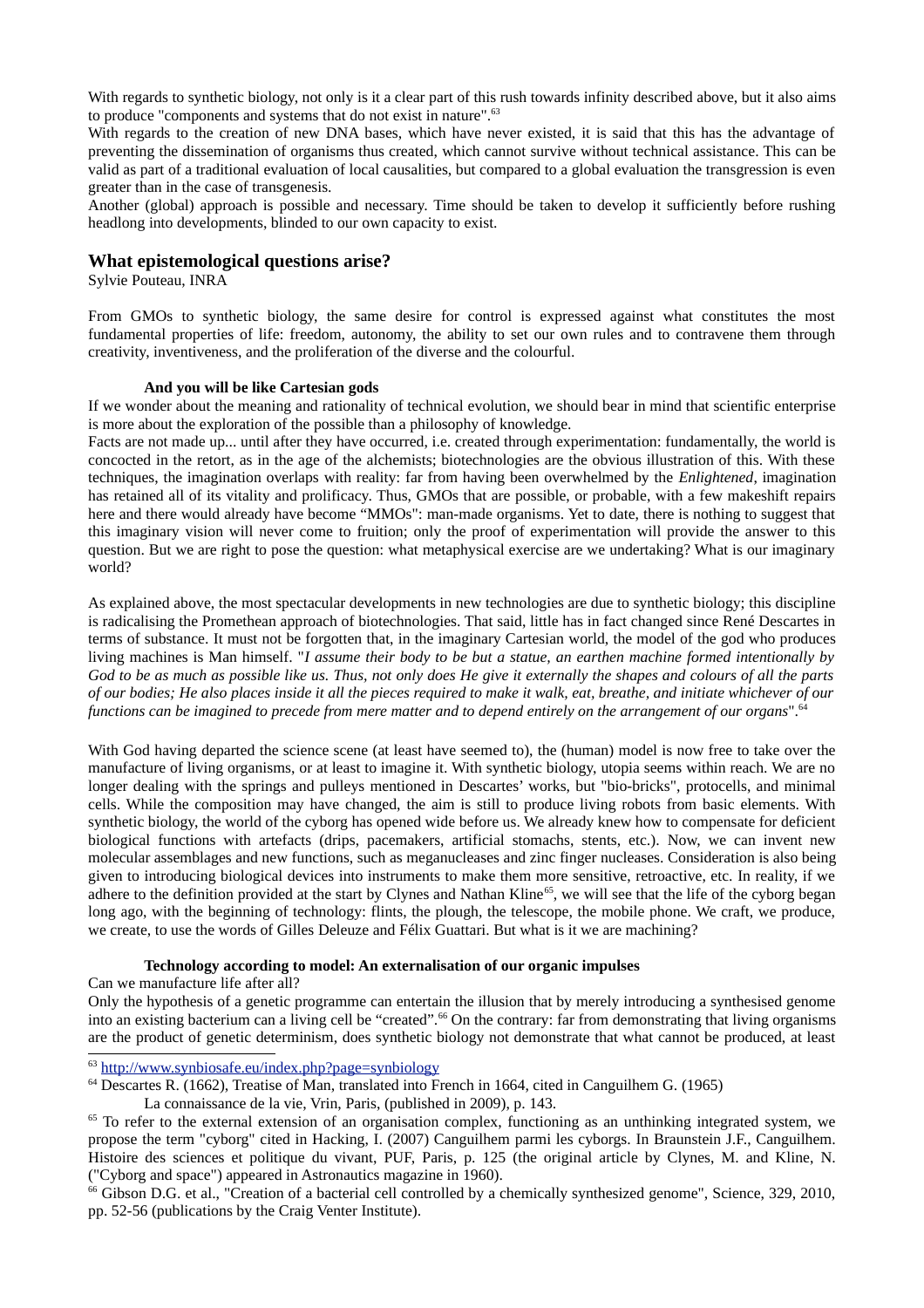With regards to synthetic biology, not only is it a clear part of this rush towards infinity described above, but it also aims to produce "components and systems that do not exist in nature".[63]

With regards to the creation of new DNA bases, which have never existed, it is said that this has the advantage of preventing the dissemination of organisms thus created, which cannot survive without technical assistance. This can be valid as part of a traditional evaluation of local causalities, but compared to a global evaluation the transgression is even greater than in the case of transgenesis.

Another (global) approach is possible and necessary. Time should be taken to develop it sufficiently before rushing headlong into developments, blinded to our own capacity to exist.

## What epistemological questions arise?

Sylvie Pouteau, INRA

From GMOs to synthetic biology, the same desire for control is expressed against what constitutes the most fundamental properties of life: freedom, autonomy, the ability to set our own rules and to contravene them through creativity, inventiveness, and the proliferation of the diverse and the colourful.

### And you will be like Cartesian gods

If we wonder about the meaning and rationality of technical evolution, we should bear in mind that scientific enterprise is more about the exploration of the possible than a philosophy of knowledge.

Facts are not made up... until after they have occurred, i.e. created through experimentation: fundamentally, the world is concocted in the retort, as in the age of the alchemists; biotechnologies are the obvious illustration of this. With these techniques, the imagination overlaps with reality: far from having been overwhelmed by the *Enlightened*, imagination has retained all of its vitality and prolificacy. Thus, GMOs that are possible, or probable, with a few makeshift repairs here and there would already have become "MMOs": man-made organisms. Yet to date, there is nothing to suggest that this imaginary vision will never come to fruition; only the proof of experimentation will provide the answer to this question. But we are right to pose the question: what metaphysical exercise are we undertaking? What is our imaginary world?

As explained above, the most spectacular developments in new technologies are due to synthetic biology; this discipline is radicalising the Promethean approach of biotechnologies. That said, little has in fact changed since René Descartes in terms of substance. It must not be forgotten that, in the imaginary Cartesian world, the model of the god who produces living machines is Man himself. "*I assume their body to be but a statue, an earthen machine formed intentionally by God to be as much as possible like us. Thus, not only does He give it externally the shapes and colours of all the parts of our bodies; He also places inside it all the pieces required to make it walk, eat, breathe, and initiate whichever of our functions can be imagined to precede from mere matter and to depend entirely on the arrangement of our organs*".[64]

With God having departed the science scene (at least have seemed to), the (human) model is now free to take over the manufacture of living organisms, or at least to imagine it. With synthetic biology, utopia seems within reach. We are no longer dealing with the springs and pulleys mentioned in Descartes' works, but "bio-bricks", protocells, and minimal cells. While the composition may have changed, the aim is still to produce living robots from basic elements. With synthetic biology, the world of the cyborg has opened wide before us. We already knew how to compensate for deficient biological functions with artefacts (drips, pacemakers, artificial stomachs, stents, etc.). Now, we can invent new molecular assemblages and new functions, such as meganucleases and zinc finger nucleases. Consideration is also being given to introducing biological devices into instruments to make them more sensitive, retroactive, etc. In reality, if we adhere to the definition provided at the start by Clynes and Nathan Kline[65], we will see that the life of the cyborg began long ago, with the beginning of technology: flints, the plough, the telescope, the mobile phone. We craft, we produce, we create, to use the words of Gilles Deleuze and Félix Guattari. But what is it we are machining?

### Technology according to model: An externalisation of our organic impulses

Can we manufacture life after all?

Only the hypothesis of a genetic programme can entertain the illusion that by merely introducing a synthesised genome into an existing bacterium can a living cell be "created".[66] On the contrary: far from demonstrating that living organisms are the product of genetic determinism, does synthetic biology not demonstrate that what cannot be produced, at least

---

[63] http://www.synbiosafe.eu/index.php?page=synbiology

[64] Descartes R. (1662), Treatise of Man, translated into French in 1664, cited in Canguilhem G. (1965) La connaissance de la vie, Vrin, Paris, (published in 2009), p. 143.

[65] To refer to the external extension of an organisation complex, functioning as an unthinking integrated system, we propose the term "cyborg" cited in Hacking, I. (2007) Canguilhem parmi les cyborgs. In Braunstein J.F., Canguilhem. Histoire des sciences et politique du vivant, PUF, Paris, p. 125 (the original article by Clynes, M. and Kline, N. ("Cyborg and space") appeared in Astronautics magazine in 1960).

[66] Gibson D.G. et al., "Creation of a bacterial cell controlled by a chemically synthesized genome", Science, 329, 2010, pp. 52-56 (publications by the Craig Venter Institute).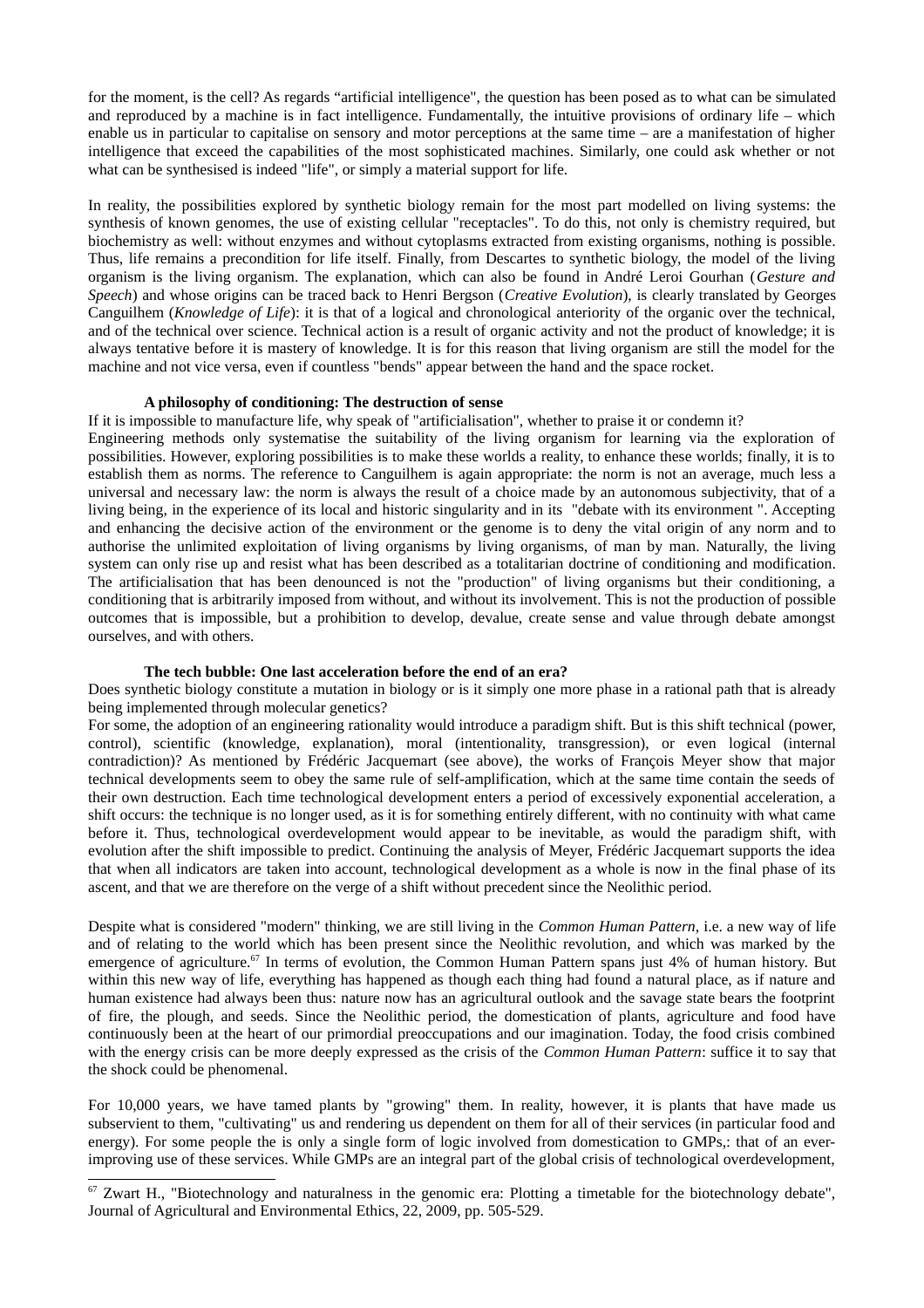for the moment, is the cell? As regards “artificial intelligence", the question has been posed as to what can be simulated and reproduced by a machine is in fact intelligence. Fundamentally, the intuitive provisions of ordinary life – which enable us in particular to capitalise on sensory and motor perceptions at the same time – are a manifestation of higher intelligence that exceed the capabilities of the most sophisticated machines. Similarly, one could ask whether or not what can be synthesised is indeed "life", or simply a material support for life.

In reality, the possibilities explored by synthetic biology remain for the most part modelled on living systems: the synthesis of known genomes, the use of existing cellular "receptacles". To do this, not only is chemistry required, but biochemistry as well: without enzymes and without cytoplasms extracted from existing organisms, nothing is possible. Thus, life remains a precondition for life itself. Finally, from Descartes to synthetic biology, the model of the living organism is the living organism. The explanation, which can also be found in André Leroi Gourhan (*Gesture and Speech*) and whose origins can be traced back to Henri Bergson (*Creative Evolution*), is clearly translated by Georges Canguilhem (*Knowledge of Life*): it is that of a logical and chronological anteriority of the organic over the technical, and of the technical over science. Technical action is a result of organic activity and not the product of knowledge; it is always tentative before it is mastery of knowledge. It is for this reason that living organism are still the model for the machine and not vice versa, even if countless "bends" appear between the hand and the space rocket.

### A philosophy of conditioning: The destruction of sense

If it is impossible to manufacture life, why speak of "artificialisation", whether to praise it or condemn it?
Engineering methods only systematise the suitability of the living organism for learning via the exploration of possibilities. However, exploring possibilities is to make these worlds a reality, to enhance these worlds; finally, it is to establish them as norms. The reference to Canguilhem is again appropriate: the norm is not an average, much less a universal and necessary law: the norm is always the result of a choice made by an autonomous subjectivity, that of a living being, in the experience of its local and historic singularity and in its "debate with its environment ". Accepting and enhancing the decisive action of the environment or the genome is to deny the vital origin of any norm and to authorise the unlimited exploitation of living organisms by living organisms, of man by man. Naturally, the living system can only rise up and resist what has been described as a totalitarian doctrine of conditioning and modification. The artificialisation that has been denounced is not the "production" of living organisms but their conditioning, a conditioning that is arbitrarily imposed from without, and without its involvement. This is not the production of possible outcomes that is impossible, but a prohibition to develop, devalue, create sense and value through debate amongst ourselves, and with others.

### The tech bubble: One last acceleration before the end of an era?

Does synthetic biology constitute a mutation in biology or is it simply one more phase in a rational path that is already being implemented through molecular genetics?
For some, the adoption of an engineering rationality would introduce a paradigm shift. But is this shift technical (power, control), scientific (knowledge, explanation), moral (intentionality, transgression), or even logical (internal contradiction)? As mentioned by Frédéric Jacquemart (see above), the works of François Meyer show that major technical developments seem to obey the same rule of self-amplification, which at the same time contain the seeds of their own destruction. Each time technological development enters a period of excessively exponential acceleration, a shift occurs: the technique is no longer used, as it is for something entirely different, with no continuity with what came before it. Thus, technological overdevelopment would appear to be inevitable, as would the paradigm shift, with evolution after the shift impossible to predict. Continuing the analysis of Meyer, Frédéric Jacquemart supports the idea that when all indicators are taken into account, technological development as a whole is now in the final phase of its ascent, and that we are therefore on the verge of a shift without precedent since the Neolithic period.

Despite what is considered "modern" thinking, we are still living in the *Common Human Pattern*, i.e. a new way of life and of relating to the world which has been present since the Neolithic revolution, and which was marked by the emergence of agriculture.[67] In terms of evolution, the Common Human Pattern spans just 4% of human history. But within this new way of life, everything has happened as though each thing had found a natural place, as if nature and human existence had always been thus: nature now has an agricultural outlook and the savage state bears the footprint of fire, the plough, and seeds. Since the Neolithic period, the domestication of plants, agriculture and food have continuously been at the heart of our primordial preoccupations and our imagination. Today, the food crisis combined with the energy crisis can be more deeply expressed as the crisis of the *Common Human Pattern*: suffice it to say that the shock could be phenomenal.

For 10,000 years, we have tamed plants by "growing" them. In reality, however, it is plants that have made us subservient to them, "cultivating" us and rendering us dependent on them for all of their services (in particular food and energy). For some people the is only a single form of logic involved from domestication to GMPs,: that of an ever-improving use of these services. While GMPs are an integral part of the global crisis of technological overdevelopment,

---

[67] Zwart H., "Biotechnology and naturalness in the genomic era: Plotting a timetable for the biotechnology debate", Journal of Agricultural and Environmental Ethics, 22, 2009, pp. 505-529.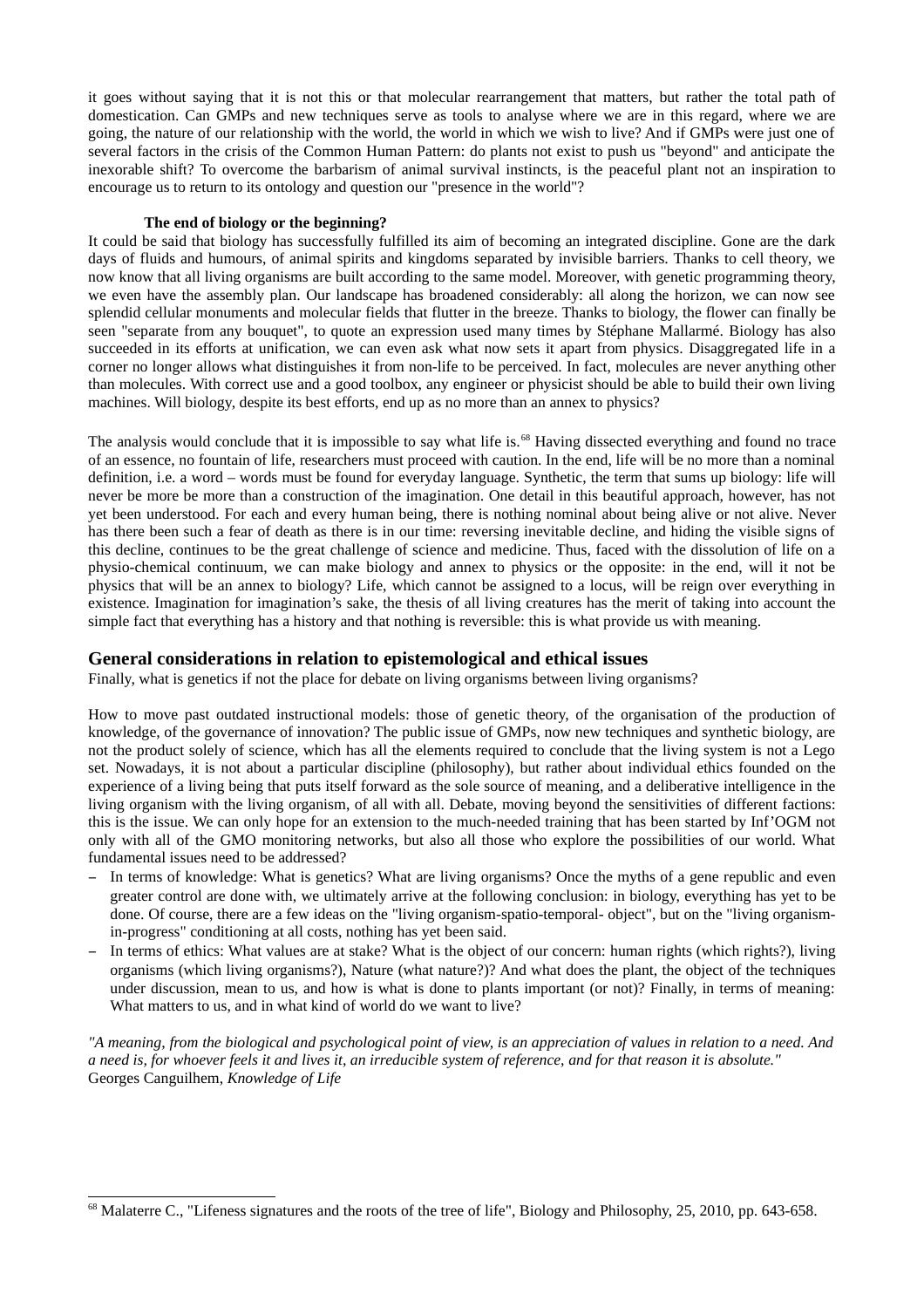it goes without saying that it is not this or that molecular rearrangement that matters, but rather the total path of domestication. Can GMPs and new techniques serve as tools to analyse where we are in this regard, where we are going, the nature of our relationship with the world, the world in which we wish to live? And if GMPs were just one of several factors in the crisis of the Common Human Pattern: do plants not exist to push us "beyond" and anticipate the inexorable shift? To overcome the barbarism of animal survival instincts, is the peaceful plant not an inspiration to encourage us to return to its ontology and question our "presence in the world"?

**The end of biology or the beginning?**

It could be said that biology has successfully fulfilled its aim of becoming an integrated discipline. Gone are the dark days of fluids and humours, of animal spirits and kingdoms separated by invisible barriers. Thanks to cell theory, we now know that all living organisms are built according to the same model. Moreover, with genetic programming theory, we even have the assembly plan. Our landscape has broadened considerably: all along the horizon, we can now see splendid cellular monuments and molecular fields that flutter in the breeze. Thanks to biology, the flower can finally be seen "separate from any bouquet", to quote an expression used many times by Stéphane Mallarmé. Biology has also succeeded in its efforts at unification, we can even ask what now sets it apart from physics. Disaggregated life in a corner no longer allows what distinguishes it from non-life to be perceived. In fact, molecules are never anything other than molecules. With correct use and a good toolbox, any engineer or physicist should be able to build their own living machines. Will biology, despite its best efforts, end up as no more than an annex to physics?

The analysis would conclude that it is impossible to say what life is.[68] Having dissected everything and found no trace of an essence, no fountain of life, researchers must proceed with caution. In the end, life will be no more than a nominal definition, i.e. a word – words must be found for everyday language. Synthetic, the term that sums up biology: life will never be more be more than a construction of the imagination. One detail in this beautiful approach, however, has not yet been understood. For each and every human being, there is nothing nominal about being alive or not alive. Never has there been such a fear of death as there is in our time: reversing inevitable decline, and hiding the visible signs of this decline, continues to be the great challenge of science and medicine. Thus, faced with the dissolution of life on a physio-chemical continuum, we can make biology and annex to physics or the opposite: in the end, will it not be physics that will be an annex to biology? Life, which cannot be assigned to a locus, will be reign over everything in existence. Imagination for imagination's sake, the thesis of all living creatures has the merit of taking into account the simple fact that everything has a history and that nothing is reversible: this is what provide us with meaning.

## General considerations in relation to epistemological and ethical issues

Finally, what is genetics if not the place for debate on living organisms between living organisms?

How to move past outdated instructional models: those of genetic theory, of the organisation of the production of knowledge, of the governance of innovation? The public issue of GMPs, now new techniques and synthetic biology, are not the product solely of science, which has all the elements required to conclude that the living system is not a Lego set. Nowadays, it is not about a particular discipline (philosophy), but rather about individual ethics founded on the experience of a living being that puts itself forward as the sole source of meaning, and a deliberative intelligence in the living organism with the living organism, of all with all. Debate, moving beyond the sensitivities of different factions: this is the issue. We can only hope for an extension to the much-needed training that has been started by Inf'OGM not only with all of the GMO monitoring networks, but also all those who explore the possibilities of our world. What fundamental issues need to be addressed?

- In terms of knowledge: What is genetics? What are living organisms? Once the myths of a gene republic and even greater control are done with, we ultimately arrive at the following conclusion: in biology, everything has yet to be done. Of course, there are a few ideas on the "living organism-spatio-temporal- object", but on the "living organism-in-progress" conditioning at all costs, nothing has yet been said.
- In terms of ethics: What values are at stake? What is the object of our concern: human rights (which rights?), living organisms (which living organisms?), Nature (what nature?)? And what does the plant, the object of the techniques under discussion, mean to us, and how is what is done to plants important (or not)? Finally, in terms of meaning: What matters to us, and in what kind of world do we want to live?

*"A meaning, from the biological and psychological point of view, is an appreciation of values in relation to a need. And a need is, for whoever feels it and lives it, an irreducible system of reference, and for that reason it is absolute."*
Georges Canguilhem, *Knowledge of Life*

---

[68] Malaterre C., "Lifeness signatures and the roots of the tree of life", Biology and Philosophy, 25, 2010, pp. 643-658.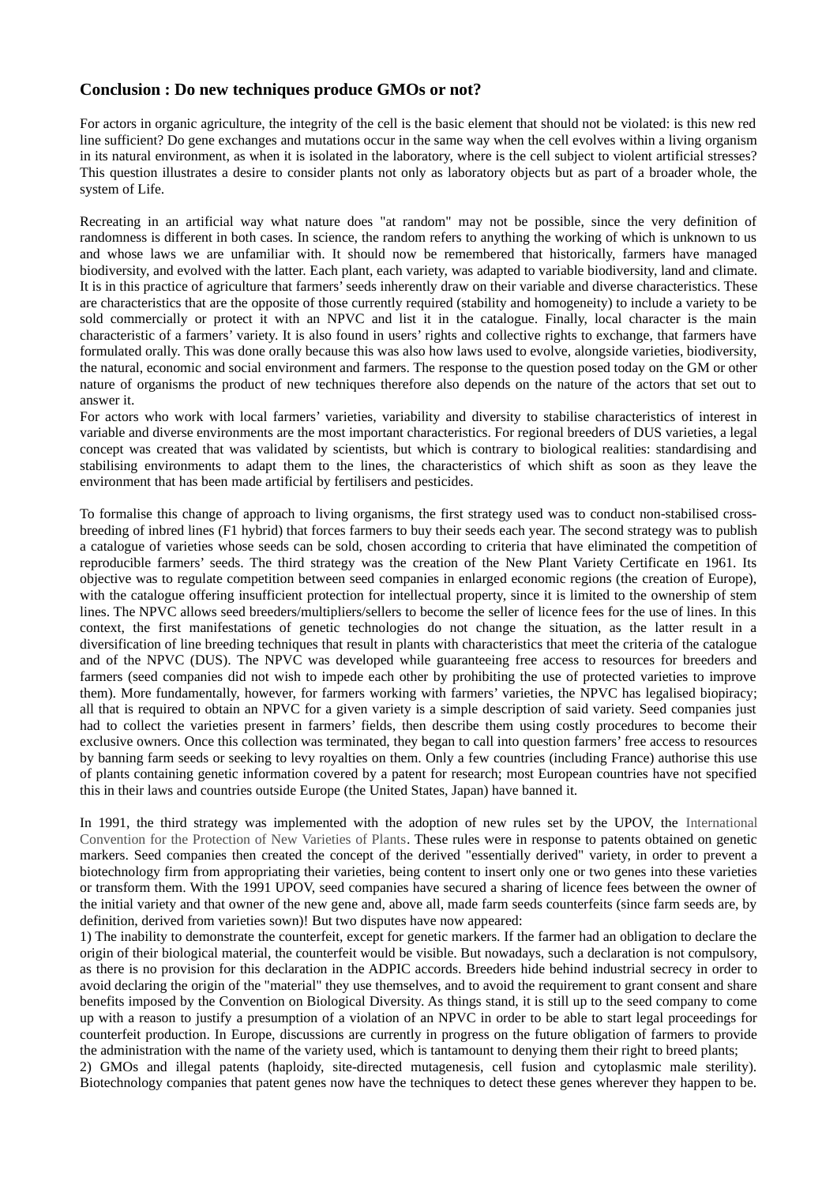### Conclusion : Do new techniques produce GMOs or not?

For actors in organic agriculture, the integrity of the cell is the basic element that should not be violated: is this new red line sufficient? Do gene exchanges and mutations occur in the same way when the cell evolves within a living organism in its natural environment, as when it is isolated in the laboratory, where is the cell subject to violent artificial stresses? This question illustrates a desire to consider plants not only as laboratory objects but as part of a broader whole, the system of Life.

Recreating in an artificial way what nature does "at random" may not be possible, since the very definition of randomness is different in both cases. In science, the random refers to anything the working of which is unknown to us and whose laws we are unfamiliar with. It should now be remembered that historically, farmers have managed biodiversity, and evolved with the latter. Each plant, each variety, was adapted to variable biodiversity, land and climate. It is in this practice of agriculture that farmers' seeds inherently draw on their variable and diverse characteristics. These are characteristics that are the opposite of those currently required (stability and homogeneity) to include a variety to be sold commercially or protect it with an NPVC and list it in the catalogue. Finally, local character is the main characteristic of a farmers' variety. It is also found in users' rights and collective rights to exchange, that farmers have formulated orally. This was done orally because this was also how laws used to evolve, alongside varieties, biodiversity, the natural, economic and social environment and farmers. The response to the question posed today on the GM or other nature of organisms the product of new techniques therefore also depends on the nature of the actors that set out to answer it.

For actors who work with local farmers' varieties, variability and diversity to stabilise characteristics of interest in variable and diverse environments are the most important characteristics. For regional breeders of DUS varieties, a legal concept was created that was validated by scientists, but which is contrary to biological realities: standardising and stabilising environments to adapt them to the lines, the characteristics of which shift as soon as they leave the environment that has been made artificial by fertilisers and pesticides.

To formalise this change of approach to living organisms, the first strategy used was to conduct non-stabilised cross-breeding of inbred lines (F1 hybrid) that forces farmers to buy their seeds each year. The second strategy was to publish a catalogue of varieties whose seeds can be sold, chosen according to criteria that have eliminated the competition of reproducible farmers' seeds. The third strategy was the creation of the New Plant Variety Certificate en 1961. Its objective was to regulate competition between seed companies in enlarged economic regions (the creation of Europe), with the catalogue offering insufficient protection for intellectual property, since it is limited to the ownership of stem lines. The NPVC allows seed breeders/multipliers/sellers to become the seller of licence fees for the use of lines. In this context, the first manifestations of genetic technologies do not change the situation, as the latter result in a diversification of line breeding techniques that result in plants with characteristics that meet the criteria of the catalogue and of the NPVC (DUS). The NPVC was developed while guaranteeing free access to resources for breeders and farmers (seed companies did not wish to impede each other by prohibiting the use of protected varieties to improve them). More fundamentally, however, for farmers working with farmers' varieties, the NPVC has legalised biopiracy; all that is required to obtain an NPVC for a given variety is a simple description of said variety. Seed companies just had to collect the varieties present in farmers' fields, then describe them using costly procedures to become their exclusive owners. Once this collection was terminated, they began to call into question farmers' free access to resources by banning farm seeds or seeking to levy royalties on them. Only a few countries (including France) authorise this use of plants containing genetic information covered by a patent for research; most European countries have not specified this in their laws and countries outside Europe (the United States, Japan) have banned it.

In 1991, the third strategy was implemented with the adoption of new rules set by the UPOV, the International Convention for the Protection of New Varieties of Plants. These rules were in response to patents obtained on genetic markers. Seed companies then created the concept of the derived "essentially derived" variety, in order to prevent a biotechnology firm from appropriating their varieties, being content to insert only one or two genes into these varieties or transform them. With the 1991 UPOV, seed companies have secured a sharing of licence fees between the owner of the initial variety and that owner of the new gene and, above all, made farm seeds counterfeits (since farm seeds are, by definition, derived from varieties sown)! But two disputes have now appeared:

1) The inability to demonstrate the counterfeit, except for genetic markers. If the farmer had an obligation to declare the origin of their biological material, the counterfeit would be visible. But nowadays, such a declaration is not compulsory, as there is no provision for this declaration in the ADPIC accords. Breeders hide behind industrial secrecy in order to avoid declaring the origin of the "material" they use themselves, and to avoid the requirement to grant consent and share benefits imposed by the Convention on Biological Diversity. As things stand, it is still up to the seed company to come up with a reason to justify a presumption of a violation of an NPVC in order to be able to start legal proceedings for counterfeit production. In Europe, discussions are currently in progress on the future obligation of farmers to provide the administration with the name of the variety used, which is tantamount to denying them their right to breed plants;

2) GMOs and illegal patents (haploidy, site-directed mutagenesis, cell fusion and cytoplasmic male sterility). Biotechnology companies that patent genes now have the techniques to detect these genes wherever they happen to be.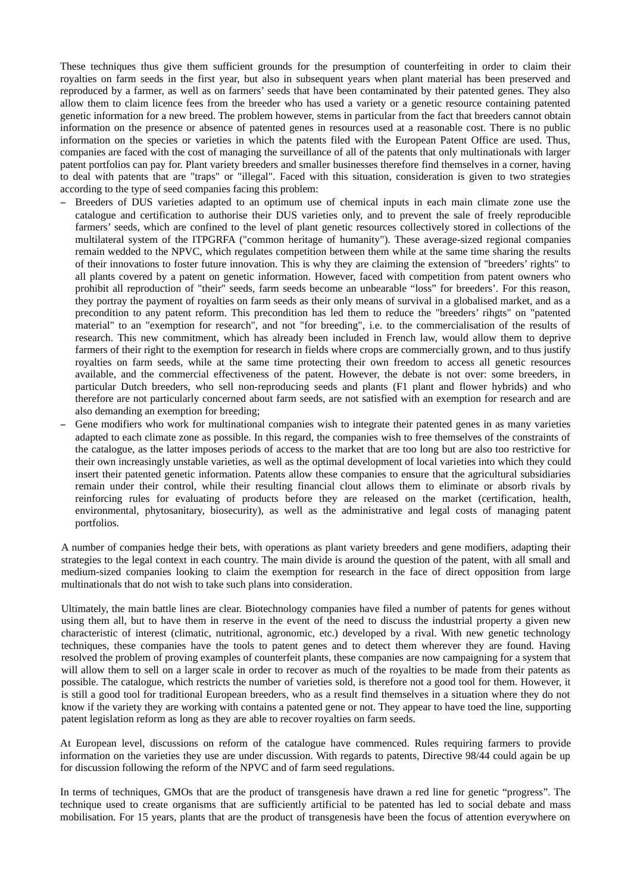These techniques thus give them sufficient grounds for the presumption of counterfeiting in order to claim their royalties on farm seeds in the first year, but also in subsequent years when plant material has been preserved and reproduced by a farmer, as well as on farmers' seeds that have been contaminated by their patented genes. They also allow them to claim licence fees from the breeder who has used a variety or a genetic resource containing patented genetic information for a new breed. The problem however, stems in particular from the fact that breeders cannot obtain information on the presence or absence of patented genes in resources used at a reasonable cost. There is no public information on the species or varieties in which the patents filed with the European Patent Office are used. Thus, companies are faced with the cost of managing the surveillance of all of the patents that only multinationals with larger patent portfolios can pay for. Plant variety breeders and smaller businesses therefore find themselves in a corner, having to deal with patents that are "traps" or "illegal". Faced with this situation, consideration is given to two strategies according to the type of seed companies facing this problem:

- Breeders of DUS varieties adapted to an optimum use of chemical inputs in each main climate zone use the catalogue and certification to authorise their DUS varieties only, and to prevent the sale of freely reproducible farmers' seeds, which are confined to the level of plant genetic resources collectively stored in collections of the multilateral system of the ITPGRFA ("common heritage of humanity"). These average-sized regional companies remain wedded to the NPVC, which regulates competition between them while at the same time sharing the results of their innovations to foster future innovation. This is why they are claiming the extension of "breeders' rights" to all plants covered by a patent on genetic information. However, faced with competition from patent owners who prohibit all reproduction of "their" seeds, farm seeds become an unbearable "loss" for breeders'. For this reason, they portray the payment of royalties on farm seeds as their only means of survival in a globalised market, and as a precondition to any patent reform. This precondition has led them to reduce the "breeders' rihgts" on "patented material" to an "exemption for research", and not "for breeding", i.e. to the commercialisation of the results of research. This new commitment, which has already been included in French law, would allow them to deprive farmers of their right to the exemption for research in fields where crops are commercially grown, and to thus justify royalties on farm seeds, while at the same time protecting their own freedom to access all genetic resources available, and the commercial effectiveness of the patent. However, the debate is not over: some breeders, in particular Dutch breeders, who sell non-reproducing seeds and plants (F1 plant and flower hybrids) and who therefore are not particularly concerned about farm seeds, are not satisfied with an exemption for research and are also demanding an exemption for breeding;
- Gene modifiers who work for multinational companies wish to integrate their patented genes in as many varieties adapted to each climate zone as possible. In this regard, the companies wish to free themselves of the constraints of the catalogue, as the latter imposes periods of access to the market that are too long but are also too restrictive for their own increasingly unstable varieties, as well as the optimal development of local varieties into which they could insert their patented genetic information. Patents allow these companies to ensure that the agricultural subsidiaries remain under their control, while their resulting financial clout allows them to eliminate or absorb rivals by reinforcing rules for evaluating of products before they are released on the market (certification, health, environmental, phytosanitary, biosecurity), as well as the administrative and legal costs of managing patent portfolios.

A number of companies hedge their bets, with operations as plant variety breeders and gene modifiers, adapting their strategies to the legal context in each country. The main divide is around the question of the patent, with all small and medium-sized companies looking to claim the exemption for research in the face of direct opposition from large multinationals that do not wish to take such plans into consideration.

Ultimately, the main battle lines are clear. Biotechnology companies have filed a number of patents for genes without using them all, but to have them in reserve in the event of the need to discuss the industrial property a given new characteristic of interest (climatic, nutritional, agronomic, etc.) developed by a rival. With new genetic technology techniques, these companies have the tools to patent genes and to detect them wherever they are found. Having resolved the problem of proving examples of counterfeit plants, these companies are now campaigning for a system that will allow them to sell on a larger scale in order to recover as much of the royalties to be made from their patents as possible. The catalogue, which restricts the number of varieties sold, is therefore not a good tool for them. However, it is still a good tool for traditional European breeders, who as a result find themselves in a situation where they do not know if the variety they are working with contains a patented gene or not. They appear to have toed the line, supporting patent legislation reform as long as they are able to recover royalties on farm seeds.

At European level, discussions on reform of the catalogue have commenced. Rules requiring farmers to provide information on the varieties they use are under discussion. With regards to patents, Directive 98/44 could again be up for discussion following the reform of the NPVC and of farm seed regulations.

In terms of techniques, GMOs that are the product of transgenesis have drawn a red line for genetic "progress". The technique used to create organisms that are sufficiently artificial to be patented has led to social debate and mass mobilisation. For 15 years, plants that are the product of transgenesis have been the focus of attention everywhere on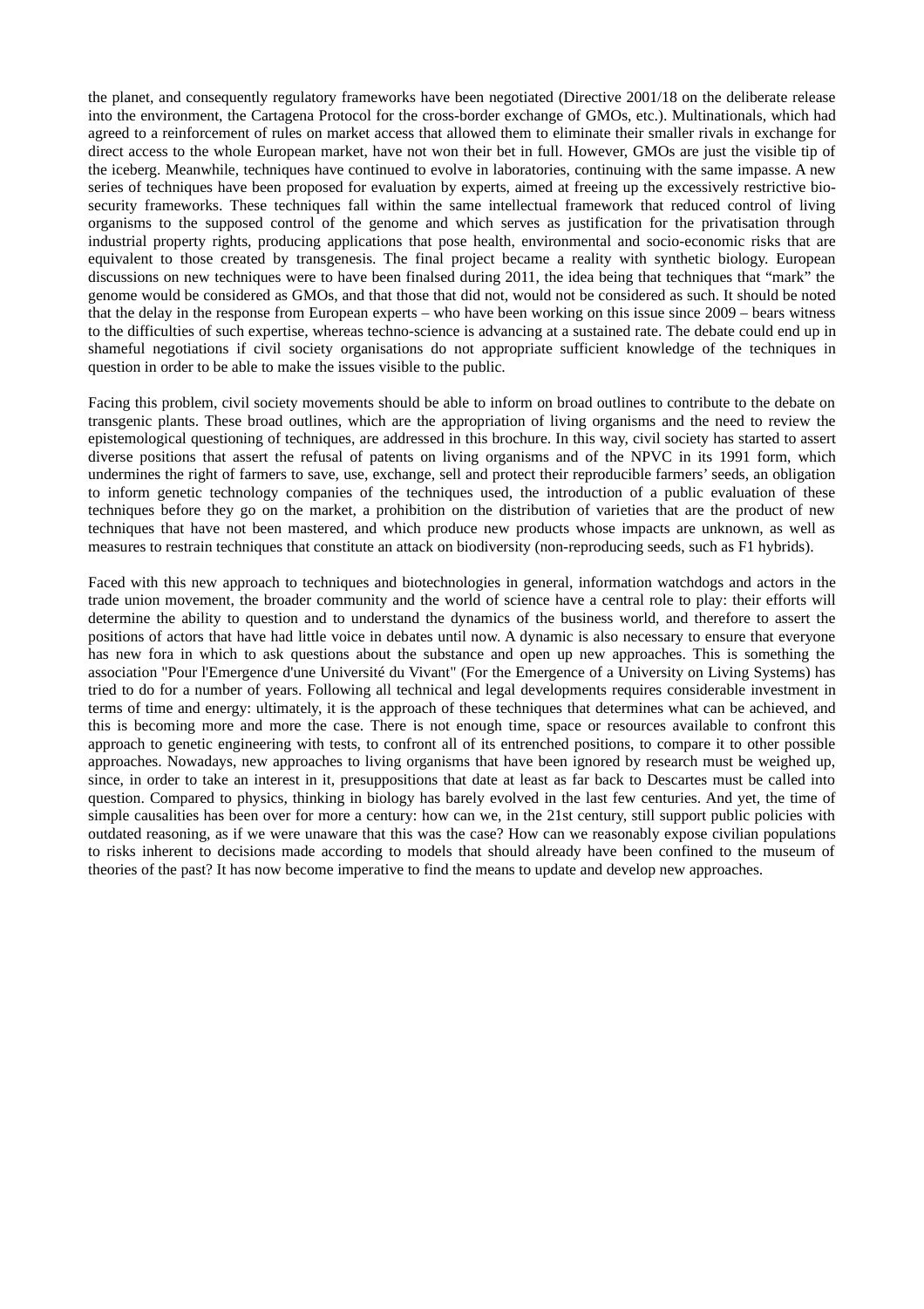the planet, and consequently regulatory frameworks have been negotiated (Directive 2001/18 on the deliberate release into the environment, the Cartagena Protocol for the cross-border exchange of GMOs, etc.). Multinationals, which had agreed to a reinforcement of rules on market access that allowed them to eliminate their smaller rivals in exchange for direct access to the whole European market, have not won their bet in full. However, GMOs are just the visible tip of the iceberg. Meanwhile, techniques have continued to evolve in laboratories, continuing with the same impasse. A new series of techniques have been proposed for evaluation by experts, aimed at freeing up the excessively restrictive bio-security frameworks. These techniques fall within the same intellectual framework that reduced control of living organisms to the supposed control of the genome and which serves as justification for the privatisation through industrial property rights, producing applications that pose health, environmental and socio-economic risks that are equivalent to those created by transgenesis. The final project became a reality with synthetic biology. European discussions on new techniques were to have been finalsed during 2011, the idea being that techniques that "mark" the genome would be considered as GMOs, and that those that did not, would not be considered as such. It should be noted that the delay in the response from European experts – who have been working on this issue since 2009 – bears witness to the difficulties of such expertise, whereas techno-science is advancing at a sustained rate. The debate could end up in shameful negotiations if civil society organisations do not appropriate sufficient knowledge of the techniques in question in order to be able to make the issues visible to the public.

Facing this problem, civil society movements should be able to inform on broad outlines to contribute to the debate on transgenic plants. These broad outlines, which are the appropriation of living organisms and the need to review the epistemological questioning of techniques, are addressed in this brochure. In this way, civil society has started to assert diverse positions that assert the refusal of patents on living organisms and of the NPVC in its 1991 form, which undermines the right of farmers to save, use, exchange, sell and protect their reproducible farmers' seeds, an obligation to inform genetic technology companies of the techniques used, the introduction of a public evaluation of these techniques before they go on the market, a prohibition on the distribution of varieties that are the product of new techniques that have not been mastered, and which produce new products whose impacts are unknown, as well as measures to restrain techniques that constitute an attack on biodiversity (non-reproducing seeds, such as F1 hybrids).

Faced with this new approach to techniques and biotechnologies in general, information watchdogs and actors in the trade union movement, the broader community and the world of science have a central role to play: their efforts will determine the ability to question and to understand the dynamics of the business world, and therefore to assert the positions of actors that have had little voice in debates until now. A dynamic is also necessary to ensure that everyone has new fora in which to ask questions about the substance and open up new approaches. This is something the association "Pour l'Emergence d'une Université du Vivant" (For the Emergence of a University on Living Systems) has tried to do for a number of years. Following all technical and legal developments requires considerable investment in terms of time and energy: ultimately, it is the approach of these techniques that determines what can be achieved, and this is becoming more and more the case. There is not enough time, space or resources available to confront this approach to genetic engineering with tests, to confront all of its entrenched positions, to compare it to other possible approaches. Nowadays, new approaches to living organisms that have been ignored by research must be weighed up, since, in order to take an interest in it, presuppositions that date at least as far back to Descartes must be called into question. Compared to physics, thinking in biology has barely evolved in the last few centuries. And yet, the time of simple causalities has been over for more a century: how can we, in the 21st century, still support public policies with outdated reasoning, as if we were unaware that this was the case? How can we reasonably expose civilian populations to risks inherent to decisions made according to models that should already have been confined to the museum of theories of the past? It has now become imperative to find the means to update and develop new approaches.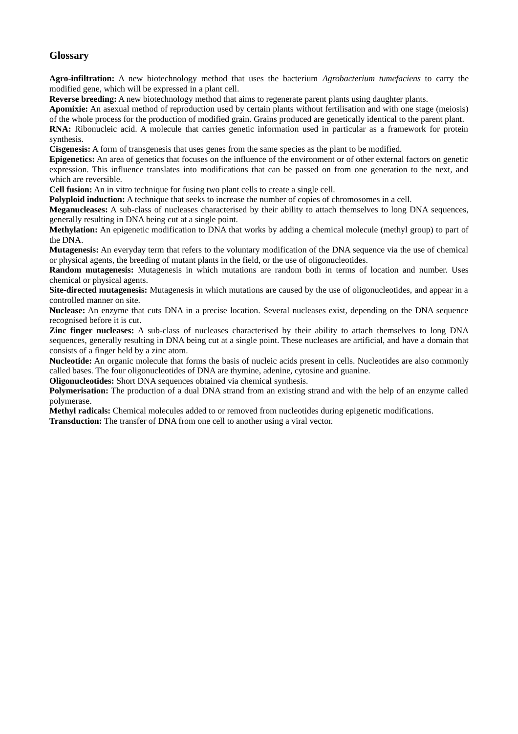## Glossary

**Agro-infiltration:** A new biotechnology method that uses the bacterium *Agrobacterium tumefaciens* to carry the modified gene, which will be expressed in a plant cell.

**Reverse breeding:** A new biotechnology method that aims to regenerate parent plants using daughter plants.

**Apomixie:** An asexual method of reproduction used by certain plants without fertilisation and with one stage (meiosis) of the whole process for the production of modified grain. Grains produced are genetically identical to the parent plant.

**RNA:** Ribonucleic acid. A molecule that carries genetic information used in particular as a framework for protein synthesis.

**Cisgenesis:** A form of transgenesis that uses genes from the same species as the plant to be modified.

**Epigenetics:** An area of genetics that focuses on the influence of the environment or of other external factors on genetic expression. This influence translates into modifications that can be passed on from one generation to the next, and which are reversible.

**Cell fusion:** An in vitro technique for fusing two plant cells to create a single cell.

**Polyploid induction:** A technique that seeks to increase the number of copies of chromosomes in a cell.

**Meganucleases:** A sub-class of nucleases characterised by their ability to attach themselves to long DNA sequences, generally resulting in DNA being cut at a single point.

**Methylation:** An epigenetic modification to DNA that works by adding a chemical molecule (methyl group) to part of the DNA.

**Mutagenesis:** An everyday term that refers to the voluntary modification of the DNA sequence via the use of chemical or physical agents, the breeding of mutant plants in the field, or the use of oligonucleotides.

**Random mutagenesis:** Mutagenesis in which mutations are random both in terms of location and number. Uses chemical or physical agents.

**Site-directed mutagenesis:** Mutagenesis in which mutations are caused by the use of oligonucleotides, and appear in a controlled manner on site.

**Nuclease:** An enzyme that cuts DNA in a precise location. Several nucleases exist, depending on the DNA sequence recognised before it is cut.

**Zinc finger nucleases:** A sub-class of nucleases characterised by their ability to attach themselves to long DNA sequences, generally resulting in DNA being cut at a single point. These nucleases are artificial, and have a domain that consists of a finger held by a zinc atom.

**Nucleotide:** An organic molecule that forms the basis of nucleic acids present in cells. Nucleotides are also commonly called bases. The four oligonucleotides of DNA are thymine, adenine, cytosine and guanine.

**Oligonucleotides:** Short DNA sequences obtained via chemical synthesis.

**Polymerisation:** The production of a dual DNA strand from an existing strand and with the help of an enzyme called polymerase.

**Methyl radicals:** Chemical molecules added to or removed from nucleotides during epigenetic modifications.

**Transduction:** The transfer of DNA from one cell to another using a viral vector.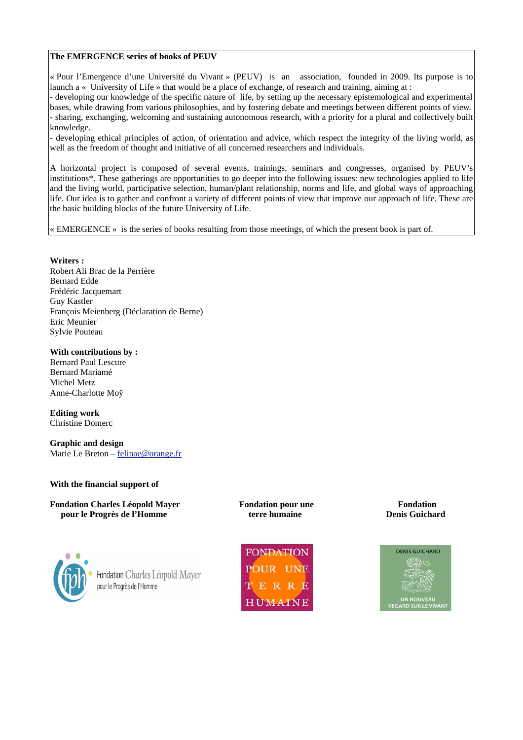**The EMERGENCE series of books of PEUV**

« Pour l'Emergence d'une Université du Vivant » (PEUV) is an association, founded in 2009. Its purpose is to launch a « University of Life » that would be a place of exchange, of research and training, aiming at :

- developing our knowledge of the specific nature of life, by setting up the necessary epistemological and experimental bases, while drawing from various philosophies, and by fostering debate and meetings between different points of view.
- sharing, exchanging, welcoming and sustaining autonomous research, with a priority for a plural and collectively built knowledge.
- developing ethical principles of action, of orientation and advice, which respect the integrity of the living world, as well as the freedom of thought and initiative of all concerned researchers and individuals.

A horizontal project is composed of several events, trainings, seminars and congresses, organised by PEUV's institutions*. These gatherings are opportunities to go deeper into the following issues: new technologies applied to life and the living world, participative selection, human/plant relationship, norms and life, and global ways of approaching life. Our idea is to gather and confront a variety of different points of view that improve our approach of life. These are the basic building blocks of the future University of Life.

« EMERGENCE » is the series of books resulting from those meetings, of which the present book is part of.

**Writers :**
Robert Ali Brac de la Perrière
Bernard Edde
Frédéric Jacquemart
Guy Kastler
François Meienberg (Déclaration de Berne)
Eric Meunier
Sylvie Pouteau

**With contributions by :**
Bernard Paul Lescure
Bernard Mariamé
Michel Metz
Anne-Charlotte Moÿ

**Editing work**
Christine Domerc

**Graphic and design**
Marie Le Breton – felinae@orange.fr

**With the financial support of**

**Fondation Charles Léopold Mayer pour le Progrès de l'Homme**

**Fondation pour une terre humaine**

**Fondation Denis Guichard**

Fondation Charles Léopold Mayer pour le Progrès de l'Homme

FONDATION POUR UNE TERRE HUMAINE

DENIS GUICHARD
UN NOUVEAU REGARD SUR LE VIVANT